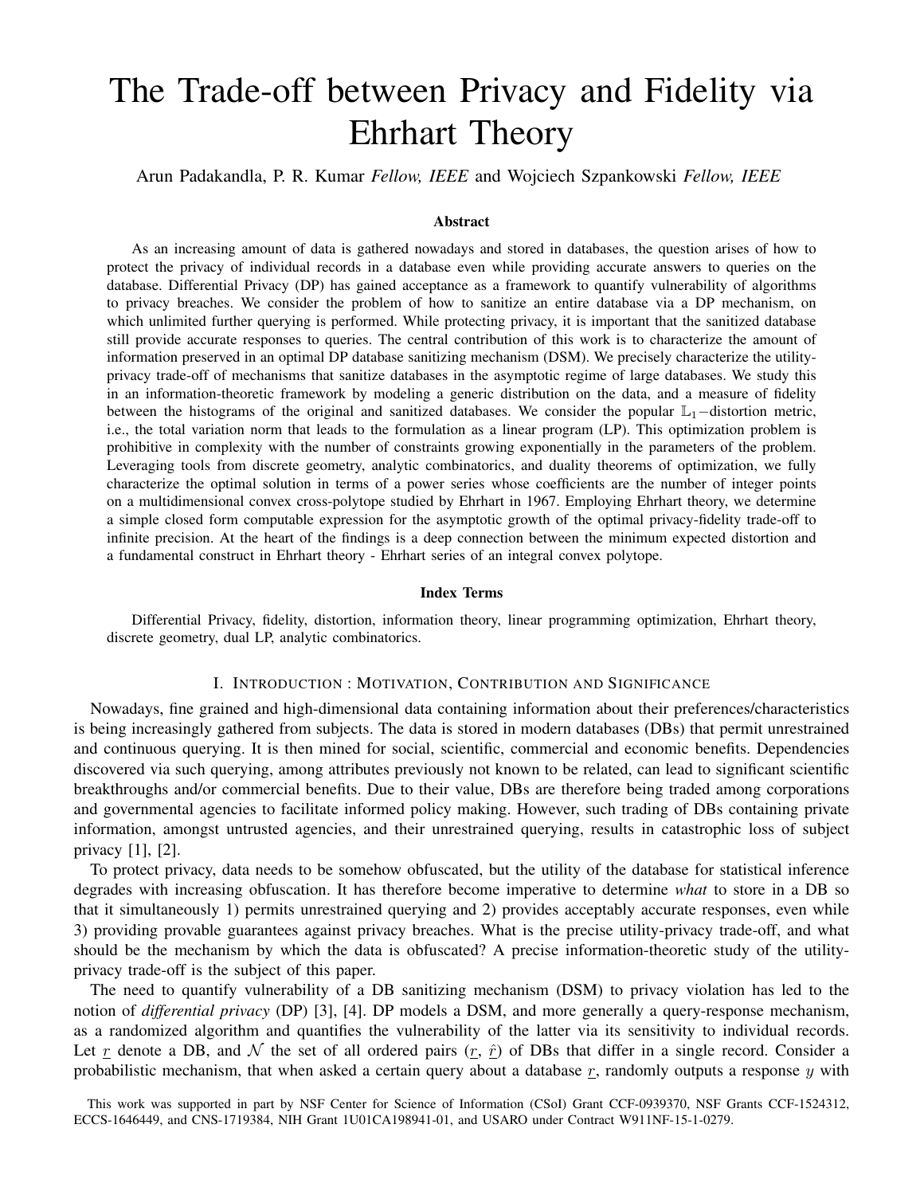# The Trade-off between Privacy and Fidelity via Ehrhart Theory

Arun Padakandla, P. R. Kumar *Fellow, IEEE* and Wojciech Szpankowski *Fellow, IEEE*

### Abstract

As an increasing amount of data is gathered nowadays and stored in databases, the question arises of how to protect the privacy of individual records in a database even while providing accurate answers to queries on the database. Differential Privacy (DP) has gained acceptance as a framework to quantify vulnerability of algorithms to privacy breaches. We consider the problem of how to sanitize an entire database via a DP mechanism, on which unlimited further querying is performed. While protecting privacy, it is important that the sanitized database still provide accurate responses to queries. The central contribution of this work is to characterize the amount of information preserved in an optimal DP database sanitizing mechanism (DSM). We precisely characterize the utility-privacy trade-off of mechanisms that sanitize databases in the asymptotic regime of large databases. We study this in an information-theoretic framework by modeling a generic distribution on the data, and a measure of fidelity between the histograms of the original and sanitized databases. We consider the popular $\mathbb{L}_1-$distortion metric, i.e., the total variation norm that leads to the formulation as a linear program (LP). This optimization problem is prohibitive in complexity with the number of constraints growing exponentially in the parameters of the problem. Leveraging tools from discrete geometry, analytic combinatorics, and duality theorems of optimization, we fully characterize the optimal solution in terms of a power series whose coefficients are the number of integer points on a multidimensional convex cross-polytope studied by Ehrhart in 1967. Employing Ehrhart theory, we determine a simple closed form computable expression for the asymptotic growth of the optimal privacy-fidelity trade-off to infinite precision. At the heart of the findings is a deep connection between the minimum expected distortion and a fundamental construct in Ehrhart theory - Ehrhart series of an integral convex polytope.

### Index Terms

Differential Privacy, fidelity, distortion, information theory, linear programming optimization, Ehrhart theory, discrete geometry, dual LP, analytic combinatorics.

## I. Introduction : Motivation, Contribution and Significance

Nowadays, fine grained and high-dimensional data containing information about their preferences/characteristics is being increasingly gathered from subjects. The data is stored in modern databases (DBs) that permit unrestrained and continuous querying. It is then mined for social, scientific, commercial and economic benefits. Dependencies discovered via such querying, among attributes previously not known to be related, can lead to significant scientific breakthroughs and/or commercial benefits. Due to their value, DBs are therefore being traded among corporations and governmental agencies to facilitate informed policy making. However, such trading of DBs containing private information, amongst untrusted agencies, and their unrestrained querying, results in catastrophic loss of subject privacy [1], [2].

To protect privacy, data needs to be somehow obfuscated, but the utility of the database for statistical inference degrades with increasing obfuscation. It has therefore become imperative to determine *what* to store in a DB so that it simultaneously 1) permits unrestrained querying and 2) provides acceptably accurate responses, even while 3) providing provable guarantees against privacy breaches. What is the precise utility-privacy trade-off, and what should be the mechanism by which the data is obfuscated? A precise information-theoretic study of the utility-privacy trade-off is the subject of this paper.

The need to quantify vulnerability of a DB sanitizing mechanism (DSM) to privacy violation has led to the notion of *differential privacy* (DP) [3], [4]. DP models a DSM, and more generally a query-response mechanism, as a randomized algorithm and quantifies the vulnerability of the latter via its sensitivity to individual records. Let $\underline{r}$ denote a DB, and $\mathcal{N}$ the set of all ordered pairs $(\underline{r}, \hat{r})$ of DBs that differ in a single record. Consider a probabilistic mechanism, that when asked a certain query about a database $\underline{r}$, randomly outputs a response $y$ with

This work was supported in part by NSF Center for Science of Information (CSoI) Grant CCF-0939370, NSF Grants CCF-1524312, ECCS-1646449, and CNS-1719384, NIH Grant 1U01CA198941-01, and USARO under Contract W911NF-15-1-0279.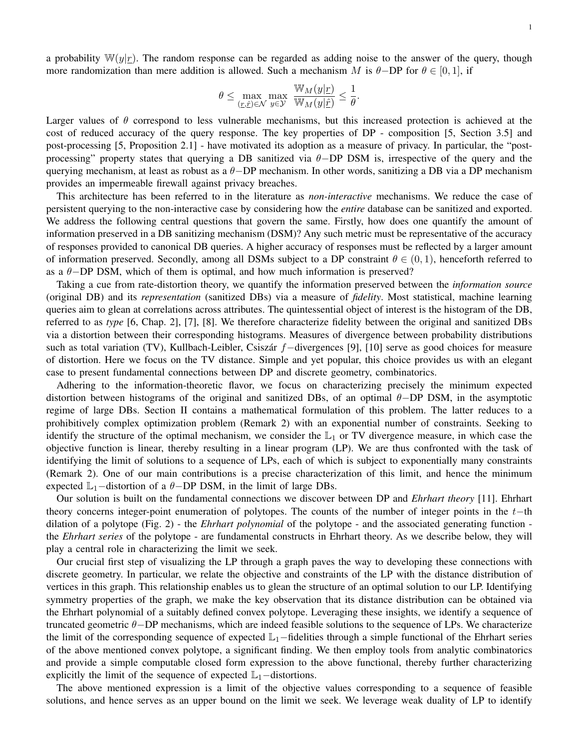a probability $\mathbb{W}(y|\underline{r})$. The random response can be regarded as adding noise to the answer of the query, though more randomization than mere addition is allowed. Such a mechanism $M$ is $\theta-$DP for $\theta \in [0,1]$, if

$$\theta \leq \max_{(\underline{r},\underline{\hat{r}})\in\mathcal{N}} \max_{y\in\mathcal{Y}} \frac{\mathbb{W}_M(y|\underline{r})}{\mathbb{W}_M(y|\underline{\hat{r}})} \leq \frac{1}{\theta}.$$

Larger values of $\theta$ correspond to less vulnerable mechanisms, but this increased protection is achieved at the cost of reduced accuracy of the query response. The key properties of DP - composition [5, Section 3.5] and post-processing [5, Proposition 2.1] - have motivated its adoption as a measure of privacy. In particular, the "post-processing" property states that querying a DB sanitized via $\theta-$DP DSM is, irrespective of the query and the querying mechanism, at least as robust as a $\theta-$DP mechanism. In other words, sanitizing a DB via a DP mechanism provides an impermeable firewall against privacy breaches.

This architecture has been referred to in the literature as *non-interactive* mechanisms. We reduce the case of persistent querying to the non-interactive case by considering how the *entire* database can be sanitized and exported. We address the following central questions that govern the same. Firstly, how does one quantify the amount of information preserved in a DB sanitizing mechanism (DSM)? Any such metric must be representative of the accuracy of responses provided to canonical DB queries. A higher accuracy of responses must be reflected by a larger amount of information preserved. Secondly, among all DSMs subject to a DP constraint $\theta \in (0,1)$, henceforth referred to as a $\theta-$DP DSM, which of them is optimal, and how much information is preserved?

Taking a cue from rate-distortion theory, we quantify the information preserved between the *information source* (original DB) and its *representation* (sanitized DBs) via a measure of *fidelity*. Most statistical, machine learning queries aim to glean at correlations across attributes. The quintessential object of interest is the histogram of the DB, referred to as *type* [6, Chap. 2], [7], [8]. We therefore characterize fidelity between the original and sanitized DBs via a distortion between their corresponding histograms. Measures of divergence between probability distributions such as total variation (TV), Kullbach-Leibler, Csiszár $f-$divergences [9], [10] serve as good choices for measure of distortion. Here we focus on the TV distance. Simple and yet popular, this choice provides us with an elegant case to present fundamental connections between DP and discrete geometry, combinatorics.

Adhering to the information-theoretic flavor, we focus on characterizing precisely the minimum expected distortion between histograms of the original and sanitized DBs, of an optimal $\theta-$DP DSM, in the asymptotic regime of large DBs. Section II contains a mathematical formulation of this problem. The latter reduces to a prohibitively complex optimization problem (Remark 2) with an exponential number of constraints. Seeking to identify the structure of the optimal mechanism, we consider the $\mathbb{L}_1$ or TV divergence measure, in which case the objective function is linear, thereby resulting in a linear program (LP). We are thus confronted with the task of identifying the limit of solutions to a sequence of LPs, each of which is subject to exponentially many constraints (Remark 2). One of our main contributions is a precise characterization of this limit, and hence the minimum expected $\mathbb{L}_1-$distortion of a $\theta-$DP DSM, in the limit of large DBs.

Our solution is built on the fundamental connections we discover between DP and *Ehrhart theory* [11]. Ehrhart theory concerns integer-point enumeration of polytopes. The counts of the number of integer points in the $t-$th dilation of a polytope (Fig. 2) - the *Ehrhart polynomial* of the polytope - and the associated generating function - the *Ehrhart series* of the polytope - are fundamental constructs in Ehrhart theory. As we describe below, they will play a central role in characterizing the limit we seek.

Our crucial first step of visualizing the LP through a graph paves the way to developing these connections with discrete geometry. In particular, we relate the objective and constraints of the LP with the distance distribution of vertices in this graph. This relationship enables us to glean the structure of an optimal solution to our LP. Identifying symmetry properties of the graph, we make the key observation that its distance distribution can be obtained via the Ehrhart polynomial of a suitably defined convex polytope. Leveraging these insights, we identify a sequence of truncated geometric $\theta-$DP mechanisms, which are indeed feasible solutions to the sequence of LPs. We characterize the limit of the corresponding sequence of expected $\mathbb{L}_1-$fidelities through a simple functional of the Ehrhart series of the above mentioned convex polytope, a significant finding. We then employ tools from analytic combinatorics and provide a simple computable closed form expression to the above functional, thereby further characterizing explicitly the limit of the sequence of expected $\mathbb{L}_1-$distortions.

The above mentioned expression is a limit of the objective values corresponding to a sequence of feasible solutions, and hence serves as an upper bound on the limit we seek. We leverage weak duality of LP to identify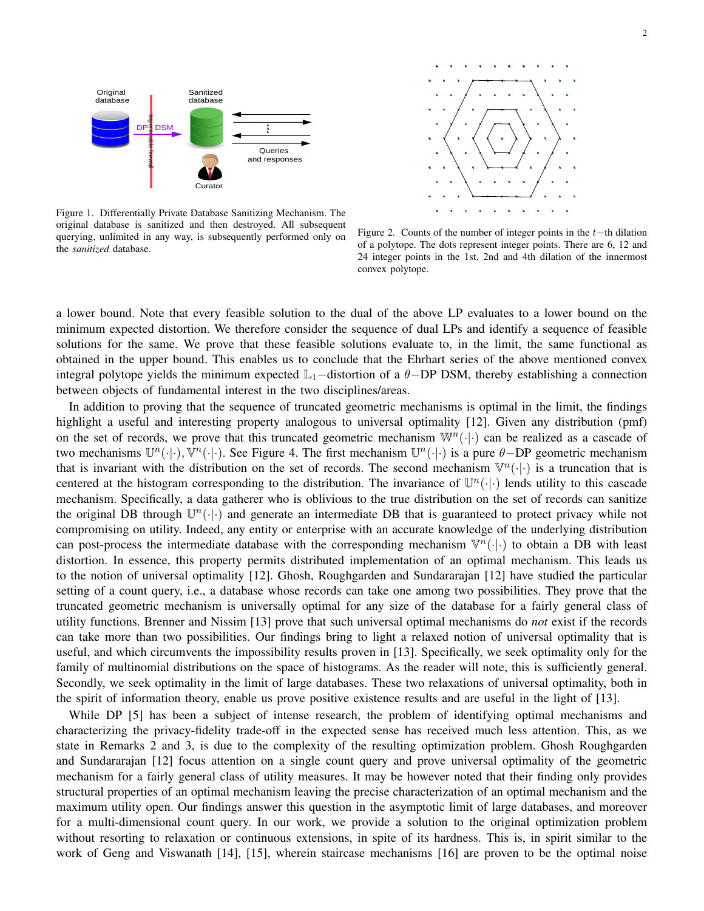Figure 1. Differentially Private Database Sanitizing Mechanism. The original database is sanitized and then destroyed. All subsequent querying, unlimited in any way, is subsequently performed only on the *sanitized* database.

Figure 2. Counts of the number of integer points in the $t-$th dilation of a polytope. The dots represent integer points. There are 6, 12 and 24 integer points in the 1st, 2nd and 4th dilation of the innermost convex polytope.

a lower bound. Note that every feasible solution to the dual of the above LP evaluates to a lower bound on the minimum expected distortion. We therefore consider the sequence of dual LPs and identify a sequence of feasible solutions for the same. We prove that these feasible solutions evaluate to, in the limit, the same functional as obtained in the upper bound. This enables us to conclude that the Ehrhart series of the above mentioned convex integral polytope yields the minimum expected $\mathbb{L}_1-$distortion of a $\theta-$DP DSM, thereby establishing a connection between objects of fundamental interest in the two disciplines/areas.

In addition to proving that the sequence of truncated geometric mechanisms is optimal in the limit, the findings highlight a useful and interesting property analogous to universal optimality [12]. Given any distribution (pmf) on the set of records, we prove that this truncated geometric mechanism $\mathbb{W}^n(\cdot|\cdot)$ can be realized as a cascade of two mechanisms $\mathbb{U}^n(\cdot|\cdot), \mathbb{V}^n(\cdot|\cdot)$. See Figure 4. The first mechanism $\mathbb{U}^n(\cdot|\cdot)$ is a pure $\theta-$DP geometric mechanism that is invariant with the distribution on the set of records. The second mechanism $\mathbb{V}^n(\cdot|\cdot)$ is a truncation that is centered at the histogram corresponding to the distribution. The invariance of $\mathbb{U}^n(\cdot|\cdot)$ lends utility to this cascade mechanism. Specifically, a data gatherer who is oblivious to the true distribution on the set of records can sanitize the original DB through $\mathbb{U}^n(\cdot|\cdot)$ and generate an intermediate DB that is guaranteed to protect privacy while not compromising on utility. Indeed, any entity or enterprise with an accurate knowledge of the underlying distribution can post-process the intermediate database with the corresponding mechanism $\mathbb{V}^n(\cdot|\cdot)$ to obtain a DB with least distortion. In essence, this property permits distributed implementation of an optimal mechanism. This leads us to the notion of universal optimality [12]. Ghosh, Roughgarden and Sundararajan [12] have studied the particular setting of a count query, i.e., a database whose records can take one among two possibilities. They prove that the truncated geometric mechanism is universally optimal for any size of the database for a fairly general class of utility functions. Brenner and Nissim [13] prove that such universal optimal mechanisms do *not* exist if the records can take more than two possibilities. Our findings bring to light a relaxed notion of universal optimality that is useful, and which circumvents the impossibility results proven in [13]. Specifically, we seek optimality only for the family of multinomial distributions on the space of histograms. As the reader will note, this is sufficiently general. Secondly, we seek optimality in the limit of large databases. These two relaxations of universal optimality, both in the spirit of information theory, enable us prove positive existence results and are useful in the light of [13].

While DP [5] has been a subject of intense research, the problem of identifying optimal mechanisms and characterizing the privacy-fidelity trade-off in the expected sense has received much less attention. This, as we state in Remarks 2 and 3, is due to the complexity of the resulting optimization problem. Ghosh Roughgarden and Sundararajan [12] focus attention on a single count query and prove universal optimality of the geometric mechanism for a fairly general class of utility measures. It may be however noted that their finding only provides structural properties of an optimal mechanism leaving the precise characterization of an optimal mechanism and the maximum utility open. Our findings answer this question in the asymptotic limit of large databases, and moreover for a multi-dimensional count query. In our work, we provide a solution to the original optimization problem without resorting to relaxation or continuous extensions, in spite of its hardness. This is, in spirit similar to the work of Geng and Viswanath [14], [15], wherein staircase mechanisms [16] are proven to be the optimal noise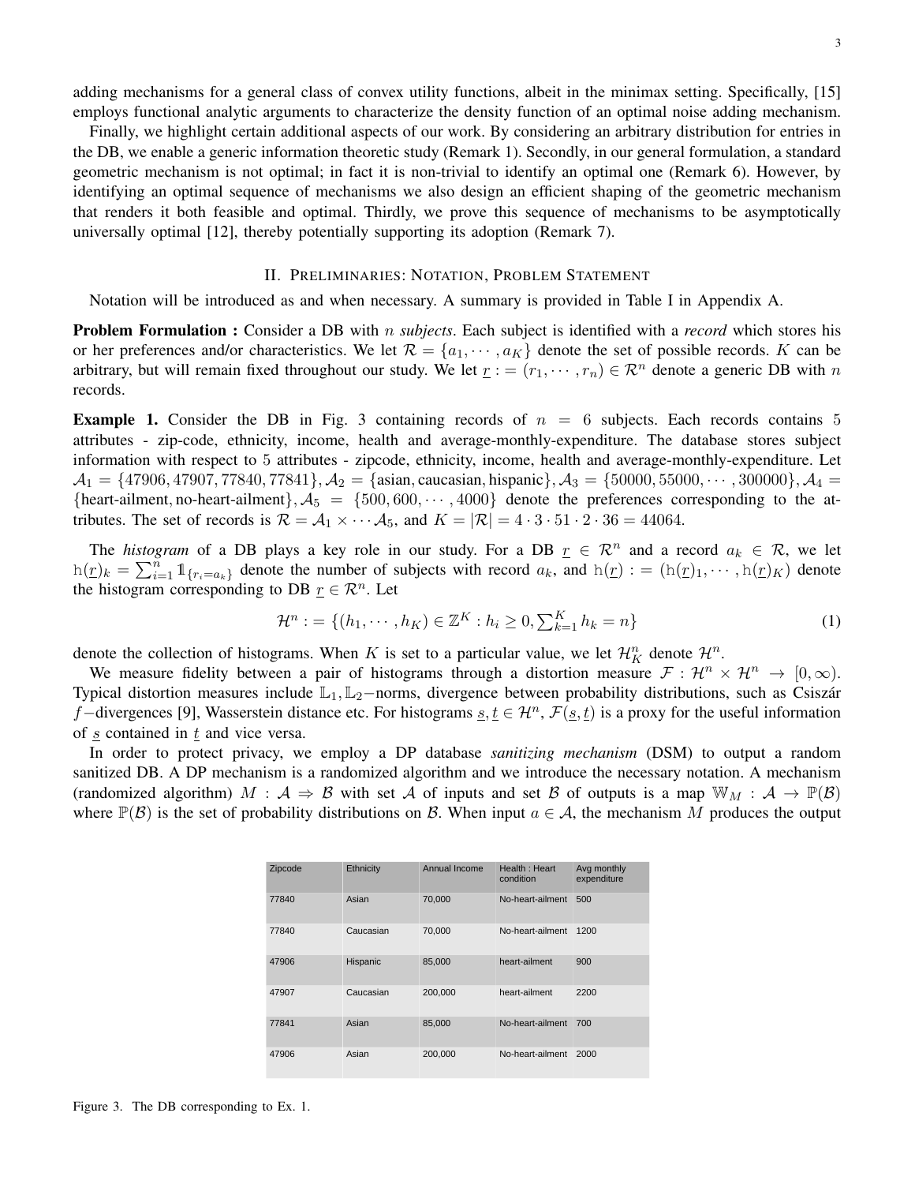adding mechanisms for a general class of convex utility functions, albeit in the minimax setting. Specifically, [15] employs functional analytic arguments to characterize the density function of an optimal noise adding mechanism.

Finally, we highlight certain additional aspects of our work. By considering an arbitrary distribution for entries in the DB, we enable a generic information theoretic study (Remark 1). Secondly, in our general formulation, a standard geometric mechanism is not optimal; in fact it is non-trivial to identify an optimal one (Remark 6). However, by identifying an optimal sequence of mechanisms we also design an efficient shaping of the geometric mechanism that renders it both feasible and optimal. Thirdly, we prove this sequence of mechanisms to be asymptotically universally optimal [12], thereby potentially supporting its adoption (Remark 7).

## II. Preliminaries: Notation, Problem Statement

Notation will be introduced as and when necessary. A summary is provided in Table I in Appendix A.

**Problem Formulation :** Consider a DB with $n$ *subjects*. Each subject is identified with a *record* which stores his or her preferences and/or characteristics. We let $\mathcal{R} = \{a_1, \cdots, a_K\}$ denote the set of possible records. $K$ can be arbitrary, but will remain fixed throughout our study. We let $\underline{r} := (r_1, \cdots, r_n) \in \mathcal{R}^n$ denote a generic DB with $n$ records.

**Example 1.** Consider the DB in Fig. 3 containing records of $n = 6$ subjects. Each records contains 5 attributes - zip-code, ethnicity, income, health and average-monthly-expenditure. The database stores subject information with respect to 5 attributes - zipcode, ethnicity, income, health and average-monthly-expenditure. Let $\mathcal{A}_1 = \{47906, 47907, 77840, 77841\}, \mathcal{A}_2 = \{\text{asian}, \text{caucasian}, \text{hispanic}\}, \mathcal{A}_3 = \{50000, 55000, \cdots, 300000\}, \mathcal{A}_4 = \{\text{heart-ailment}, \text{no-heart-ailment}\}, \mathcal{A}_5 = \{500, 600, \cdots, 4000\}$ denote the preferences corresponding to the attributes. The set of records is $\mathcal{R} = \mathcal{A}_1 \times \cdots \mathcal{A}_5$, and $K = |\mathcal{R}| = 4 \cdot 3 \cdot 51 \cdot 2 \cdot 36 = 44064$.

The *histogram* of a DB plays a key role in our study. For a DB $\underline{r} \in \mathcal{R}^n$ and a record $a_k \in \mathcal{R}$, we let $\mathtt{h}(\underline{r})_k = \sum_{i=1}^{n} \mathbb{1}_{\{r_i = a_k\}}$ denote the number of subjects with record $a_k$, and $\mathtt{h}(\underline{r}) := (\mathtt{h}(\underline{r})_1, \cdots, \mathtt{h}(\underline{r})_K)$ denote the histogram corresponding to DB $\underline{r} \in \mathcal{R}^n$. Let

$$\mathcal{H}^n := \{(h_1, \cdots, h_K) \in \mathbb{Z}^K : h_i \geq 0, \textstyle\sum_{k=1}^{K} h_k = n\} \tag{1}$$

denote the collection of histograms. When $K$ is set to a particular value, we let $\mathcal{H}_K^n$ denote $\mathcal{H}^n$.

We measure fidelity between a pair of histograms through a distortion measure $\mathcal{F} : \mathcal{H}^n \times \mathcal{H}^n \rightarrow [0, \infty)$. Typical distortion measures include $\mathbb{L}_1, \mathbb{L}_2-$norms, divergence between probability distributions, such as Csiszár $f-$divergences [9], Wasserstein distance etc. For histograms $\underline{s}, \underline{t} \in \mathcal{H}^n$, $\mathcal{F}(\underline{s}, \underline{t})$ is a proxy for the useful information of $\underline{s}$ contained in $\underline{t}$ and vice versa.

In order to protect privacy, we employ a DP database *sanitizing mechanism* (DSM) to output a random sanitized DB. A DP mechanism is a randomized algorithm and we introduce the necessary notation. A mechanism (randomized algorithm) $M : \mathcal{A} \Rightarrow \mathcal{B}$ with set $\mathcal{A}$ of inputs and set $\mathcal{B}$ of outputs is a map $\mathbb{W}_M : \mathcal{A} \rightarrow \mathbb{P}(\mathcal{B})$ where $\mathbb{P}(\mathcal{B})$ is the set of probability distributions on $\mathcal{B}$. When input $a \in \mathcal{A}$, the mechanism $M$ produces the output

| Zipcode | Ethnicity | Annual Income | Health : Heart condition | Avg monthly expenditure |
|---|---|---|---|---|
| 77840 | Asian | 70,000 | No-heart-ailment | 500 |
| 77840 | Caucasian | 70,000 | No-heart-ailment | 1200 |
| 47906 | Hispanic | 85,000 | heart-ailment | 900 |
| 47907 | Caucasian | 200,000 | heart-ailment | 2200 |
| 77841 | Asian | 85,000 | No-heart-ailment | 700 |
| 47906 | Asian | 200,000 | No-heart-ailment | 2000 |

Figure 3. The DB corresponding to Ex. 1.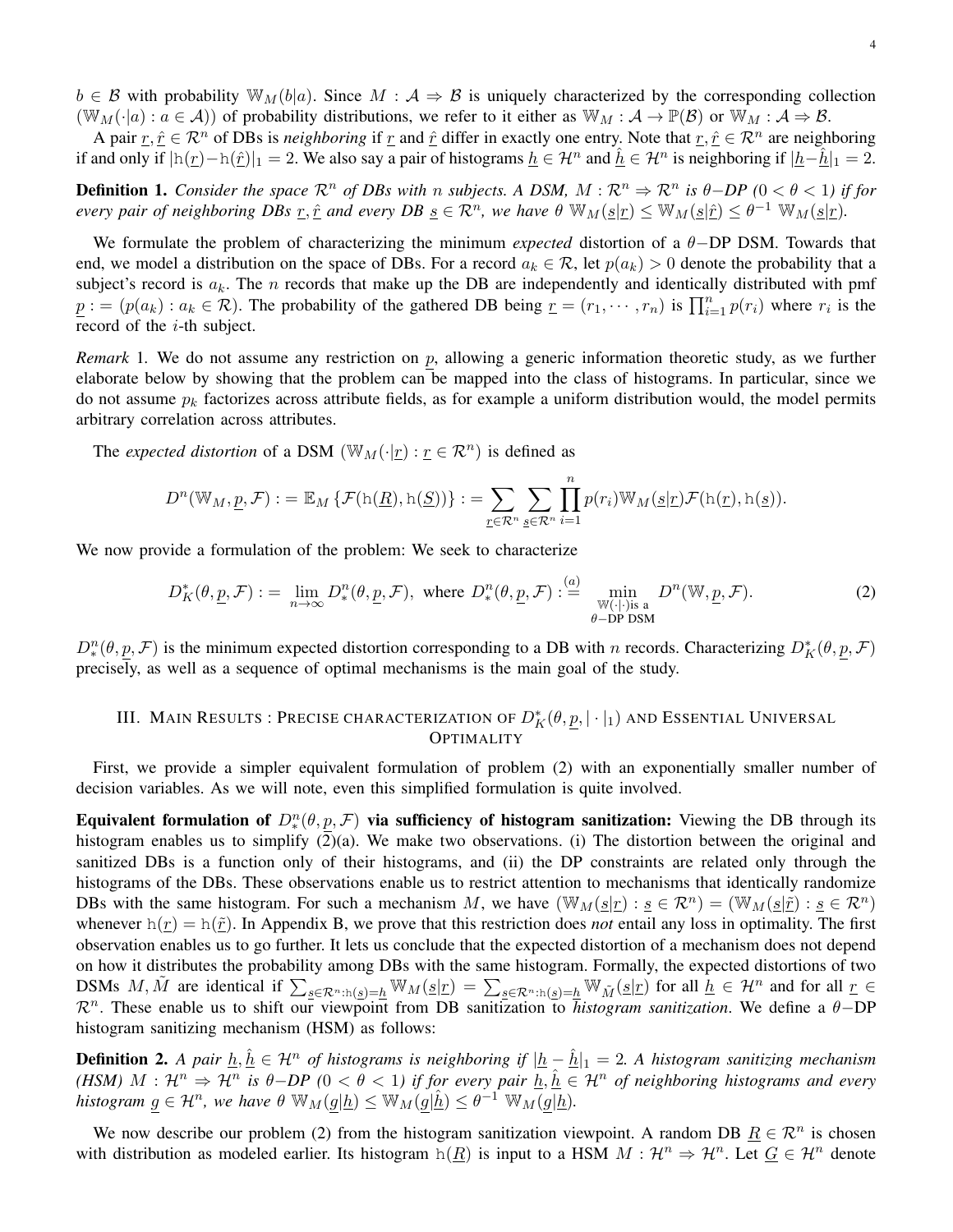$b \in \mathcal{B}$ with probability $\mathbb{W}_M(b|a)$. Since $M : \mathcal{A} \Rightarrow \mathcal{B}$ is uniquely characterized by the corresponding collection $(\mathbb{W}_M(\cdot|a) : a \in \mathcal{A}))$ of probability distributions, we refer to it either as $\mathbb{W}_M : \mathcal{A} \rightarrow \mathbb{P}(\mathcal{B})$ or $\mathbb{W}_M : \mathcal{A} \Rightarrow \mathcal{B}$.

A pair $\underline{r}, \hat{\underline{r}} \in \mathcal{R}^n$ of DBs is *neighboring* if $\underline{r}$ and $\hat{\underline{r}}$ differ in exactly one entry. Note that $\underline{r}, \hat{\underline{r}} \in \mathcal{R}^n$ are neighboring if and only if $|\mathtt{h}(\underline{r}) - \mathtt{h}(\hat{\underline{r}})|_1 = 2$. We also say a pair of histograms $\underline{h} \in \mathcal{H}^n$ and $\hat{\underline{h}} \in \mathcal{H}^n$ is neighboring if $|\underline{h} - \hat{\underline{h}}|_1 = 2$.

**Definition 1.** *Consider the space $\mathcal{R}^n$ of DBs with $n$ subjects. A DSM, $M : \mathcal{R}^n \Rightarrow \mathcal{R}^n$ is $\theta$−DP ($0 < \theta < 1$) if for every pair of neighboring DBs $\underline{r}, \hat{\underline{r}}$ and every DB $\underline{s} \in \mathcal{R}^n$, we have $\theta \ \mathbb{W}_M(\underline{s}|\underline{r}) \leq \mathbb{W}_M(\underline{s}|\hat{\underline{r}}) \leq \theta^{-1} \ \mathbb{W}_M(\underline{s}|\underline{r})$.*

We formulate the problem of characterizing the minimum *expected* distortion of a $\theta$−DP DSM. Towards that end, we model a distribution on the space of DBs. For a record $a_k \in \mathcal{R}$, let $p(a_k) > 0$ denote the probability that a subject's record is $a_k$. The $n$ records that make up the DB are independently and identically distributed with pmf $\underline{p} := (p(a_k) : a_k \in \mathcal{R})$. The probability of the gathered DB being $\underline{r} = (r_1, \cdots, r_n)$ is $\prod_{i=1}^n p(r_i)$ where $r_i$ is the record of the $i$-th subject.

*Remark* 1. We do not assume any restriction on $\underline{p}$, allowing a generic information theoretic study, as we further elaborate below by showing that the problem can be mapped into the class of histograms. In particular, since we do not assume $p_k$ factorizes across attribute fields, as for example a uniform distribution would, the model permits arbitrary correlation across attributes.

The *expected distortion* of a DSM $(\mathbb{W}_M(\cdot|\underline{r}) : \underline{r} \in \mathcal{R}^n)$ is defined as

$$D^n(\mathbb{W}_M, \underline{p}, \mathcal{F}) := \mathbb{E}_M \left\{ \mathcal{F}(\mathtt{h}(\underline{R}), \mathtt{h}(\underline{S})) \right\} := \sum_{\underline{r} \in \mathcal{R}^n} \sum_{\underline{s} \in \mathcal{R}^n} \prod_{i=1}^n p(r_i) \mathbb{W}_M(\underline{s}|\underline{r}) \mathcal{F}(\mathtt{h}(\underline{r}), \mathtt{h}(\underline{s})).$$

We now provide a formulation of the problem: We seek to characterize

$$D_K^*(\theta, \underline{p}, \mathcal{F}) := \lim_{n \to \infty} D_*^n(\theta, \underline{p}, \mathcal{F}), \text{ where } D_*^n(\theta, \underline{p}, \mathcal{F}) \stackrel{(a)}{:=} \min_{\substack{\mathbb{W}(\cdot|\cdot) \text{is a} \\ \theta-\text{DP DSM}}} D^n(\mathbb{W}, \underline{p}, \mathcal{F}). \tag{2}$$

$D_*^n(\theta, \underline{p}, \mathcal{F})$ is the minimum expected distortion corresponding to a DB with $n$ records. Characterizing $D_K^*(\theta, \underline{p}, \mathcal{F})$ precisely, as well as a sequence of optimal mechanisms is the main goal of the study.

## III. Main Results : Precise characterization of $D_K^*(\theta, \underline{p}, |\cdot|_1)$ and Essential Universal Optimality

First, we provide a simpler equivalent formulation of problem (2) with an exponentially smaller number of decision variables. As we will note, even this simplified formulation is quite involved.

**Equivalent formulation of $D_*^n(\theta, \underline{p}, \mathcal{F})$ via sufficiency of histogram sanitization:** Viewing the DB through its histogram enables us to simplify (2)(a). We make two observations. (i) The distortion between the original and sanitized DBs is a function only of their histograms, and (ii) the DP constraints are related only through the histograms of the DBs. These observations enable us to restrict attention to mechanisms that identically randomize DBs with the same histogram. For such a mechanism $M$, we have $(\mathbb{W}_M(\underline{s}|\underline{r}) : \underline{s} \in \mathcal{R}^n) = (\mathbb{W}_M(\underline{s}|\tilde{\underline{r}}) : \underline{s} \in \mathcal{R}^n)$ whenever $\mathtt{h}(\underline{r}) = \mathtt{h}(\tilde{\underline{r}})$. In Appendix B, we prove that this restriction does *not* entail any loss in optimality. The first observation enables us to go further. It lets us conclude that the expected distortion of a mechanism does not depend on how it distributes the probability among DBs with the same histogram. Formally, the expected distortions of two DSMs $M, \tilde{M}$ are identical if $\sum_{\underline{s} \in \mathcal{R}^n : \mathtt{h}(\underline{s}) = \underline{h}} \mathbb{W}_M(\underline{s}|\underline{r}) = \sum_{\underline{s} \in \mathcal{R}^n : \mathtt{h}(\underline{s}) = \underline{h}} \mathbb{W}_{\tilde{M}}(\underline{s}|\underline{r})$ for all $\underline{h} \in \mathcal{H}^n$ and for all $\underline{r} \in \mathcal{R}^n$. These enable us to shift our viewpoint from DB sanitization to *histogram sanitization*. We define a $\theta$−DP histogram sanitizing mechanism (HSM) as follows:

**Definition 2.** *A pair $\underline{h}, \hat{\underline{h}} \in \mathcal{H}^n$ of histograms is neighboring if $|\underline{h} - \hat{\underline{h}}|_1 = 2$. A histogram sanitizing mechanism (HSM) $M : \mathcal{H}^n \Rightarrow \mathcal{H}^n$ is $\theta$−DP ($0 < \theta < 1$) if for every pair $\underline{h}, \hat{\underline{h}} \in \mathcal{H}^n$ of neighboring histograms and every histogram $\underline{g} \in \mathcal{H}^n$, we have $\theta \ \mathbb{W}_M(\underline{g}|\underline{h}) \leq \mathbb{W}_M(\underline{g}|\hat{\underline{h}}) \leq \theta^{-1} \ \mathbb{W}_M(\underline{g}|\underline{h})$.*

We now describe our problem (2) from the histogram sanitization viewpoint. A random DB $\underline{R} \in \mathcal{R}^n$ is chosen with distribution as modeled earlier. Its histogram $\mathtt{h}(\underline{R})$ is input to a HSM $M : \mathcal{H}^n \Rightarrow \mathcal{H}^n$. Let $\underline{G} \in \mathcal{H}^n$ denote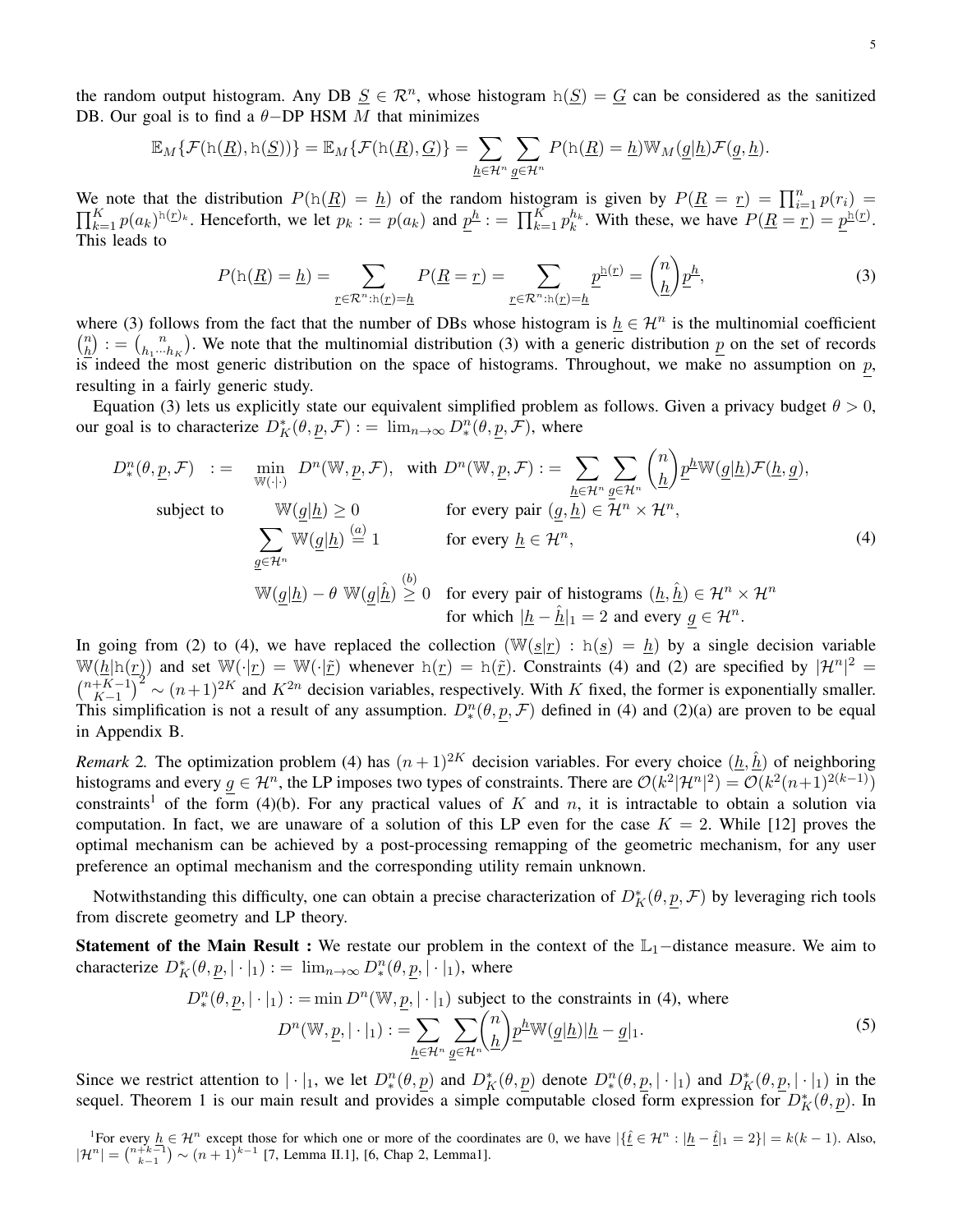the random output histogram. Any DB $\underline{S} \in \mathcal{R}^n$, whose histogram $\mathtt{h}(\underline{S}) = \underline{G}$ can be considered as the sanitized DB. Our goal is to find a $\theta-$DP HSM $M$ that minimizes

$$\mathbb{E}_M\{\mathcal{F}(\mathtt{h}(\underline{R}), \mathtt{h}(\underline{S}))\} = \mathbb{E}_M\{\mathcal{F}(\mathtt{h}(\underline{R}), \underline{G})\} = \sum_{\underline{h} \in \mathcal{H}^n} \sum_{\underline{g} \in \mathcal{H}^n} P(\mathtt{h}(\underline{R}) = \underline{h}) \mathbb{W}_M(\underline{g}|\underline{h}) \mathcal{F}(\underline{g}, \underline{h}).$$

We note that the distribution $P(\mathtt{h}(\underline{R}) = \underline{h})$ of the random histogram is given by $P(\underline{R} = \underline{r}) = \prod_{i=1}^n p(r_i) = \prod_{k=1}^K p(a_k)^{\mathtt{h}(\underline{r})_k}$. Henceforth, we let $p_k := p(a_k)$ and $\underline{p}^{\underline{h}} := \prod_{k=1}^K p_k^{h_k}$. With these, we have $P(\underline{R} = \underline{r}) = \underline{p}^{\mathtt{h}(\underline{r})}$. This leads to

$$P(\mathtt{h}(\underline{R}) = \underline{h}) = \sum_{\underline{r} \in \mathcal{R}^n : \mathtt{h}(\underline{r}) = \underline{h}} P(\underline{R} = \underline{r}) = \sum_{\underline{r} \in \mathcal{R}^n : \mathtt{h}(\underline{r}) = \underline{h}} \underline{p}^{\mathtt{h}(\underline{r})} = \binom{n}{\underline{h}} \underline{p}^{\underline{h}}, \tag{3}$$

where (3) follows from the fact that the number of DBs whose histogram is $\underline{h} \in \mathcal{H}^n$ is the multinomial coefficient $\binom{n}{\underline{h}} := \binom{n}{h_1 \cdots h_K}$. We note that the multinomial distribution (3) with a generic distribution $\underline{p}$ on the set of records is indeed the most generic distribution on the space of histograms. Throughout, we make no assumption on $\underline{p}$, resulting in a fairly generic study.

Equation (3) lets us explicitly state our equivalent simplified problem as follows. Given a privacy budget $\theta > 0$, our goal is to characterize $D_K^*(\theta, \underline{p}, \mathcal{F}) := \lim_{n \to \infty} D_*^n(\theta, \underline{p}, \mathcal{F})$, where

$$\begin{aligned}
D_*^n(\theta, \underline{p}, \mathcal{F}) \;\; &:= \;\; \min_{\mathbb{W}(\cdot|\cdot)} \; D^n(\mathbb{W}, \underline{p}, \mathcal{F}), \;\; \text{with } D^n(\mathbb{W}, \underline{p}, \mathcal{F}) := \sum_{\underline{h} \in \mathcal{H}^n} \sum_{\underline{g} \in \mathcal{H}^n} \binom{n}{\underline{h}} \underline{p}^{\underline{h}} \mathbb{W}(\underline{g}|\underline{h}) \mathcal{F}(\underline{h}, \underline{g}), \\
\text{subject to} \quad & \mathbb{W}(\underline{g}|\underline{h}) \geq 0 \qquad\qquad \text{for every pair } (\underline{g}, \underline{h}) \in \mathcal{H}^n \times \mathcal{H}^n, \\
& \sum_{\underline{g} \in \mathcal{H}^n} \mathbb{W}(\underline{g}|\underline{h}) \overset{(a)}{=} 1 \qquad\quad \text{for every } \underline{h} \in \mathcal{H}^n, \\
& \mathbb{W}(\underline{g}|\underline{h}) - \theta \; \mathbb{W}(\underline{g}|\hat{\underline{h}}) \overset{(b)}{\geq} 0 \quad \text{for every pair of histograms } (\underline{h}, \hat{\underline{h}}) \in \mathcal{H}^n \times \mathcal{H}^n \\
& \qquad\qquad\qquad\qquad\qquad\quad\;\; \text{for which } |\underline{h} - \hat{\underline{h}}|_1 = 2 \text{ and every } \underline{g} \in \mathcal{H}^n.
\end{aligned} \tag{4}$$

In going from (2) to (4), we have replaced the collection $(\mathbb{W}(\underline{s}|\underline{r}) : \mathtt{h}(\underline{s}) = \underline{h})$ by a single decision variable $\mathbb{W}(\underline{h}|\mathtt{h}(\underline{r}))$ and set $\mathbb{W}(\cdot|\underline{r}) = \mathbb{W}(\cdot|\tilde{\underline{r}})$ whenever $\mathtt{h}(\underline{r}) = \mathtt{h}(\tilde{\underline{r}})$. Constraints (4) and (2) are specified by $|\mathcal{H}^n|^2 = \binom{n+K-1}{K-1}^2 \sim (n+1)^{2K}$ and $K^{2n}$ decision variables, respectively. With $K$ fixed, the former is exponentially smaller. This simplification is not a result of any assumption. $D_*^n(\theta, \underline{p}, \mathcal{F})$ defined in (4) and (2)(a) are proven to be equal in Appendix B.

*Remark* 2*.* The optimization problem (4) has $(n+1)^{2K}$ decision variables. For every choice $(\underline{h}, \hat{\underline{h}})$ of neighboring histograms and every $\underline{g} \in \mathcal{H}^n$, the LP imposes two types of constraints. There are $\mathcal{O}(k^2|\mathcal{H}^n|^2) = \mathcal{O}(k^2(n+1)^{2(k-1)})$ constraints[1] of the form (4)(b). For any practical values of $K$ and $n$, it is intractable to obtain a solution via computation. In fact, we are unaware of a solution of this LP even for the case $K = 2$. While [12] proves the optimal mechanism can be achieved by a post-processing remapping of the geometric mechanism, for any user preference an optimal mechanism and the corresponding utility remain unknown.

Notwithstanding this difficulty, one can obtain a precise characterization of $D_K^*(\theta, \underline{p}, \mathcal{F})$ by leveraging rich tools from discrete geometry and LP theory.

**Statement of the Main Result :** We restate our problem in the context of the $\mathbb{L}_1-$distance measure. We aim to characterize $D_K^*(\theta, \underline{p}, |\cdot|_1) := \lim_{n \to \infty} D_*^n(\theta, \underline{p}, |\cdot|_1)$, where

$$\begin{aligned}
D_*^n(\theta, \underline{p}, |\cdot|_1) :&= \min D^n(\mathbb{W}, \underline{p}, |\cdot|_1) \text{ subject to the constraints in (4), where} \\
D^n(\mathbb{W}, \underline{p}, |\cdot|_1) :&= \sum_{\underline{h} \in \mathcal{H}^n} \sum_{\underline{g} \in \mathcal{H}^n} \binom{n}{\underline{h}} \underline{p}^{\underline{h}} \mathbb{W}(\underline{g}|\underline{h}) |\underline{h} - \underline{g}|_1.
\end{aligned} \tag{5}$$

Since we restrict attention to $|\cdot|_1$, we let $D_*^n(\theta, \underline{p})$ and $D_K^*(\theta, \underline{p})$ denote $D_*^n(\theta, \underline{p}, |\cdot|_1)$ and $D_K^*(\theta, \underline{p}, |\cdot|_1)$ in the sequel. Theorem 1 is our main result and provides a simple computable closed form expression for $D_K^*(\theta, \underline{p})$. In

[1] For every $\underline{h} \in \mathcal{H}^n$ except those for which one or more of the coordinates are 0, we have $|\{\hat{\underline{t}} \in \mathcal{H}^n : |\underline{h} - \hat{\underline{t}}|_1 = 2\}| = k(k-1)$. Also, $|\mathcal{H}^n| = \binom{n+k-1}{k-1} \sim (n+1)^{k-1}$ [7, Lemma II.1], [6, Chap 2, Lemma1].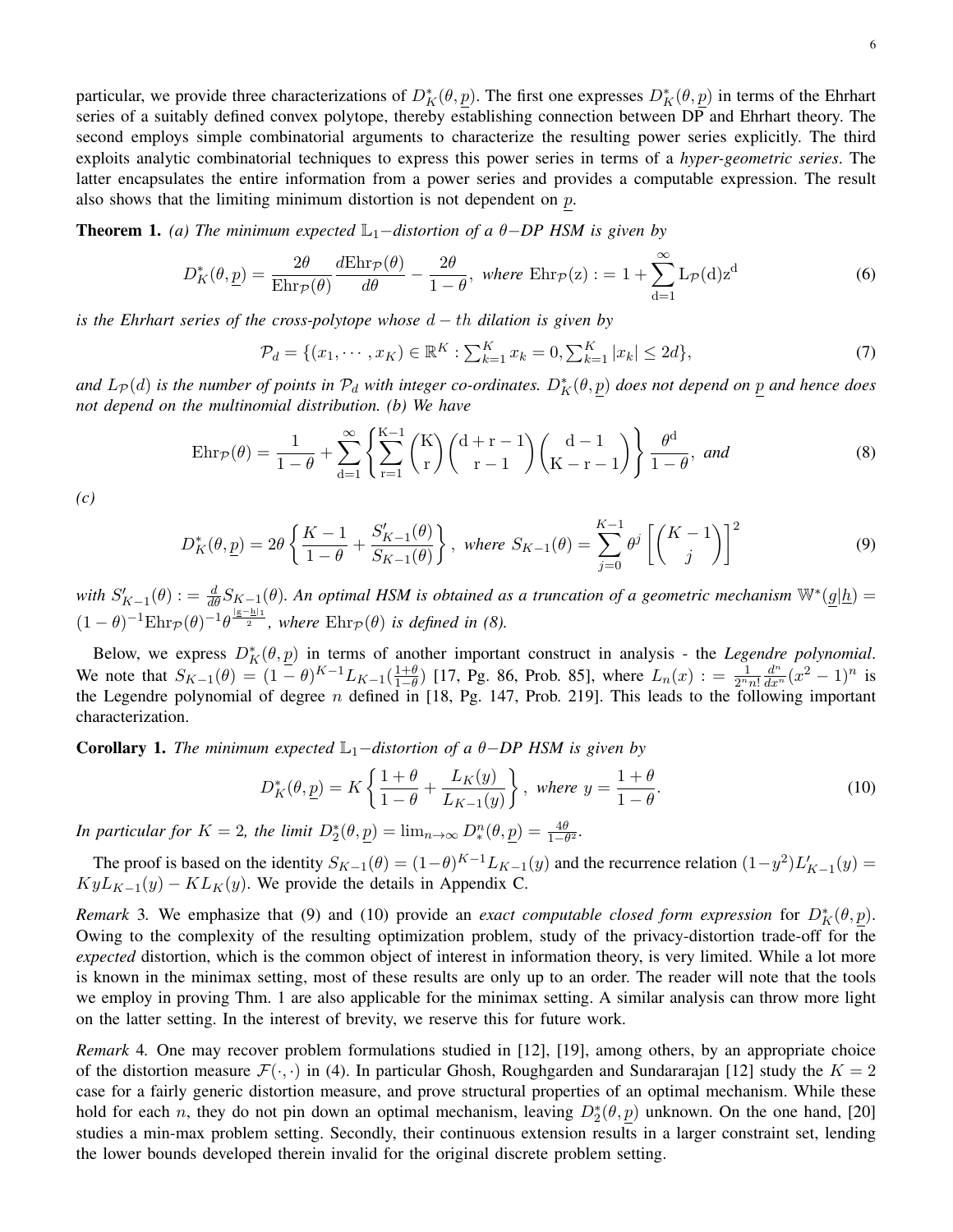particular, we provide three characterizations of $D_K^*(\theta, \underline{p})$. The first one expresses $D_K^*(\theta, \underline{p})$ in terms of the Ehrhart series of a suitably defined convex polytope, thereby establishing connection between DP and Ehrhart theory. The second employs simple combinatorial arguments to characterize the resulting power series explicitly. The third exploits analytic combinatorial techniques to express this power series in terms of a *hyper-geometric series*. The latter encapsulates the entire information from a power series and provides a computable expression. The result also shows that the limiting minimum distortion is not dependent on $\underline{p}$.

**Theorem 1.** *(a) The minimum expected $\mathbb{L}_1-$distortion of a $\theta-$DP HSM is given by*

$$D_K^*(\theta, \underline{p}) = \frac{2\theta}{\mathrm{Ehr}_{\mathcal{P}}(\theta)} \frac{d\mathrm{Ehr}_{\mathcal{P}}(\theta)}{d\theta} - \frac{2\theta}{1-\theta}, \text{ where } \mathrm{Ehr}_{\mathcal{P}}(\mathrm{z}) := 1 + \sum_{\mathrm{d}=1}^{\infty} \mathrm{L}_{\mathcal{P}}(\mathrm{d})\mathrm{z}^{\mathrm{d}} \tag{6}$$

*is the Ehrhart series of the cross-polytope whose $d-th$ dilation is given by*

$$\mathcal{P}_d = \{(x_1, \cdots, x_K) \in \mathbb{R}^K : \textstyle\sum_{k=1}^K x_k = 0, \sum_{k=1}^K |x_k| \leq 2d\}, \tag{7}$$

*and $L_{\mathcal{P}}(d)$ is the number of points in $\mathcal{P}_d$ with integer co-ordinates. $D_K^*(\theta, \underline{p})$ does not depend on $\underline{p}$ and hence does not depend on the multinomial distribution. (b) We have*

$$\mathrm{Ehr}_{\mathcal{P}}(\theta) = \frac{1}{1-\theta} + \sum_{\mathrm{d}=1}^{\infty} \left\{ \sum_{\mathrm{r}=1}^{\mathrm{K}-1} \binom{\mathrm{K}}{\mathrm{r}} \binom{\mathrm{d}+\mathrm{r}-1}{\mathrm{r}-1} \binom{\mathrm{d}-1}{\mathrm{K}-\mathrm{r}-1} \right\} \frac{\theta^{\mathrm{d}}}{1-\theta}, \text{ and} \tag{8}$$

*(c)*

$$D_K^*(\theta, \underline{p}) = 2\theta \left\{ \frac{K-1}{1-\theta} + \frac{S'_{K-1}(\theta)}{S_{K-1}(\theta)} \right\}, \text{ where } S_{K-1}(\theta) = \sum_{j=0}^{K-1} \theta^j \left[ \binom{K-1}{j} \right]^2 \tag{9}$$

*with $S'_{K-1}(\theta) := \frac{d}{d\theta} S_{K-1}(\theta)$. An optimal HSM is obtained as a truncation of a geometric mechanism $\mathbb{W}^*(\underline{g}|\underline{h}) = (1-\theta)^{-1}\mathrm{Ehr}_{\mathcal{P}}(\theta)^{-1}\theta^{\frac{|\underline{g}-\underline{h}|_1}{2}}$, where $\mathrm{Ehr}_{\mathcal{P}}(\theta)$ is defined in (8).*

Below, we express $D_K^*(\theta, \underline{p})$ in terms of another important construct in analysis - the *Legendre polynomial*. We note that $S_{K-1}(\theta) = (1-\theta)^{K-1} L_{K-1}(\frac{1+\theta}{1-\theta})$ [17, Pg. 86, Prob. 85], where $L_n(x) := \frac{1}{2^n n!} \frac{d^n}{dx^n}(x^2-1)^n$ is the Legendre polynomial of degree $n$ defined in [18, Pg. 147, Prob. 219]. This leads to the following important characterization.

**Corollary 1.** *The minimum expected $\mathbb{L}_1-$distortion of a $\theta-$DP HSM is given by*

$$D_K^*(\theta, \underline{p}) = K \left\{ \frac{1+\theta}{1-\theta} + \frac{L_K(y)}{L_{K-1}(y)} \right\}, \text{ where } y = \frac{1+\theta}{1-\theta}. \tag{10}$$

*In particular for $K = 2$, the limit $D_2^*(\theta, \underline{p}) = \lim_{n\to\infty} D_*^n(\theta, \underline{p}) = \frac{4\theta}{1-\theta^2}$.*

The proof is based on the identity $S_{K-1}(\theta) = (1-\theta)^{K-1} L_{K-1}(y)$ and the recurrence relation $(1-y^2)L'_{K-1}(y) = KyL_{K-1}(y) - KL_K(y)$. We provide the details in Appendix C.

*Remark* 3. We emphasize that (9) and (10) provide an *exact computable closed form expression* for $D_K^*(\theta, \underline{p})$. Owing to the complexity of the resulting optimization problem, study of the privacy-distortion trade-off for the *expected* distortion, which is the common object of interest in information theory, is very limited. While a lot more is known in the minimax setting, most of these results are only up to an order. The reader will note that the tools we employ in proving Thm. 1 are also applicable for the minimax setting. A similar analysis can throw more light on the latter setting. In the interest of brevity, we reserve this for future work.

*Remark* 4. One may recover problem formulations studied in [12], [19], among others, by an appropriate choice of the distortion measure $\mathcal{F}(\cdot, \cdot)$ in (4). In particular Ghosh, Roughgarden and Sundararajan [12] study the $K = 2$ case for a fairly generic distortion measure, and prove structural properties of an optimal mechanism. While these hold for each $n$, they do not pin down an optimal mechanism, leaving $D_2^*(\theta, \underline{p})$ unknown. On the one hand, [20] studies a min-max problem setting. Secondly, their continuous extension results in a larger constraint set, lending the lower bounds developed therein invalid for the original discrete problem setting.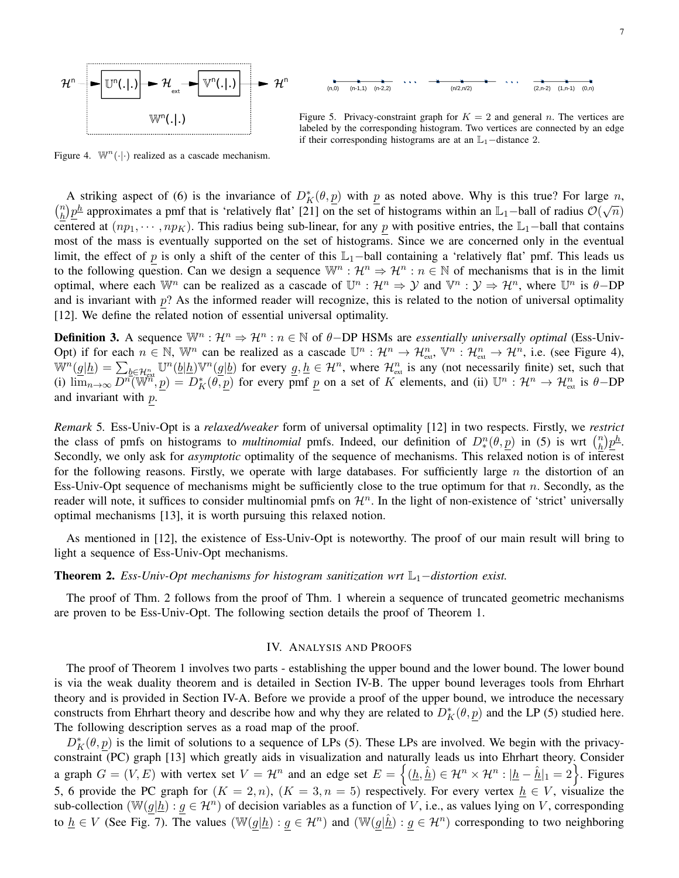Figure 4. $\mathbb{W}^n(\cdot|\cdot)$ realized as a cascade mechanism.

Figure 5. Privacy-constraint graph for $K = 2$ and general $n$. The vertices are labeled by the corresponding histogram. Two vertices are connected by an edge if their corresponding histograms are at an $\mathbb{L}_1-$distance 2.

A striking aspect of (6) is the invariance of $D_K^*(\theta, \underline{p})$ with $\underline{p}$ as noted above. Why is this true? For large $n$, $\binom{n}{\underline{h}}\underline{p}^{\underline{h}}$ approximates a pmf that is 'relatively flat' [21] on the set of histograms within an $\mathbb{L}_1-$ball of radius $\mathcal{O}(\sqrt{n})$ centered at $(np_1, \cdots, np_K)$. This radius being sub-linear, for any $\underline{p}$ with positive entries, the $\mathbb{L}_1-$ball that contains most of the mass is eventually supported on the set of histograms. Since we are concerned only in the eventual limit, the effect of $\underline{p}$ is only a shift of the center of this $\mathbb{L}_1-$ball containing a 'relatively flat' pmf. This leads us to the following question. Can we design a sequence $\mathbb{W}^n : \mathcal{H}^n \Rightarrow \mathcal{H}^n : n \in \mathbb{N}$ of mechanisms that is in the limit optimal, where each $\mathbb{W}^n$ can be realized as a cascade of $\mathbb{U}^n : \mathcal{H}^n \Rightarrow \mathcal{Y}$ and $\mathbb{V}^n : \mathcal{Y} \Rightarrow \mathcal{H}^n$, where $\mathbb{U}^n$ is $\theta-$DP and is invariant with $\underline{p}$? As the informed reader will recognize, this is related to the notion of universal optimality [12]. We define the related notion of essential universal optimality.

**Definition 3.** A sequence $\mathbb{W}^n : \mathcal{H}^n \Rightarrow \mathcal{H}^n : n \in \mathbb{N}$ of $\theta-$DP HSMs are *essentially universally optimal* (Ess-Univ-Opt) if for each $n \in \mathbb{N}$, $\mathbb{W}^n$ can be realized as a cascade $\mathbb{U}^n : \mathcal{H}^n \rightarrow \mathcal{H}^n_{\text{ext}}$, $\mathbb{V}^n : \mathcal{H}^n_{\text{ext}} \rightarrow \mathcal{H}^n$, i.e. (see Figure 4), $\mathbb{W}^n(\underline{g}|\underline{h}) = \sum_{\underline{b} \in \mathcal{H}^n_{\text{ext}}} \mathbb{U}^n(\underline{b}|\underline{h})\mathbb{V}^n(\underline{g}|\underline{b})$ for every $\underline{g}, \underline{h} \in \mathcal{H}^n$, where $\mathcal{H}^n_{\text{ext}}$ is any (not necessarily finite) set, such that (i) $\lim_{n\rightarrow\infty} D^n(\mathbb{W}^n, \underline{p}) = D_K^*(\theta, \underline{p})$ for every pmf $\underline{p}$ on a set of $K$ elements, and (ii) $\mathbb{U}^n : \mathcal{H}^n \rightarrow \mathcal{H}^n_{\text{ext}}$ is $\theta-$DP and invariant with $\underline{p}$.

*Remark* 5. Ess-Univ-Opt is a *relaxed/weaker* form of universal optimality [12] in two respects. Firstly, we *restrict* the class of pmfs on histograms to *multinomial* pmfs. Indeed, our definition of $D^n_*(\theta, \underline{p})$ in (5) is wrt $\binom{n}{\underline{h}}\underline{p}^{\underline{h}}$. Secondly, we only ask for *asymptotic* optimality of the sequence of mechanisms. This relaxed notion is of interest for the following reasons. Firstly, we operate with large databases. For sufficiently large $n$ the distortion of an Ess-Univ-Opt sequence of mechanisms might be sufficiently close to the true optimum for that $n$. Secondly, as the reader will note, it suffices to consider multinomial pmfs on $\mathcal{H}^n$. In the light of non-existence of 'strict' universally optimal mechanisms [13], it is worth pursuing this relaxed notion.

As mentioned in [12], the existence of Ess-Univ-Opt is noteworthy. The proof of our main result will bring to light a sequence of Ess-Univ-Opt mechanisms.

**Theorem 2.** *Ess-Univ-Opt mechanisms for histogram sanitization wrt $\mathbb{L}_1-$distortion exist.*

The proof of Thm. 2 follows from the proof of Thm. 1 wherein a sequence of truncated geometric mechanisms are proven to be Ess-Univ-Opt. The following section details the proof of Theorem 1.

## IV. Analysis and Proofs

The proof of Theorem 1 involves two parts - establishing the upper bound and the lower bound. The lower bound is via the weak duality theorem and is detailed in Section IV-B. The upper bound leverages tools from Ehrhart theory and is provided in Section IV-A. Before we provide a proof of the upper bound, we introduce the necessary constructs from Ehrhart theory and describe how and why they are related to $D_K^*(\theta, \underline{p})$ and the LP (5) studied here. The following description serves as a road map of the proof.

$D_K^*(\theta, \underline{p})$ is the limit of solutions to a sequence of LPs (5). These LPs are involved. We begin with the privacy-constraint (PC) graph [13] which greatly aids in visualization and naturally leads us into Ehrhart theory. Consider a graph $G = (V, E)$ with vertex set $V = \mathcal{H}^n$ and an edge set $E = \left\{(\underline{h}, \hat{\underline{h}}) \in \mathcal{H}^n \times \mathcal{H}^n : |\underline{h} - \hat{\underline{h}}|_1 = 2\right\}$. Figures 5, 6 provide the PC graph for $(K = 2, n)$, $(K = 3, n = 5)$ respectively. For every vertex $\underline{h} \in V$, visualize the sub-collection $(\mathbb{W}(\underline{g}|\underline{h}) : \underline{g} \in \mathcal{H}^n)$ of decision variables as a function of $V$, i.e., as values lying on $V$, corresponding to $\underline{h} \in V$ (See Fig. 7). The values $(\mathbb{W}(\underline{g}|\underline{h}) : \underline{g} \in \mathcal{H}^n)$ and $(\mathbb{W}(\underline{g}|\hat{\underline{h}}) : \underline{g} \in \mathcal{H}^n)$ corresponding to two neighboring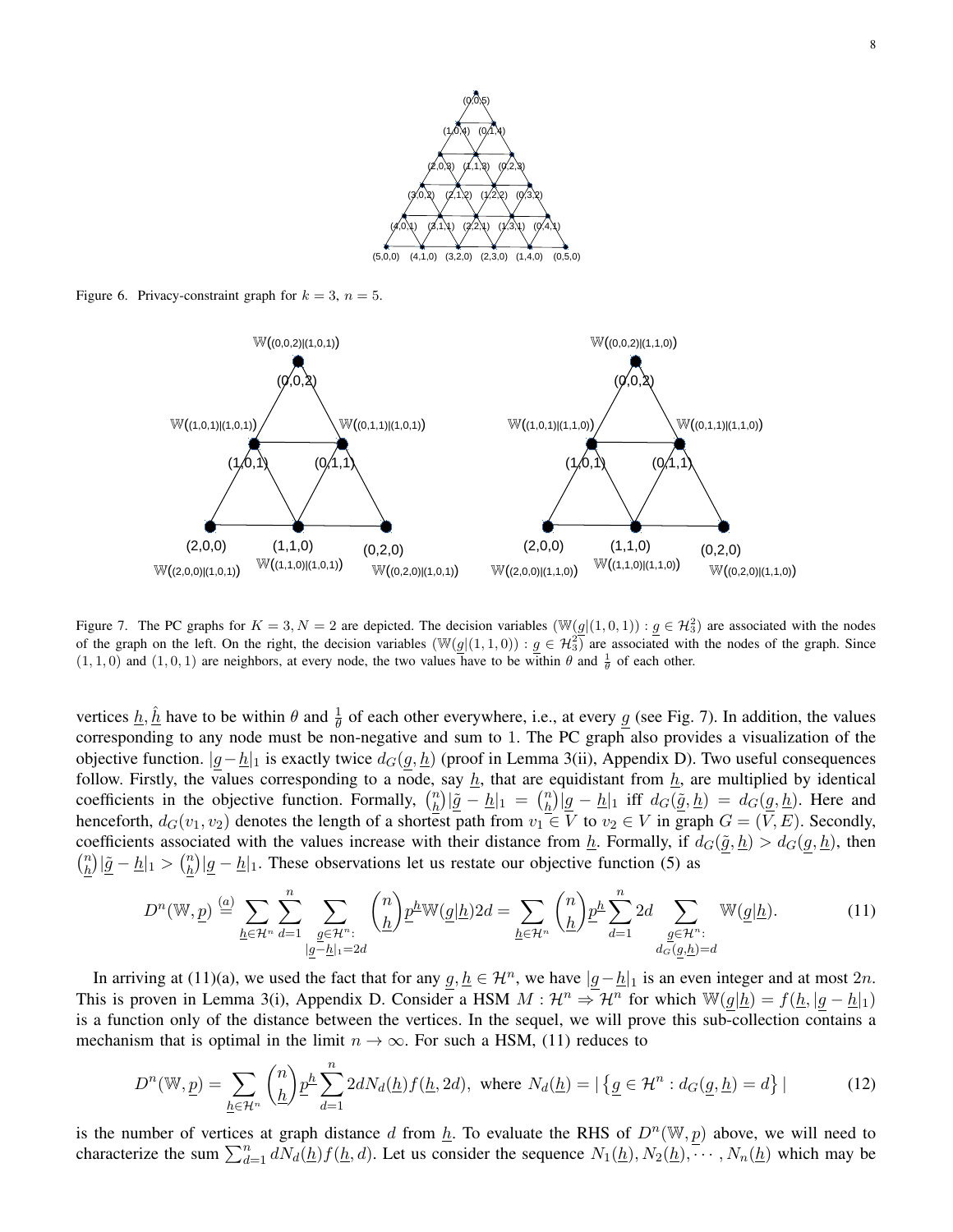Figure 6. Privacy-constraint graph for $k = 3$, $n = 5$.

Figure 7. The PC graphs for $K = 3, N = 2$ are depicted. The decision variables $(\mathbb{W}(\underline{g}|(1,0,1)) : \underline{g} \in \mathcal{H}_3^2)$ are associated with the nodes of the graph on the left. On the right, the decision variables $(\mathbb{W}(\underline{g}|(1,1,0)) : \underline{g} \in \mathcal{H}_3^2)$ are associated with the nodes of the graph. Since $(1,1,0)$ and $(1,0,1)$ are neighbors, at every node, the two values have to be within $\theta$ and $\frac{1}{\theta}$ of each other.

vertices $\underline{h}, \hat{\underline{h}}$ have to be within $\theta$ and $\frac{1}{\theta}$ of each other everywhere, i.e., at every $\underline{g}$ (see Fig. 7). In addition, the values corresponding to any node must be non-negative and sum to 1. The PC graph also provides a visualization of the objective function. $|\underline{g}-\underline{h}|_1$ is exactly twice $d_G(\underline{g}, \underline{h})$ (proof in Lemma 3(ii), Appendix D). Two useful consequences follow. Firstly, the values corresponding to a node, say $\underline{h}$, that are equidistant from $\underline{h}$, are multiplied by identical coefficients in the objective function. Formally, $\binom{n}{\underline{h}}|\tilde{\underline{g}} - \underline{h}|_1 = \binom{n}{\underline{h}}|\underline{g} - \underline{h}|_1$ iff $d_G(\tilde{\underline{g}}, \underline{h}) = d_G(\underline{g}, \underline{h})$. Here and henceforth, $d_G(v_1, v_2)$ denotes the length of a shortest path from $v_1 \in V$ to $v_2 \in V$ in graph $G = (V, E)$. Secondly, coefficients associated with the values increase with their distance from $\underline{h}$. Formally, if $d_G(\tilde{\underline{g}}, \underline{h}) > d_G(\underline{g}, \underline{h})$, then $\binom{n}{\underline{h}}|\tilde{\underline{g}} - \underline{h}|_1 > \binom{n}{\underline{h}}|\underline{g} - \underline{h}|_1$. These observations let us restate our objective function (5) as

$$D^n(\mathbb{W}, \underline{p}) \overset{(a)}{=} \sum_{\underline{h}\in\mathcal{H}^n} \sum_{d=1}^{n} \sum_{\substack{\underline{g}\in\mathcal{H}^n: \\ |\underline{g}-\underline{h}|_1=2d}} \binom{n}{\underline{h}} \underline{p}^{\underline{h}} \mathbb{W}(\underline{g}|\underline{h}) 2d = \sum_{\underline{h}\in\mathcal{H}^n} \binom{n}{\underline{h}} \underline{p}^{\underline{h}} \sum_{d=1}^{n} 2d \sum_{\substack{\underline{g}\in\mathcal{H}^n: \\ d_G(\underline{g},\underline{h})=d}} \mathbb{W}(\underline{g}|\underline{h}). \tag{11}$$

In arriving at (11)(a), we used the fact that for any $\underline{g}, \underline{h} \in \mathcal{H}^n$, we have $|\underline{g}-\underline{h}|_1$ is an even integer and at most $2n$. This is proven in Lemma 3(i), Appendix D. Consider a HSM $M : \mathcal{H}^n \Rightarrow \mathcal{H}^n$ for which $\mathbb{W}(\underline{g}|\underline{h}) = f(\underline{h}, |\underline{g} - \underline{h}|_1)$ is a function only of the distance between the vertices. In the sequel, we will prove this sub-collection contains a mechanism that is optimal in the limit $n \to \infty$. For such a HSM, (11) reduces to

$$D^n(\mathbb{W}, \underline{p}) = \sum_{\underline{h}\in\mathcal{H}^n} \binom{n}{\underline{h}} \underline{p}^{\underline{h}} \sum_{d=1}^{n} 2d N_d(\underline{h}) f(\underline{h}, 2d), \text{ where } N_d(\underline{h}) = |\left\{\underline{g} \in \mathcal{H}^n : d_G(\underline{g}, \underline{h}) = d\right\}| \tag{12}$$

is the number of vertices at graph distance $d$ from $\underline{h}$. To evaluate the RHS of $D^n(\mathbb{W}, \underline{p})$ above, we will need to characterize the sum $\sum_{d=1}^{n} dN_d(\underline{h})f(\underline{h}, d)$. Let us consider the sequence $N_1(\underline{h}), N_2(\underline{h}), \cdots, N_n(\underline{h})$ which may be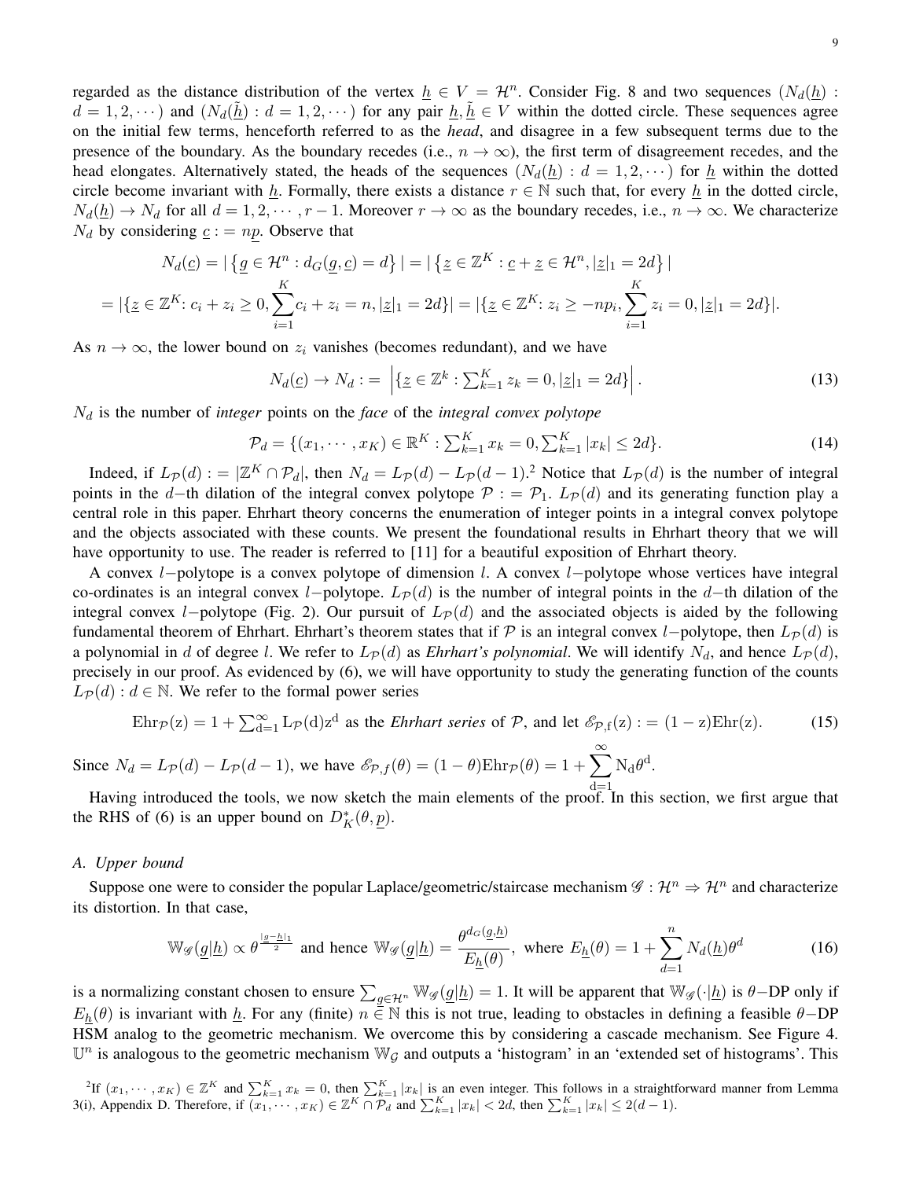regarded as the distance distribution of the vertex $\underline{h} \in V = \mathcal{H}^n$. Consider Fig. 8 and two sequences $(N_d(\underline{h}) : d = 1, 2, \cdots)$ and $(N_d(\tilde{\underline{h}}) : d = 1, 2, \cdots)$ for any pair $\underline{h}, \tilde{\underline{h}} \in V$ within the dotted circle. These sequences agree on the initial few terms, henceforth referred to as the *head*, and disagree in a few subsequent terms due to the presence of the boundary. As the boundary recedes (i.e., $n \to \infty$), the first term of disagreement recedes, and the head elongates. Alternatively stated, the heads of the sequences $(N_d(\underline{h}) : d = 1, 2, \cdots)$ for $\underline{h}$ within the dotted circle become invariant with $\underline{h}$. Formally, there exists a distance $r \in \mathbb{N}$ such that, for every $\underline{h}$ in the dotted circle, $N_d(\underline{h}) \to N_d$ for all $d = 1, 2, \cdots, r-1$. Moreover $r \to \infty$ as the boundary recedes, i.e., $n \to \infty$. We characterize $N_d$ by considering $\underline{c} := n\underline{p}$. Observe that

$$N_d(\underline{c}) = |\{\underline{g} \in \mathcal{H}^n : d_G(\underline{g}, \underline{c}) = d\}| = |\{\underline{z} \in \mathbb{Z}^K : \underline{c} + \underline{z} \in \mathcal{H}^n, |\underline{z}|_1 = 2d\}|$$

$$= |\{\underline{z} \in \mathbb{Z}^K \colon c_i + z_i \geq 0, \sum_{i=1}^{K} c_i + z_i = n, |\underline{z}|_1 = 2d\}| = |\{\underline{z} \in \mathbb{Z}^K \colon z_i \geq -np_i, \sum_{i=1}^{K} z_i = 0, |\underline{z}|_1 = 2d\}|.$$

As $n \to \infty$, the lower bound on $z_i$ vanishes (becomes redundant), and we have

$$N_d(\underline{c}) \to N_d := \left|\{\underline{z} \in \mathbb{Z}^k : \textstyle\sum_{k=1}^{K} z_k = 0, |\underline{z}|_1 = 2d\}\right|. \tag{13}$$

$N_d$ is the number of *integer* points on the *face* of the *integral convex polytope*

$$\mathcal{P}_d = \{(x_1, \cdots, x_K) \in \mathbb{R}^K : \textstyle\sum_{k=1}^{K} x_k = 0, \sum_{k=1}^{K} |x_k| \leq 2d\}. \tag{14}$$

Indeed, if $L_{\mathcal{P}}(d) := |\mathbb{Z}^K \cap \mathcal{P}_d|$, then $N_d = L_{\mathcal{P}}(d) - L_{\mathcal{P}}(d-1)$.[2] Notice that $L_{\mathcal{P}}(d)$ is the number of integral points in the $d-$th dilation of the integral convex polytope $\mathcal{P} := \mathcal{P}_1$. $L_{\mathcal{P}}(d)$ and its generating function play a central role in this paper. Ehrhart theory concerns the enumeration of integer points in a integral convex polytope and the objects associated with these counts. We present the foundational results in Ehrhart theory that we will have opportunity to use. The reader is referred to [11] for a beautiful exposition of Ehrhart theory.

A convex $l-$polytope is a convex polytope of dimension $l$. A convex $l-$polytope whose vertices have integral co-ordinates is an integral convex $l-$polytope. $L_{\mathcal{P}}(d)$ is the number of integral points in the $d-$th dilation of the integral convex $l-$polytope (Fig. 2). Our pursuit of $L_{\mathcal{P}}(d)$ and the associated objects is aided by the following fundamental theorem of Ehrhart. Ehrhart's theorem states that if $\mathcal{P}$ is an integral convex $l-$polytope, then $L_{\mathcal{P}}(d)$ is a polynomial in $d$ of degree $l$. We refer to $L_{\mathcal{P}}(d)$ as *Ehrhart's polynomial*. We will identify $N_d$, and hence $L_{\mathcal{P}}(d)$, precisely in our proof. As evidenced by (6), we will have opportunity to study the generating function of the counts $L_{\mathcal{P}}(d) : d \in \mathbb{N}$. We refer to the formal power series

$$\mathrm{Ehr}_{\mathcal{P}}(\mathrm{z}) = 1 + \textstyle\sum_{\mathrm{d}=1}^{\infty} \mathrm{L}_{\mathcal{P}}(\mathrm{d})\mathrm{z}^{\mathrm{d}} \text{ as the } \textit{Ehrhart series} \text{ of } \mathcal{P}, \text{ and let } \mathscr{E}_{\mathcal{P},\mathrm{f}}(\mathrm{z}) := (1-\mathrm{z})\mathrm{Ehr}(\mathrm{z}). \tag{15}$$

Since $N_d = L_{\mathcal{P}}(d) - L_{\mathcal{P}}(d-1)$, we have $\mathscr{E}_{\mathcal{P},f}(\theta) = (1-\theta)\mathrm{Ehr}_{\mathcal{P}}(\theta) = 1 + \sum_{\mathrm{d}=1}^{\infty} \mathrm{N}_{\mathrm{d}}\theta^{\mathrm{d}}$.

Having introduced the tools, we now sketch the main elements of the proof. In this section, we first argue that the RHS of (6) is an upper bound on $D_K^*(\theta, \underline{p})$.

### A. Upper bound

Suppose one were to consider the popular Laplace/geometric/staircase mechanism $\mathscr{G} : \mathcal{H}^n \Rightarrow \mathcal{H}^n$ and characterize its distortion. In that case,

$$\mathbb{W}_{\mathscr{G}}(\underline{g}|\underline{h}) \propto \theta^{\frac{|\underline{g}-\underline{h}|_1}{2}} \text{ and hence } \mathbb{W}_{\mathscr{G}}(\underline{g}|\underline{h}) = \frac{\theta^{d_G(\underline{g},\underline{h})}}{E_{\underline{h}}(\theta)}, \text{ where } E_{\underline{h}}(\theta) = 1 + \sum_{d=1}^{n} N_d(\underline{h})\theta^d \tag{16}$$

is a normalizing constant chosen to ensure $\sum_{\underline{g} \in \mathcal{H}^n} \mathbb{W}_{\mathscr{G}}(\underline{g}|\underline{h}) = 1$. It will be apparent that $\mathbb{W}_{\mathscr{G}}(\cdot|\underline{h})$ is $\theta-$DP only if $E_{\underline{h}}(\theta)$ is invariant with $\underline{h}$. For any (finite) $n \in \mathbb{N}$ this is not true, leading to obstacles in defining a feasible $\theta-$DP HSM analog to the geometric mechanism. We overcome this by considering a cascade mechanism. See Figure 4. $\mathbb{U}^n$ is analogous to the geometric mechanism $\mathbb{W}_{\mathcal{G}}$ and outputs a 'histogram' in an 'extended set of histograms'. This

[2] If $(x_1, \cdots, x_K) \in \mathbb{Z}^K$ and $\sum_{k=1}^{K} x_k = 0$, then $\sum_{k=1}^{K} |x_k|$ is an even integer. This follows in a straightforward manner from Lemma 3(i), Appendix D. Therefore, if $(x_1, \cdots, x_K) \in \mathbb{Z}^K \cap \mathcal{P}_d$ and $\sum_{k=1}^{K} |x_k| < 2d$, then $\sum_{k=1}^{K} |x_k| \leq 2(d-1)$.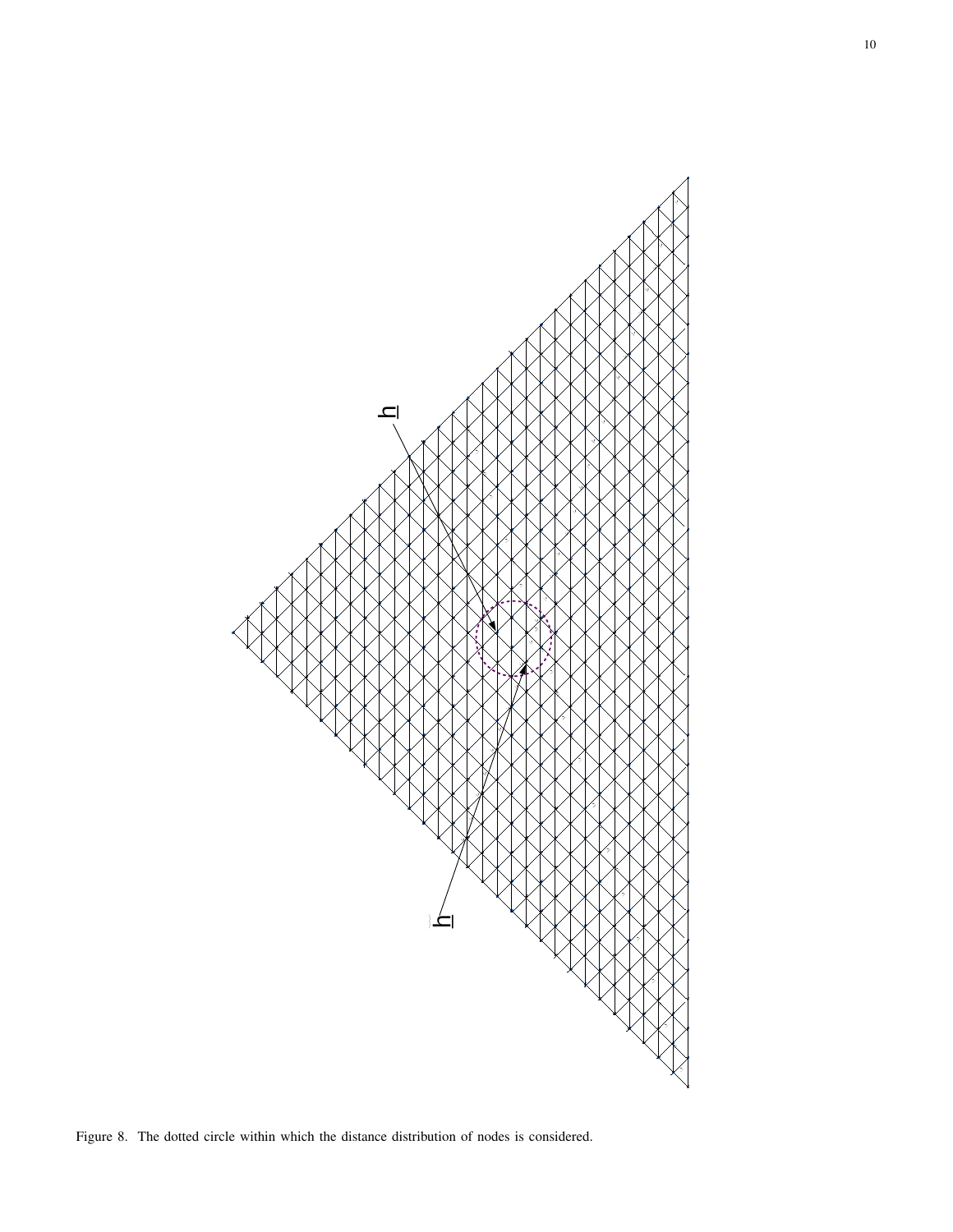Figure 8. The dotted circle within which the distance distribution of nodes is considered.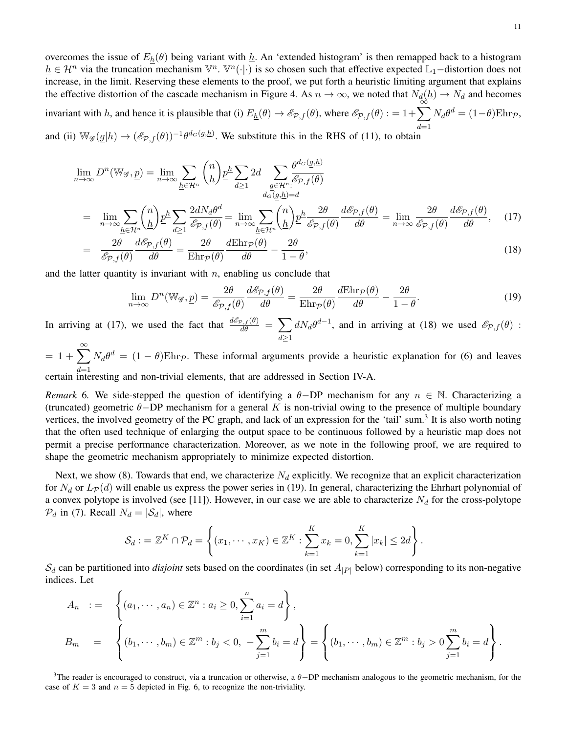overcomes the issue of $E_{\underline{h}}(\theta)$ being variant with $\underline{h}$. An 'extended histogram' is then remapped back to a histogram $\underline{h} \in \mathcal{H}^n$ via the truncation mechanism $\mathbb{V}^n$. $\mathbb{V}^n(\cdot|\cdot)$ is so chosen such that effective expected $\mathbb{L}_1-$distortion does not increase, in the limit. Reserving these elements to the proof, we put forth a heuristic limiting argument that explains the effective distortion of the cascade mechanism in Figure 4. As $n \to \infty$, we noted that $N_d(\underline{h}) \to N_d$ and becomes invariant with $\underline{h}$, and hence it is plausible that (i) $E_{\underline{h}}(\theta) \to \mathscr{E}_{\mathcal{P},f}(\theta)$, where $\mathscr{E}_{\mathcal{P},f}(\theta) := 1 + \sum_{d=1}^{\infty} N_d \theta^d = (1-\theta)\mathrm{Ehr}_{\mathcal{P}}$, and (ii) $\mathbb{W}_{\mathscr{G}}(\underline{g}|\underline{h}) \to (\mathscr{E}_{\mathcal{P},f}(\theta))^{-1}\theta^{d_G(\underline{g},\underline{h})}$. We substitute this in the RHS of (11), to obtain

$$
\begin{aligned}
\lim_{n\to\infty} D^n(\mathbb{W}_{\mathscr{G}}, \underline{p}) &= \lim_{n\to\infty} \sum_{\underline{h}\in\mathcal{H}^n} \binom{n}{\underline{h}} \underline{p}^{\underline{h}} \sum_{d\geq 1} 2d \sum_{\substack{\underline{g}\in\mathcal{H}^n: \\ d_G(\underline{g},\underline{h})=d}} \frac{\theta^{d_G(\underline{g},\underline{h})}}{\mathscr{E}_{\mathcal{P},f}(\theta)} \\
&= \lim_{n\to\infty} \sum_{\underline{h}\in\mathcal{H}^n} \binom{n}{\underline{h}} \underline{p}^{\underline{h}} \sum_{d\geq 1} \frac{2dN_d\theta^d}{\mathscr{E}_{\mathcal{P},f}(\theta)} = \lim_{n\to\infty} \sum_{\underline{h}\in\mathcal{H}^n} \binom{n}{\underline{h}} \underline{p}^{\underline{h}} \frac{2\theta}{\mathscr{E}_{\mathcal{P},f}(\theta)} \frac{d\mathscr{E}_{\mathcal{P},f}(\theta)}{d\theta} = \lim_{n\to\infty} \frac{2\theta}{\mathscr{E}_{\mathcal{P},f}(\theta)} \frac{d\mathscr{E}_{\mathcal{P},f}(\theta)}{d\theta}, \quad (17) \\
&= \frac{2\theta}{\mathscr{E}_{\mathcal{P},f}(\theta)} \frac{d\mathscr{E}_{\mathcal{P},f}(\theta)}{d\theta} = \frac{2\theta}{\mathrm{Ehr}_{\mathcal{P}}(\theta)} \frac{d\mathrm{Ehr}_{\mathcal{P}}(\theta)}{d\theta} - \frac{2\theta}{1-\theta}, \quad (18)
\end{aligned}
$$

and the latter quantity is invariant with $n$, enabling us conclude that

$$
\lim_{n\to\infty} D^n(\mathbb{W}_{\mathscr{G}}, \underline{p}) = \frac{2\theta}{\mathscr{E}_{\mathcal{P},f}(\theta)} \frac{d\mathscr{E}_{\mathcal{P},f}(\theta)}{d\theta} = \frac{2\theta}{\mathrm{Ehr}_{\mathcal{P}}(\theta)} \frac{d\mathrm{Ehr}_{\mathcal{P}}(\theta)}{d\theta} - \frac{2\theta}{1-\theta}. \quad (19)
$$

In arriving at (17), we used the fact that $\frac{d\mathscr{E}_{\mathcal{P},f}(\theta)}{d\theta} = \sum_{d\geq 1} dN_d\theta^{d-1}$, and in arriving at (18) we used $\mathscr{E}_{\mathcal{P},f}(\theta) := 1 + \sum_{d=1}^{\infty} N_d\theta^d = (1-\theta)\mathrm{Ehr}_{\mathcal{P}}$. These informal arguments provide a heuristic explanation for (6) and leaves certain interesting and non-trivial elements, that are addressed in Section IV-A.

*Remark* 6. We side-stepped the question of identifying a $\theta-$DP mechanism for any $n \in \mathbb{N}$. Characterizing a (truncated) geometric $\theta-$DP mechanism for a general $K$ is non-trivial owing to the presence of multiple boundary vertices, the involved geometry of the PC graph, and lack of an expression for the 'tail' sum.[3] It is also worth noting that the often used technique of enlarging the output space to be continuous followed by a heuristic map does not permit a precise performance characterization. Moreover, as we note in the following proof, we are required to shape the geometric mechanism appropriately to minimize expected distortion.

Next, we show (8). Towards that end, we characterize $N_d$ explicitly. We recognize that an explicit characterization for $N_d$ or $L_{\mathcal{P}}(d)$ will enable us express the power series in (19). In general, characterizing the Ehrhart polynomial of a convex polytope is involved (see [11]). However, in our case we are able to characterize $N_d$ for the cross-polytope $\mathcal{P}_d$ in (7). Recall $N_d = |\mathcal{S}_d|$, where

$$
\mathcal{S}_d := \mathbb{Z}^K \cap \mathcal{P}_d = \left\{ (x_1, \cdots, x_K) \in \mathbb{Z}^K : \sum_{k=1}^{K} x_k = 0, \sum_{k=1}^{K} |x_k| \leq 2d \right\}.
$$

$\mathcal{S}_d$ can be partitioned into *disjoint* sets based on the coordinates (in set $A_{|P|}$ below) corresponding to its non-negative indices. Let

$$
\begin{aligned}
A_n &:= \left\{ (a_1, \cdots, a_n) \in \mathbb{Z}^n : a_i \geq 0, \sum_{i=1}^{n} a_i = d \right\}, \\
B_m &= \left\{ (b_1, \cdots, b_m) \in \mathbb{Z}^m : b_j < 0, \; -\sum_{j=1}^{m} b_i = d \right\} = \left\{ (b_1, \cdots, b_m) \in \mathbb{Z}^m : b_j > 0 \sum_{j=1}^{m} b_i = d \right\}.
\end{aligned}
$$

[3] The reader is encouraged to construct, via a truncation or otherwise, a $\theta-$DP mechanism analogous to the geometric mechanism, for the case of $K = 3$ and $n = 5$ depicted in Fig. 6, to recognize the non-triviality.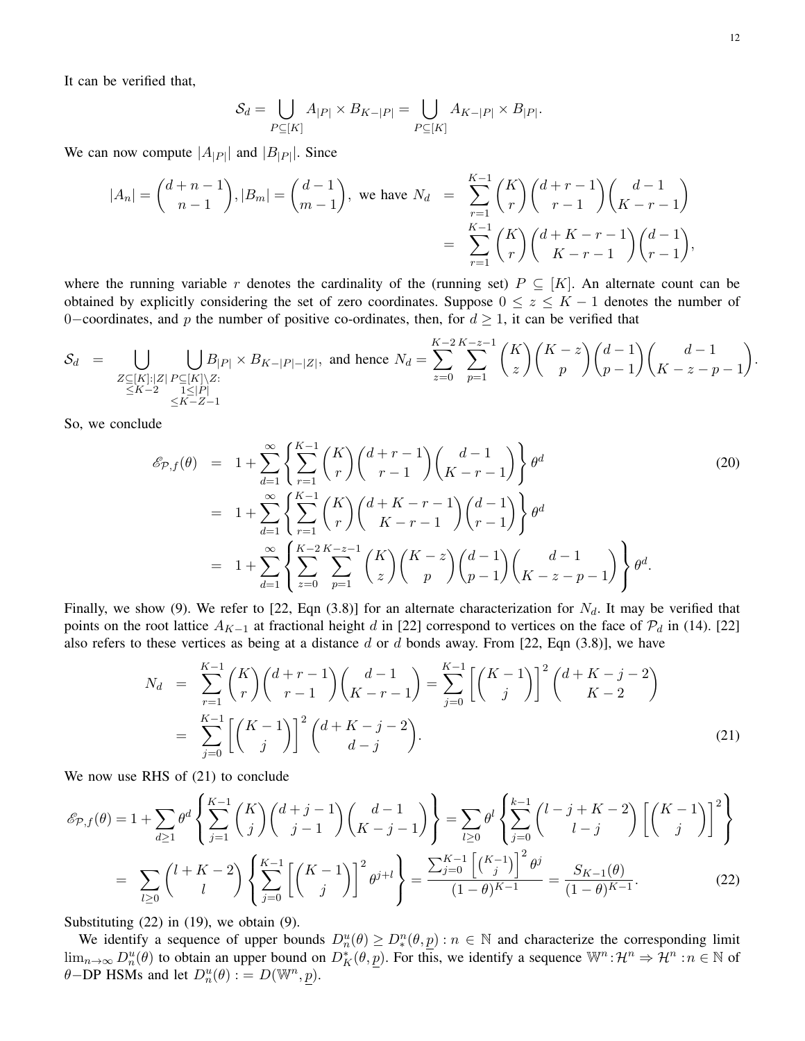It can be verified that,

$$\mathcal{S}_d = \bigcup_{P\subseteq[K]} A_{|P|}\times B_{K-|P|} = \bigcup_{P\subseteq[K]} A_{K-|P|}\times B_{|P|}.$$

We can now compute $|A_{|P|}|$ and $|B_{|P|}|$. Since

$$|A_n| = \binom{d+n-1}{n-1}, |B_m| = \binom{d-1}{m-1}, \text{ we have } N_d = \sum_{r=1}^{K-1}\binom{K}{r}\binom{d+r-1}{r-1}\binom{d-1}{K-r-1} = \sum_{r=1}^{K-1}\binom{K}{r}\binom{d+K-r-1}{K-r-1}\binom{d-1}{r-1},$$

where the running variable $r$ denotes the cardinality of the (running set) $P\subseteq[K]$. An alternate count can be obtained by explicitly considering the set of zero coordinates. Suppose $0\le z\le K-1$ denotes the number of $0-$coordinates, and $p$ the number of positive co-ordinates, then, for $d\ge 1$, it can be verified that

$$\mathcal{S}_d = \bigcup_{\substack{Z\subseteq[K]:|Z|\\ \le K-2}}\ \bigcup_{\substack{P\subseteq[K]\setminus Z:\\ 1\le|P|\\ \le K-Z-1}} B_{|P|}\times B_{K-|P|-|Z|}, \text{ and hence } N_d = \sum_{z=0}^{K-2}\sum_{p=1}^{K-z-1}\binom{K}{z}\binom{K-z}{p}\binom{d-1}{p-1}\binom{d-1}{K-z-p-1}.$$

So, we conclude

$$\begin{aligned}
\mathscr{E}_{\mathcal{P},f}(\theta) &= 1+\sum_{d=1}^{\infty}\left\{\sum_{r=1}^{K-1}\binom{K}{r}\binom{d+r-1}{r-1}\binom{d-1}{K-r-1}\right\}\theta^d \\
&= 1+\sum_{d=1}^{\infty}\left\{\sum_{r=1}^{K-1}\binom{K}{r}\binom{d+K-r-1}{K-r-1}\binom{d-1}{r-1}\right\}\theta^d \\
&= 1+\sum_{d=1}^{\infty}\left\{\sum_{z=0}^{K-2}\sum_{p=1}^{K-z-1}\binom{K}{z}\binom{K-z}{p}\binom{d-1}{p-1}\binom{d-1}{K-z-p-1}\right\}\theta^d.
\end{aligned} \tag{20}$$

Finally, we show (9). We refer to [22, Eqn (3.8)] for an alternate characterization for $N_d$. It may be verified that points on the root lattice $A_{K-1}$ at fractional height $d$ in [22] correspond to vertices on the face of $\mathcal{P}_d$ in (14). [22] also refers to these vertices as being at a distance $d$ or $d$ bonds away. From [22, Eqn (3.8)], we have

$$\begin{aligned}
N_d &= \sum_{r=1}^{K-1}\binom{K}{r}\binom{d+r-1}{r-1}\binom{d-1}{K-r-1} = \sum_{j=0}^{K-1}\left[\binom{K-1}{j}\right]^2\binom{d+K-j-2}{K-2} \\
&= \sum_{j=0}^{K-1}\left[\binom{K-1}{j}\right]^2\binom{d+K-j-2}{d-j}.
\end{aligned} \tag{21}$$

We now use RHS of (21) to conclude

$$\begin{aligned}
\mathscr{E}_{\mathcal{P},f}(\theta) &= 1+\sum_{d\ge1}\theta^d\left\{\sum_{j=1}^{K-1}\binom{K}{j}\binom{d+j-1}{j-1}\binom{d-1}{K-j-1}\right\} = \sum_{l\ge0}\theta^l\left\{\sum_{j=0}^{k-1}\binom{l-j+K-2}{l-j}\left[\binom{K-1}{j}\right]^2\right\} \\
&= \sum_{l\ge0}\binom{l+K-2}{l}\left\{\sum_{j=0}^{K-1}\left[\binom{K-1}{j}\right]^2\theta^{j+l}\right\} = \frac{\sum_{j=0}^{K-1}\left[\binom{K-1}{j}\right]^2\theta^j}{(1-\theta)^{K-1}} = \frac{S_{K-1}(\theta)}{(1-\theta)^{K-1}}.
\end{aligned} \tag{22}$$

Substituting (22) in (19), we obtain (9).

We identify a sequence of upper bounds $D_n^u(\theta)\ge D_*^n(\theta,\underline{p}):n\in\mathbb{N}$ and characterize the corresponding limit $\lim_{n\to\infty}D_n^u(\theta)$ to obtain an upper bound on $D_K^*(\theta,\underline{p})$. For this, we identify a sequence $\mathbb{W}^n:\mathcal{H}^n\Rightarrow\mathcal{H}^n:n\in\mathbb{N}$ of $\theta-$DP HSMs and let $D_n^u(\theta):=D(\mathbb{W}^n,\underline{p})$.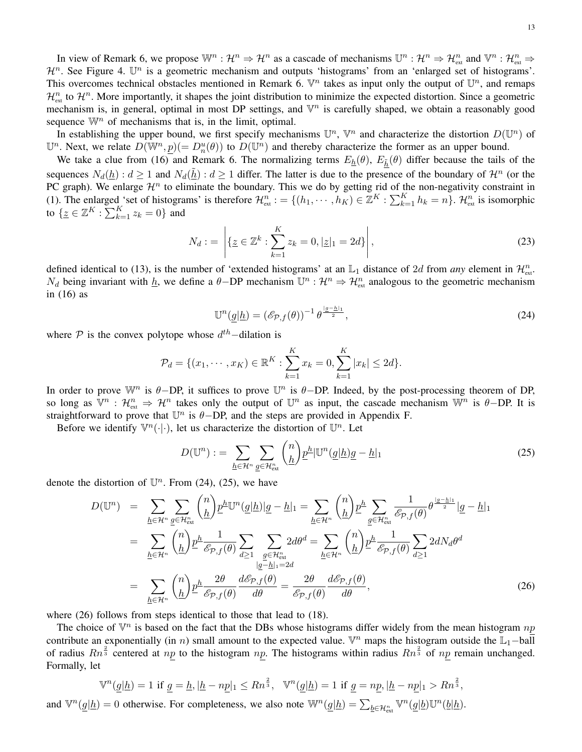In view of Remark 6, we propose $\mathbb{W}^n : \mathcal{H}^n \Rightarrow \mathcal{H}^n$ as a cascade of mechanisms $\mathbb{U}^n : \mathcal{H}^n \Rightarrow \mathcal{H}^n_{\text{ext}}$ and $\mathbb{V}^n : \mathcal{H}^n_{\text{ext}} \Rightarrow \mathcal{H}^n$. See Figure 4. $\mathbb{U}^n$ is a geometric mechanism and outputs 'histograms' from an 'enlarged set of histograms'. This overcomes technical obstacles mentioned in Remark 6. $\mathbb{V}^n$ takes as input only the output of $\mathbb{U}^n$, and remaps $\mathcal{H}^n_{\text{ext}}$ to $\mathcal{H}^n$. More importantly, it shapes the joint distribution to minimize the expected distortion. Since a geometric mechanism is, in general, optimal in most DP settings, and $\mathbb{V}^n$ is carefully shaped, we obtain a reasonably good sequence $\mathbb{W}^n$ of mechanisms that is, in the limit, optimal.

In establishing the upper bound, we first specify mechanisms $\mathbb{U}^n$, $\mathbb{V}^n$ and characterize the distortion $D(\mathbb{U}^n)$ of $\mathbb{U}^n$. Next, we relate $D(\mathbb{W}^n, \underline{p}) (= D^u_n(\theta))$ to $D(\mathbb{U}^n)$ and thereby characterize the former as an upper bound.

We take a clue from (16) and Remark 6. The normalizing terms $E_{\underline{h}}(\theta)$, $E_{\tilde{\underline{h}}}(\theta)$ differ because the tails of the sequences $N_d(\underline{h}) : d \geq 1$ and $N_d(\tilde{\underline{h}}) : d \geq 1$ differ. The latter is due to the presence of the boundary of $\mathcal{H}^n$ (or the PC graph). We enlarge $\mathcal{H}^n$ to eliminate the boundary. This we do by getting rid of the non-negativity constraint in (1). The enlarged 'set of histograms' is therefore $\mathcal{H}^n_{\text{ext}} := \{(h_1, \cdots, h_K) \in \mathbb{Z}^K : \sum_{k=1}^K h_k = n\}$. $\mathcal{H}^n_{\text{ext}}$ is isomorphic to $\{\underline{z} \in \mathbb{Z}^K : \sum_{k=1}^K z_k = 0\}$ and

$$N_d := \left| \{\underline{z} \in \mathbb{Z}^k : \sum_{k=1}^K z_k = 0, |\underline{z}|_1 = 2d\} \right|, \tag{23}$$

defined identical to (13), is the number of 'extended histograms' at an $\mathbb{L}_1$ distance of $2d$ from *any* element in $\mathcal{H}^n_{\text{ext}}$. $N_d$ being invariant with $\underline{h}$, we define a $\theta-$DP mechanism $\mathbb{U}^n : \mathcal{H}^n \Rightarrow \mathcal{H}^n_{\text{ext}}$ analogous to the geometric mechanism in (16) as

$$\mathbb{U}^n(\underline{g}|\underline{h}) = (\mathscr{E}_{\mathcal{P},f}(\theta))^{-1} \theta^{\frac{|\underline{g}-\underline{h}|_1}{2}}, \tag{24}$$

where $\mathcal{P}$ is the convex polytope whose $d^{th}-$dilation is

$$\mathcal{P}_d = \{(x_1, \cdots, x_K) \in \mathbb{R}^K : \sum_{k=1}^K x_k = 0, \sum_{k=1}^K |x_k| \leq 2d\}.$$

In order to prove $\mathbb{W}^n$ is $\theta-$DP, it suffices to prove $\mathbb{U}^n$ is $\theta-$DP. Indeed, by the post-processing theorem of DP, so long as $\mathbb{V}^n : \mathcal{H}^n_{\text{ext}} \Rightarrow \mathcal{H}^n$ takes only the output of $\mathbb{U}^n$ as input, the cascade mechanism $\mathbb{W}^n$ is $\theta-$DP. It is straightforward to prove that $\mathbb{U}^n$ is $\theta-$DP, and the steps are provided in Appendix F.

Before we identify $\mathbb{V}^n(\cdot|\cdot)$, let us characterize the distortion of $\mathbb{U}^n$. Let

$$D(\mathbb{U}^n) := \sum_{\underline{h} \in \mathcal{H}^n} \sum_{\underline{g} \in \mathcal{H}^n_{\text{ext}}} \binom{n}{\underline{h}} \underline{p}^{\underline{h}} |\mathbb{U}^n(\underline{g}|\underline{h}) \underline{g} - \underline{h}|_1 \tag{25}$$

denote the distortion of $\mathbb{U}^n$. From (24), (25), we have

$$\begin{aligned}
D(\mathbb{U}^n) &= \sum_{\underline{h} \in \mathcal{H}^n} \sum_{\underline{g} \in \mathcal{H}^n_{\text{ext}}} \binom{n}{\underline{h}} \underline{p}^{\underline{h}} \mathbb{U}^n(\underline{g}|\underline{h}) |\underline{g} - \underline{h}|_1 = \sum_{\underline{h} \in \mathcal{H}^n} \binom{n}{\underline{h}} \underline{p}^{\underline{h}} \sum_{\underline{g} \in \mathcal{H}^n_{\text{ext}}} \frac{1}{\mathscr{E}_{\mathcal{P},f}(\theta)} \theta^{\frac{|\underline{g}-\underline{h}|_1}{2}} |\underline{g} - \underline{h}|_1 \\
&= \sum_{\underline{h} \in \mathcal{H}^n} \binom{n}{\underline{h}} \underline{p}^{\underline{h}} \frac{1}{\mathscr{E}_{\mathcal{P},f}(\theta)} \sum_{d \geq 1} \sum_{\substack{\underline{g} \in \mathcal{H}^n_{\text{ext}} \\ |\underline{g}-\underline{h}|_1 = 2d}} 2d\theta^d = \sum_{\underline{h} \in \mathcal{H}^n} \binom{n}{\underline{h}} \underline{p}^{\underline{h}} \frac{1}{\mathscr{E}_{\mathcal{P},f}(\theta)} \sum_{d \geq 1} 2dN_d \theta^d \\
&= \sum_{\underline{h} \in \mathcal{H}^n} \binom{n}{\underline{h}} \underline{p}^{\underline{h}} \frac{2\theta}{\mathscr{E}_{\mathcal{P},f}(\theta)} \frac{d\mathscr{E}_{\mathcal{P},f}(\theta)}{d\theta} = \frac{2\theta}{\mathscr{E}_{\mathcal{P},f}(\theta)} \frac{d\mathscr{E}_{\mathcal{P},f}(\theta)}{d\theta},
\end{aligned} \tag{26}$$

where (26) follows from steps identical to those that lead to (18).

The choice of $\mathbb{V}^n$ is based on the fact that the DBs whose histograms differ widely from the mean histogram $n\underline{p}$ contribute an exponentially (in $n$) small amount to the expected value. $\mathbb{V}^n$ maps the histogram outside the $\mathbb{L}_1-$ball of radius $Rn^{\frac{2}{3}}$ centered at $n\underline{p}$ to the histogram $n\underline{p}$. The histograms within radius $Rn^{\frac{2}{3}}$ of $n\underline{p}$ remain unchanged. Formally, let

$$\mathbb{V}^n(\underline{g}|\underline{h}) = 1 \text{ if } \underline{g} = \underline{h}, |\underline{h} - n\underline{p}|_1 \leq Rn^{\frac{2}{3}}, \quad \mathbb{V}^n(\underline{g}|\underline{h}) = 1 \text{ if } \underline{g} = n\underline{p}, |\underline{h} - n\underline{p}|_1 > Rn^{\frac{2}{3}},$$

and $\mathbb{V}^n(\underline{g}|\underline{h}) = 0$ otherwise. For completeness, we also note $\mathbb{W}^n(\underline{g}|\underline{h}) = \sum_{\underline{b} \in \mathcal{H}^n_{\text{ext}}} \mathbb{V}^n(\underline{g}|\underline{b}) \mathbb{U}^n(\underline{b}|\underline{h})$.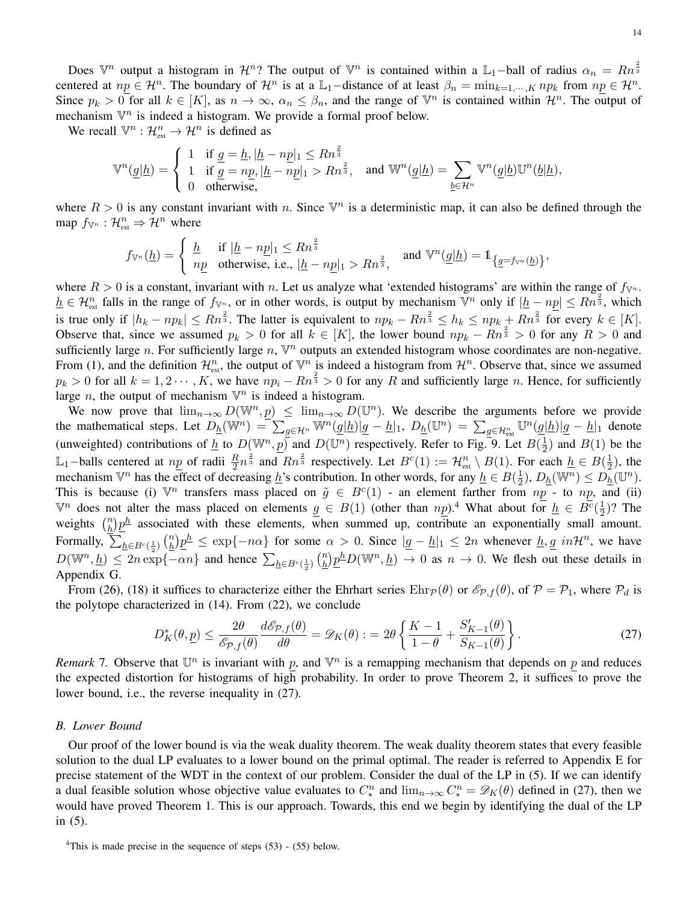Does $\mathbb{V}^n$ output a histogram in $\mathcal{H}^n$? The output of $\mathbb{V}^n$ is contained within a $\mathbb{L}_1$−ball of radius $\alpha_n = Rn^{\frac{2}{3}}$ centered at $n\underline{p} \in \mathcal{H}^n$. The boundary of $\mathcal{H}^n$ is at a $\mathbb{L}_1$−distance of at least $\beta_n = \min_{k=1,\cdots,K} np_k$ from $n\underline{p} \in \mathcal{H}^n$. Since $p_k > 0$ for all $k \in [K]$, as $n \to \infty$, $\alpha_n \leq \beta_n$, and the range of $\mathbb{V}^n$ is contained within $\mathcal{H}^n$. The output of mechanism $\mathbb{V}^n$ is indeed a histogram. We provide a formal proof below.

We recall $\mathbb{V}^n : \mathcal{H}^n_{\text{ext}} \to \mathcal{H}^n$ is defined as

$$\mathbb{V}^n(\underline{g}|\underline{h}) = \begin{cases} 1 & \text{if } \underline{g} = \underline{h}, |\underline{h} - n\underline{p}|_1 \leq Rn^{\frac{2}{3}} \\ 1 & \text{if } \underline{g} = n\underline{p}, |\underline{h} - n\underline{p}|_1 > Rn^{\frac{2}{3}}, \\ 0 & \text{otherwise,} \end{cases} \quad \text{and } \mathbb{W}^n(\underline{g}|\underline{h}) = \sum_{\underline{b} \in \mathcal{H}^n} \mathbb{V}^n(\underline{g}|\underline{b}) \mathbb{U}^n(\underline{b}|\underline{h}),$$

where $R > 0$ is any constant invariant with $n$. Since $\mathbb{V}^n$ is a deterministic map, it can also be defined through the map $f_{\mathbb{V}^n} : \mathcal{H}^n_{\text{ext}} \Rightarrow \mathcal{H}^n$ where

$$f_{\mathbb{V}^n}(\underline{h}) = \begin{cases} \underline{h} & \text{if } |\underline{h} - n\underline{p}|_1 \leq Rn^{\frac{2}{3}} \\ n\underline{p} & \text{otherwise, i.e., } |\underline{h} - n\underline{p}|_1 > Rn^{\frac{2}{3}}, \end{cases} \quad \text{and } \mathbb{V}^n(\underline{g}|\underline{h}) = \mathbb{1}_{\{\underline{g} = f_{\mathbb{V}^n}(\underline{h})\}},$$

where $R > 0$ is a constant, invariant with $n$. Let us analyze what 'extended histograms' are within the range of $f_{\mathbb{V}^n}$. $\underline{h} \in \mathcal{H}^n_{\text{ext}}$ falls in the range of $f_{\mathbb{V}^n}$, or in other words, is output by mechanism $\mathbb{V}^n$ only if $|\underline{h} - n\underline{p}| \leq Rn^{\frac{2}{3}}$, which is true only if $|h_k - np_k| \leq Rn^{\frac{2}{3}}$. The latter is equivalent to $np_k - Rn^{\frac{2}{3}} \leq h_k \leq np_k + Rn^{\frac{2}{3}}$ for every $k \in [K]$. Observe that, since we assumed $p_k > 0$ for all $k \in [K]$, the lower bound $np_k - Rn^{\frac{2}{3}} > 0$ for any $R > 0$ and sufficiently large $n$. For sufficiently large $n$, $\mathbb{V}^n$ outputs an extended histogram whose coordinates are non-negative. From (1), and the definition $\mathcal{H}^n_{\text{ext}}$, the output of $\mathbb{V}^n$ is indeed a histogram from $\mathcal{H}^n$. Observe that, since we assumed $p_k > 0$ for all $k = 1, 2 \cdots, K$, we have $np_i - Rn^{\frac{2}{3}} > 0$ for any $R$ and sufficiently large $n$. Hence, for sufficiently large $n$, the output of mechanism $\mathbb{V}^n$ is indeed a histogram.

We now prove that $\lim_{n\to\infty} D(\mathbb{W}^n, \underline{p}) \leq \lim_{n\to\infty} D(\mathbb{U}^n)$. We describe the arguments before we provide the mathematical steps. Let $D_{\underline{h}}(\mathbb{W}^n) = \sum_{\underline{g} \in \mathcal{H}^n} \mathbb{W}^n(\underline{g}|\underline{h})|\underline{g} - \underline{h}|_1$, $D_{\underline{h}}(\mathbb{U}^n) = \sum_{\underline{g} \in \mathcal{H}^n_{\text{ext}}} \mathbb{U}^n(\underline{g}|\underline{h})|\underline{g} - \underline{h}|_1$ denote (unweighted) contributions of $\underline{h}$ to $D(\mathbb{W}^n, \underline{p})$ and $D(\mathbb{U}^n)$ respectively. Refer to Fig. 9. Let $B(\frac{1}{2})$ and $B(1)$ be the $\mathbb{L}_1$−balls centered at $n\underline{p}$ of radii $\frac{R}{2}n^{\frac{2}{3}}$ and $Rn^{\frac{2}{3}}$ respectively. Let $B^c(1) := \mathcal{H}^n_{\text{ext}} \setminus B(1)$. For each $\underline{h} \in B(\frac{1}{2})$, the mechanism $\mathbb{V}^n$ has the effect of decreasing $\underline{h}$'s contribution. In other words, for any $\underline{h} \in B(\frac{1}{2})$, $D_{\underline{h}}(\mathbb{W}^n) \leq D_{\underline{h}}(\mathbb{U}^n)$. This is because (i) $\mathbb{V}^n$ transfers mass placed on $\tilde{g} \in B^c(1)$ - an element farther from $n\underline{p}$ - to $n\underline{p}$, and (ii) $\mathbb{V}^n$ does not alter the mass placed on elements $\underline{g} \in B(1)$ (other than $n\underline{p}$).[4] What about for $\underline{h} \in B^c(\frac{1}{2})$? The weights $\binom{n}{\underline{h}}\underline{p}^{\underline{h}}$ associated with these elements, when summed up, contribute an exponentially small amount. Formally, $\sum_{\underline{h} \in B^c(\frac{1}{2})} \binom{n}{\underline{h}}\underline{p}^{\underline{h}} \leq \exp\{-n\alpha\}$ for some $\alpha > 0$. Since $|\underline{g} - \underline{h}|_1 \leq 2n$ whenever $\underline{h}, \underline{g}\ in\mathcal{H}^n$, we have $D(\mathbb{W}^n, \underline{h}) \leq 2n \exp\{-\alpha n\}$ and hence $\sum_{\underline{h} \in B^c(\frac{1}{2})} \binom{n}{\underline{h}}\underline{p}^{\underline{h}} D(\mathbb{W}^n, \underline{h}) \to 0$ as $n \to 0$. We flesh out these details in Appendix G.

From (26), (18) it suffices to characterize either the Ehrhart series $\text{Ehr}_{\mathcal{P}}(\theta)$ or $\mathscr{E}_{\mathcal{P},f}(\theta)$, of $\mathcal{P} = \mathcal{P}_1$, where $\mathcal{P}_d$ is the polytope characterized in (14). From (22), we conclude

$$D^*_K(\theta, \underline{p}) \leq \frac{2\theta}{\mathscr{E}_{\mathcal{P},f}(\theta)} \frac{d\mathscr{E}_{\mathcal{P},f}(\theta)}{d\theta} = \mathscr{D}_K(\theta) := 2\theta \left\{ \frac{K-1}{1-\theta} + \frac{S'_{K-1}(\theta)}{S_{K-1}(\theta)} \right\}. \tag{27}$$

*Remark* 7. Observe that $\mathbb{U}^n$ is invariant with $\underline{p}$, and $\mathbb{V}^n$ is a remapping mechanism that depends on $\underline{p}$ and reduces the expected distortion for histograms of high probability. In order to prove Theorem 2, it suffices to prove the lower bound, i.e., the reverse inequality in (27).

### B. Lower Bound

Our proof of the lower bound is via the weak duality theorem. The weak duality theorem states that every feasible solution to the dual LP evaluates to a lower bound on the primal optimal. The reader is referred to Appendix E for precise statement of the WDT in the context of our problem. Consider the dual of the LP in (5). If we can identify a dual feasible solution whose objective value evaluates to $C^n_*$ and $\lim_{n\to\infty} C^n_* = \mathscr{D}_K(\theta)$ defined in (27), then we would have proved Theorem 1. This is our approach. Towards, this end we begin by identifying the dual of the LP in (5).

[4]This is made precise in the sequence of steps (53) - (55) below.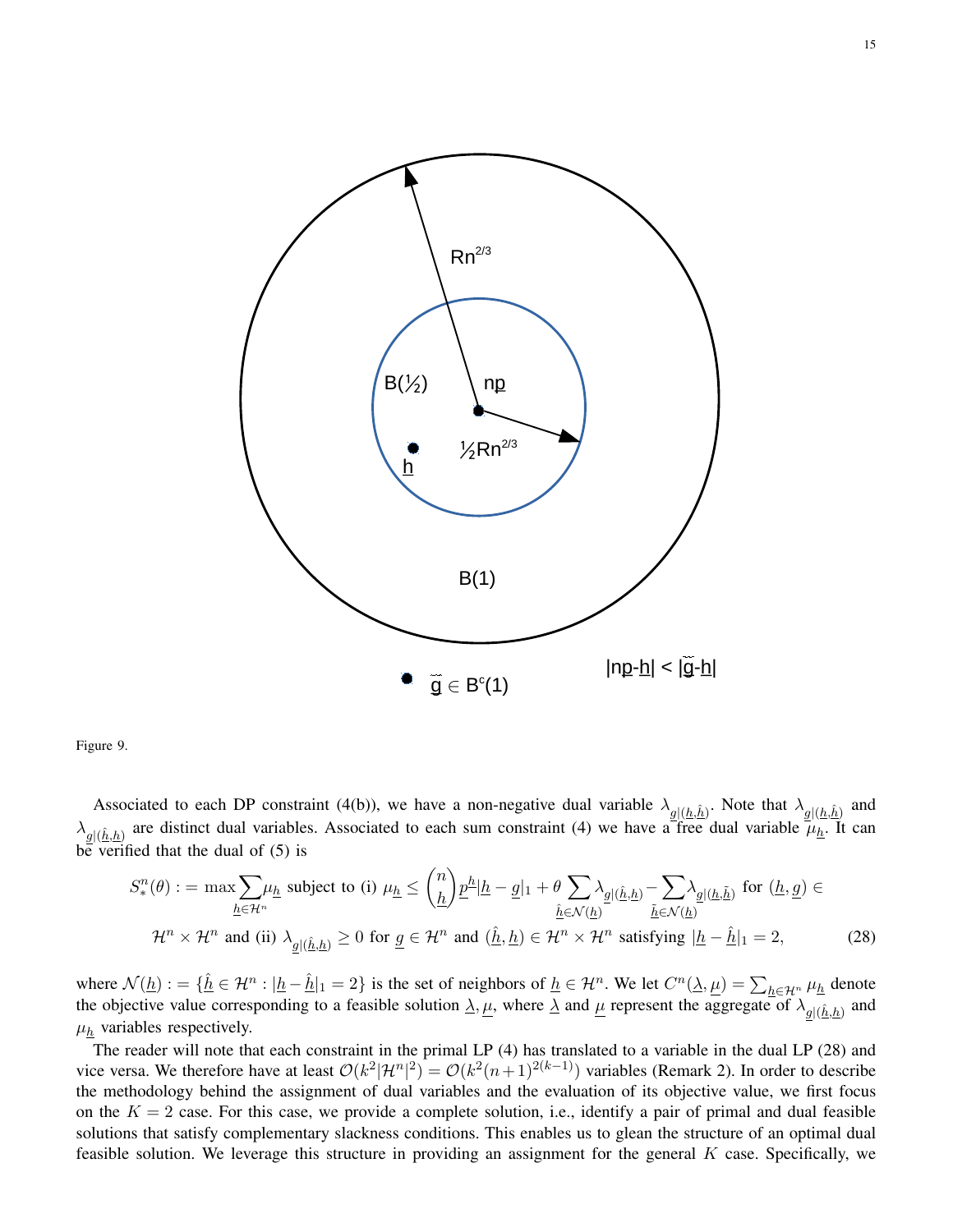Figure 9.

Associated to each DP constraint (4(b)), we have a non-negative dual variable $\lambda_{\underline{g}|(\underline{h},\underline{\hat{h}})}$. Note that $\lambda_{\underline{g}|(\underline{h},\underline{\hat{h}})}$ and $\lambda_{\underline{g}|(\underline{\hat{h}},\underline{h})}$ are distinct dual variables. Associated to each sum constraint (4) we have a free dual variable $\mu_{\underline{h}}$. It can be verified that the dual of (5) is

$$S_*^n(\theta) := \max \sum_{\underline{h} \in \mathcal{H}^n} \mu_{\underline{h}} \text{ subject to (i) } \mu_{\underline{h}} \leq \binom{n}{\underline{h}} \underline{p}^{\underline{h}} |\underline{h} - \underline{g}|_1 + \theta \sum_{\underline{\hat{h}} \in \mathcal{N}(\underline{h})} \lambda_{\underline{g}|(\underline{\hat{h}},\underline{h})} - \sum_{\underline{\tilde{h}} \in \mathcal{N}(\underline{h})} \lambda_{\underline{g}|(\underline{h},\underline{\tilde{h}})} \text{ for } (\underline{h}, \underline{g}) \in$$
$$\mathcal{H}^n \times \mathcal{H}^n \text{ and (ii) } \lambda_{\underline{g}|(\underline{\hat{h}},\underline{h})} \geq 0 \text{ for } \underline{g} \in \mathcal{H}^n \text{ and } (\underline{\hat{h}}, \underline{h}) \in \mathcal{H}^n \times \mathcal{H}^n \text{ satisfying } |\underline{h} - \underline{\hat{h}}|_1 = 2, \tag{28}$$

where $\mathcal{N}(\underline{h}) := \{\underline{\hat{h}} \in \mathcal{H}^n : |\underline{h} - \underline{\hat{h}}|_1 = 2\}$ is the set of neighbors of $\underline{h} \in \mathcal{H}^n$. We let $C^n(\underline{\lambda}, \underline{\mu}) = \sum_{\underline{h} \in \mathcal{H}^n} \mu_{\underline{h}}$ denote the objective value corresponding to a feasible solution $\underline{\lambda}, \underline{\mu}$, where $\underline{\lambda}$ and $\underline{\mu}$ represent the aggregate of $\lambda_{\underline{g}|(\underline{\hat{h}},\underline{h})}$ and $\mu_{\underline{h}}$ variables respectively.

The reader will note that each constraint in the primal LP (4) has translated to a variable in the dual LP (28) and vice versa. We therefore have at least $\mathcal{O}(k^2|\mathcal{H}^n|^2) = \mathcal{O}(k^2(n+1)^{2(k-1)})$ variables (Remark 2). In order to describe the methodology behind the assignment of dual variables and the evaluation of its objective value, we first focus on the $K = 2$ case. For this case, we provide a complete solution, i.e., identify a pair of primal and dual feasible solutions that satisfy complementary slackness conditions. This enables us to glean the structure of an optimal dual feasible solution. We leverage this structure in providing an assignment for the general $K$ case. Specifically, we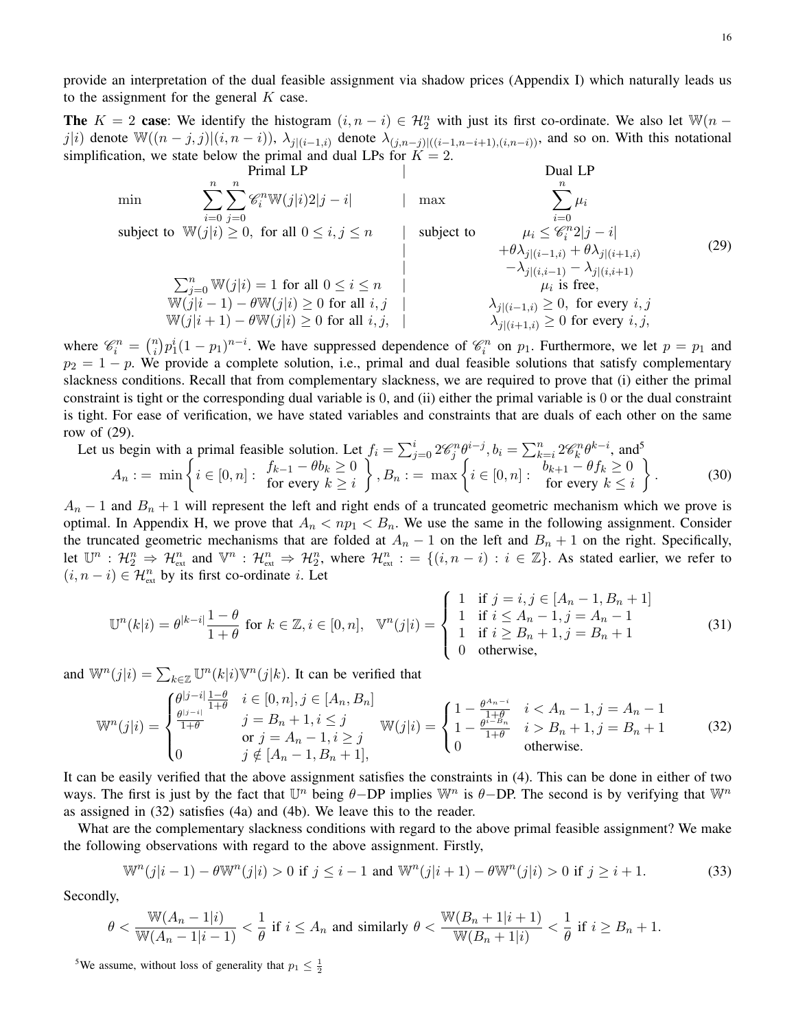provide an interpretation of the dual feasible assignment via shadow prices (Appendix I) which naturally leads us to the assignment for the general $K$ case.

**The** $K = 2$ **case**: We identify the histogram $(i, n-i) \in \mathcal{H}_2^n$ with just its first co-ordinate. We also let $\mathbb{W}(n-j|i)$ denote $\mathbb{W}((n-j,j)|(i,n-i))$, $\lambda_{j|(i-1,i)}$ denote $\lambda_{(j,n-j)|((i-1,n-i+1),(i,n-i))}$, and so on. With this notational simplification, we state below the primal and dual LPs for $K=2$.

$$
\begin{array}{llcll}
 & \text{Primal LP} & | & & \text{Dual LP} \\
\min & \displaystyle\sum_{i=0}^{n}\sum_{j=0}^{n} \mathscr{C}_i^n \mathbb{W}(j|i) 2|j-i| & | & \max & \displaystyle\sum_{i=0}^{n} \mu_i \\
\text{subject to} & \mathbb{W}(j|i) \geq 0, \text{ for all } 0 \leq i,j \leq n & | & \text{subject to} & \mu_i \leq \mathscr{C}_i^n 2|j-i| \\
 & & | & & +\theta\lambda_{j|(i-1,i)} + \theta\lambda_{j|(i+1,i)} \\
 & & | & & -\lambda_{j|(i,i-1)} - \lambda_{j|(i,i+1)} \\
 & \sum_{j=0}^{n} \mathbb{W}(j|i) = 1 \text{ for all } 0 \leq i \leq n & | & & \mu_i \text{ is free,} \\
 & \mathbb{W}(j|i-1) - \theta\mathbb{W}(j|i) \geq 0 \text{ for all } i,j & | & & \lambda_{j|(i-1,i)} \geq 0, \text{ for every } i,j \\
 & \mathbb{W}(j|i+1) - \theta\mathbb{W}(j|i) \geq 0 \text{ for all } i,j, & | & & \lambda_{j|(i+1,i)} \geq 0 \text{ for every } i,j,
\end{array}
\tag{29}
$$

where $\mathscr{C}_i^n = \binom{n}{i} p_1^i (1-p_1)^{n-i}$. We have suppressed dependence of $\mathscr{C}_i^n$ on $p_1$. Furthermore, we let $p = p_1$ and $p_2 = 1-p$. We provide a complete solution, i.e., primal and dual feasible solutions that satisfy complementary slackness conditions. Recall that from complementary slackness, we are required to prove that (i) either the primal constraint is tight or the corresponding dual variable is 0, and (ii) either the primal variable is 0 or the dual constraint is tight. For ease of verification, we have stated variables and constraints that are duals of each other on the same row of (29).

Let us begin with a primal feasible solution. Let $f_i = \sum_{j=0}^{i} 2\mathscr{C}_j^n \theta^{i-j}$, $b_i = \sum_{k=i}^{n} 2\mathscr{C}_k^n \theta^{k-i}$, and[5]

$$
A_n := \min\left\{ i \in [0,n] : \begin{array}{c} f_{k-1} - \theta b_k \geq 0 \\ \text{for every } k \geq i \end{array} \right\}, B_n := \max\left\{ i \in [0,n] : \begin{array}{c} b_{k+1} - \theta f_k \geq 0 \\ \text{for every } k \leq i \end{array} \right\}. \tag{30}
$$

$A_n - 1$ and $B_n + 1$ will represent the left and right ends of a truncated geometric mechanism which we prove is optimal. In Appendix H, we prove that $A_n < np_1 < B_n$. We use the same in the following assignment. Consider the truncated geometric mechanisms that are folded at $A_n - 1$ on the left and $B_n + 1$ on the right. Specifically, let $\mathbb{U}^n : \mathcal{H}_2^n \rightrightarrows \mathcal{H}_{\text{ext}}^n$ and $\mathbb{V}^n : \mathcal{H}_{\text{ext}}^n \rightrightarrows \mathcal{H}_2^n$, where $\mathcal{H}_{\text{ext}}^n := \{(i, n-i) : i \in \mathbb{Z}\}$. As stated earlier, we refer to $(i, n-i) \in \mathcal{H}_{\text{ext}}^n$ by its first co-ordinate $i$. Let

$$
\mathbb{U}^n(k|i) = \theta^{|k-i|}\frac{1-\theta}{1+\theta} \text{ for } k \in \mathbb{Z}, i \in [0,n], \quad \mathbb{V}^n(j|i) = \begin{cases} 1 & \text{if } j = i, j \in [A_n - 1, B_n + 1] \\ 1 & \text{if } i \leq A_n - 1, j = A_n - 1 \\ 1 & \text{if } i \geq B_n + 1, j = B_n + 1 \\ 0 & \text{otherwise,} \end{cases} \tag{31}
$$

and $\mathbb{W}^n(j|i) = \sum_{k \in \mathbb{Z}} \mathbb{U}^n(k|i)\mathbb{V}^n(j|k)$. It can be verified that

$$
\mathbb{W}^n(j|i) = \begin{cases} \theta^{|j-i|}\frac{1-\theta}{1+\theta} & i \in [0,n], j \in [A_n, B_n] \\ \frac{\theta^{|j-i|}}{1+\theta} & j = B_n + 1, i \leq j \\ & \text{or } j = A_n - 1, i \geq j \\ 0 & j \notin [A_n - 1, B_n + 1], \end{cases} \quad \mathbb{W}(j|i) = \begin{cases} 1 - \frac{\theta^{A_n - i}}{1+\theta} & i < A_n - 1, j = A_n - 1 \\ 1 - \frac{\theta^{i - B_n}}{1+\theta} & i > B_n + 1, j = B_n + 1 \\ 0 & \text{otherwise.} \end{cases} \tag{32}
$$

It can be easily verified that the above assignment satisfies the constraints in (4). This can be done in either of two ways. The first is just by the fact that $\mathbb{U}^n$ being $\theta$−DP implies $\mathbb{W}^n$ is $\theta$−DP. The second is by verifying that $\mathbb{W}^n$ as assigned in (32) satisfies (4a) and (4b). We leave this to the reader.

What are the complementary slackness conditions with regard to the above primal feasible assignment? We make the following observations with regard to the above assignment. Firstly,

$$
\mathbb{W}^n(j|i-1) - \theta\mathbb{W}^n(j|i) > 0 \text{ if } j \leq i-1 \text{ and } \mathbb{W}^n(j|i+1) - \theta\mathbb{W}^n(j|i) > 0 \text{ if } j \geq i+1. \tag{33}
$$

Secondly,

$$
\theta < \frac{\mathbb{W}(A_n - 1|i)}{\mathbb{W}(A_n - 1|i-1)} < \frac{1}{\theta} \text{ if } i \leq A_n \text{ and similarly } \theta < \frac{\mathbb{W}(B_n + 1|i+1)}{\mathbb{W}(B_n + 1|i)} < \frac{1}{\theta} \text{ if } i \geq B_n + 1.
$$

[5]We assume, without loss of generality that $p_1 \leq \frac{1}{2}$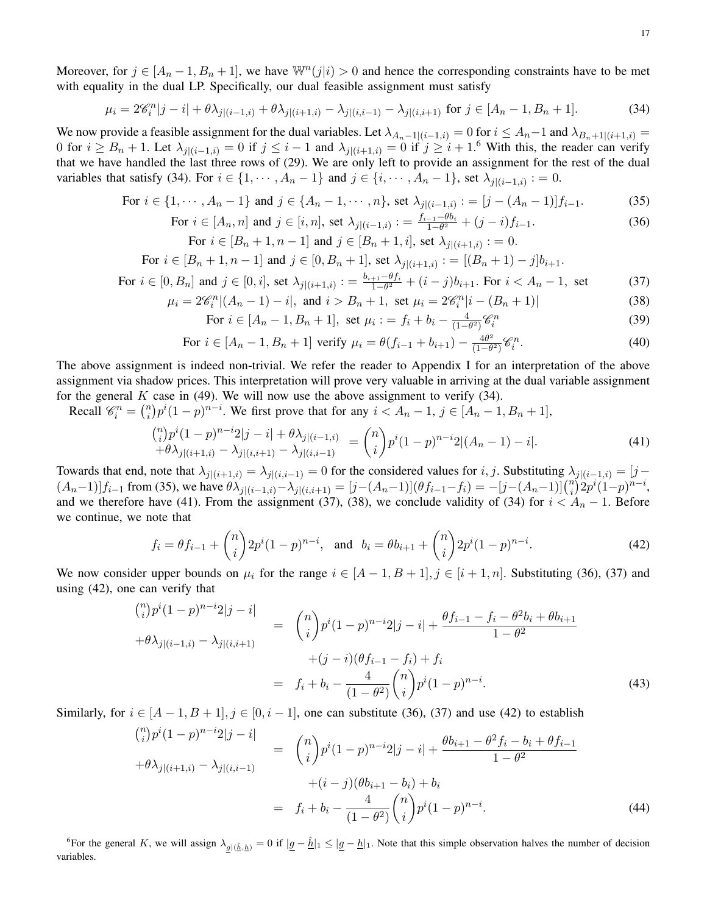Moreover, for $j \in [A_n - 1, B_n + 1]$, we have $\mathbb{W}^n(j|i) > 0$ and hence the corresponding constraints have to be met with equality in the dual LP. Specifically, our dual feasible assignment must satisfy

$$\mu_i = 2\mathscr{C}_i^n |j - i| + \theta\lambda_{j|(i-1,i)} + \theta\lambda_{j|(i+1,i)} - \lambda_{j|(i,i-1)} - \lambda_{j|(i,i+1)} \text{ for } j \in [A_n - 1, B_n + 1]. \tag{34}$$

We now provide a feasible assignment for the dual variables. Let $\lambda_{A_n-1|(i-1,i)} = 0$ for $i \leq A_n - 1$ and $\lambda_{B_n+1|(i+1,i)} = 0$ for $i \geq B_n + 1$. Let $\lambda_{j|(i-1,i)} = 0$ if $j \leq i - 1$ and $\lambda_{j|(i+1,i)} = 0$ if $j \geq i + 1$.[6] With this, the reader can verify that we have handled the last three rows of (29). We are only left to provide an assignment for the rest of the dual variables that satisfy (34). For $i \in \{1, \cdots, A_n - 1\}$ and $j \in \{i, \cdots, A_n - 1\}$, set $\lambda_{j|(i-1,i)} := 0$.

$$\text{For } i \in \{1, \cdots, A_n - 1\} \text{ and } j \in \{A_n - 1, \cdots, n\}, \text{ set } \lambda_{j|(i-1,i)} := [j - (A_n - 1)]f_{i-1}. \tag{35}$$

$$\text{For } i \in [A_n, n] \text{ and } j \in [i, n], \text{ set } \lambda_{j|(i-1,i)} := \tfrac{f_{i-1} - \theta b_i}{1-\theta^2} + (j - i)f_{i-1}. \tag{36}$$

$$\text{For } i \in [B_n + 1, n - 1] \text{ and } j \in [B_n + 1, i], \text{ set } \lambda_{j|(i+1,i)} := 0.$$

$$\text{For } i \in [B_n + 1, n - 1] \text{ and } j \in [0, B_n + 1], \text{ set } \lambda_{j|(i+1,i)} := [(B_n + 1) - j]b_{i+1}.$$

$$\text{For } i \in [0, B_n] \text{ and } j \in [0, i], \text{ set } \lambda_{j|(i+1,i)} := \tfrac{b_{i+1} - \theta f_i}{1-\theta^2} + (i - j)b_{i+1}. \text{ For } i < A_n - 1, \text{ set} \tag{37}$$

$$\mu_i = 2\mathscr{C}_i^n |(A_n - 1) - i|, \text{ and } i > B_n + 1, \text{ set } \mu_i = 2\mathscr{C}_i^n |i - (B_n + 1)| \tag{38}$$

$$\text{For } i \in [A_n - 1, B_n + 1], \text{ set } \mu_i := f_i + b_i - \tfrac{4}{(1-\theta^2)}\mathscr{C}_i^n \tag{39}$$

$$\text{For } i \in [A_n - 1, B_n + 1] \text{ verify } \mu_i = \theta(f_{i-1} + b_{i+1}) - \tfrac{4\theta^2}{(1-\theta^2)}\mathscr{C}_i^n. \tag{40}$$

The above assignment is indeed non-trivial. We refer the reader to Appendix I for an interpretation of the above assignment via shadow prices. This interpretation will prove very valuable in arriving at the dual variable assignment for the general $K$ case in (49). We will now use the above assignment to verify (34).

Recall $\mathscr{C}_i^n = \binom{n}{i}p^i(1-p)^{n-i}$. We first prove that for any $i < A_n - 1$, $j \in [A_n - 1, B_n + 1]$,

$$\begin{aligned} &\tbinom{n}{i}p^i(1-p)^{n-i}2|j - i| + \theta\lambda_{j|(i-1,i)} \\ &+\theta\lambda_{j|(i+1,i)} - \lambda_{j|(i,i+1)} - \lambda_{j|(i,i-1)} \end{aligned} = \binom{n}{i}p^i(1-p)^{n-i}2|(A_n - 1) - i|. \tag{41}$$

Towards that end, note that $\lambda_{j|(i+1,i)} = \lambda_{j|(i,i-1)} = 0$ for the considered values for $i, j$. Substituting $\lambda_{j|(i-1,i)} = [j - (A_n - 1)]f_{i-1}$ from (35), we have $\theta\lambda_{j|(i-1,i)} - \lambda_{j|(i,i+1)} = [j - (A_n - 1)](\theta f_{i-1} - f_i) = -[j - (A_n - 1)]\binom{n}{i}2p^i(1-p)^{n-i}$, and we therefore have (41). From the assignment (37), (38), we conclude validity of (34) for $i < A_n - 1$. Before we continue, we note that

$$f_i = \theta f_{i-1} + \binom{n}{i}2p^i(1-p)^{n-i}, \quad \text{and} \quad b_i = \theta b_{i+1} + \binom{n}{i}2p^i(1-p)^{n-i}. \tag{42}$$

We now consider upper bounds on $\mu_i$ for the range $i \in [A - 1, B + 1], j \in [i + 1, n]$. Substituting (36), (37) and using (42), one can verify that

$$\begin{aligned} &\tbinom{n}{i}p^i(1-p)^{n-i}2|j - i| \\ &+\theta\lambda_{j|(i-1,i)} - \lambda_{j|(i,i+1)} \end{aligned} \begin{aligned} &= \binom{n}{i}p^i(1-p)^{n-i}2|j - i| + \frac{\theta f_{i-1} - f_i - \theta^2 b_i + \theta b_{i+1}}{1-\theta^2} \\ &\quad +(j - i)(\theta f_{i-1} - f_i) + f_i \\ &= f_i + b_i - \frac{4}{(1-\theta^2)}\binom{n}{i}p^i(1-p)^{n-i}. \end{aligned} \tag{43}$$

Similarly, for $i \in [A - 1, B + 1], j \in [0, i - 1]$, one can substitute (36), (37) and use (42) to establish

$$\begin{aligned} &\tbinom{n}{i}p^i(1-p)^{n-i}2|j - i| \\ &+\theta\lambda_{j|(i+1,i)} - \lambda_{j|(i,i-1)} \end{aligned} \begin{aligned} &= \binom{n}{i}p^i(1-p)^{n-i}2|j - i| + \frac{\theta b_{i+1} - \theta^2 f_i - b_i + \theta f_{i-1}}{1-\theta^2} \\ &\quad +(i - j)(\theta b_{i+1} - b_i) + b_i \\ &= f_i + b_i - \frac{4}{(1-\theta^2)}\binom{n}{i}p^i(1-p)^{n-i}. \end{aligned} \tag{44}$$

[6]For the general $K$, we will assign $\lambda_{\underline{g}|(\hat{\underline{h}}, \underline{h})} = 0$ if $|\underline{g} - \hat{\underline{h}}|_1 \leq |\underline{g} - \underline{h}|_1$. Note that this simple observation halves the number of decision variables.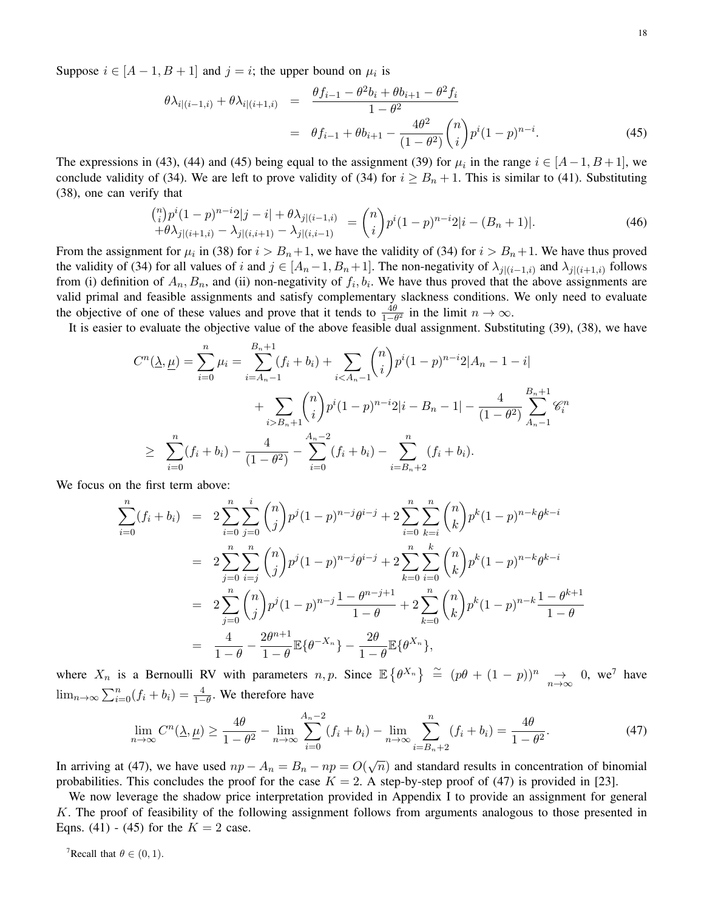Suppose $i \in [A-1, B+1]$ and $j = i$; the upper bound on $\mu_i$ is

$$\begin{aligned} \theta\lambda_{i|(i-1,i)} + \theta\lambda_{i|(i+1,i)} &= \frac{\theta f_{i-1} - \theta^2 b_i + \theta b_{i+1} - \theta^2 f_i}{1-\theta^2} \\ &= \theta f_{i-1} + \theta b_{i+1} - \frac{4\theta^2}{(1-\theta^2)}\binom{n}{i}p^i(1-p)^{n-i}. \end{aligned} \tag{45}$$

The expressions in (43), (44) and (45) being equal to the assignment (39) for $\mu_i$ in the range $i \in [A-1, B+1]$, we conclude validity of (34). We are left to prove validity of (34) for $i \geq B_n + 1$. This is similar to (41). Substituting (38), one can verify that

$$\begin{aligned} &\tbinom{n}{i}p^i(1-p)^{n-i}2|j-i| + \theta\lambda_{j|(i-1,i)} \\ &+\theta\lambda_{j|(i+1,i)} - \lambda_{j|(i,i+1)} - \lambda_{j|(i,i-1)} \end{aligned} = \binom{n}{i}p^i(1-p)^{n-i}2|i-(B_n+1)|. \tag{46}$$

From the assignment for $\mu_i$ in (38) for $i > B_n + 1$, we have the validity of (34) for $i > B_n + 1$. We have thus proved the validity of (34) for all values of $i$ and $j \in [A_n - 1, B_n + 1]$. The non-negativity of $\lambda_{j|(i-1,i)}$ and $\lambda_{j|(i+1,i)}$ follows from (i) definition of $A_n, B_n$, and (ii) non-negativity of $f_i, b_i$. We have thus proved that the above assignments are valid primal and feasible assignments and satisfy complementary slackness conditions. We only need to evaluate the objective of one of these values and prove that it tends to $\frac{4\theta}{1-\theta^2}$ in the limit $n \to \infty$.

It is easier to evaluate the objective value of the above feasible dual assignment. Substituting (39), (38), we have

$$\begin{aligned} C^n(\underline{\lambda}, \underline{\mu}) = \sum_{i=0}^{n}\mu_i &= \sum_{i=A_n-1}^{B_n+1}(f_i + b_i) + \sum_{i<A_n-1}\binom{n}{i}p^i(1-p)^{n-i}2|A_n - 1 - i| \\ &\quad + \sum_{i>B_n+1}\binom{n}{i}p^i(1-p)^{n-i}2|i - B_n - 1| - \frac{4}{(1-\theta^2)}\sum_{A_n-1}^{B_n+1}\mathscr{C}_i^n \\ &\geq \sum_{i=0}^{n}(f_i + b_i) - \frac{4}{(1-\theta^2)} - \sum_{i=0}^{A_n-2}(f_i + b_i) - \sum_{i=B_n+2}^{n}(f_i + b_i). \end{aligned}$$

We focus on the first term above:

$$\begin{aligned} \sum_{i=0}^{n}(f_i + b_i) &= 2\sum_{i=0}^{n}\sum_{j=0}^{i}\binom{n}{j}p^j(1-p)^{n-j}\theta^{i-j} + 2\sum_{i=0}^{n}\sum_{k=i}^{n}\binom{n}{k}p^k(1-p)^{n-k}\theta^{k-i} \\ &= 2\sum_{j=0}^{n}\sum_{i=j}^{n}\binom{n}{j}p^j(1-p)^{n-j}\theta^{i-j} + 2\sum_{k=0}^{n}\sum_{i=0}^{k}\binom{n}{k}p^k(1-p)^{n-k}\theta^{k-i} \\ &= 2\sum_{j=0}^{n}\binom{n}{j}p^j(1-p)^{n-j}\frac{1-\theta^{n-j+1}}{1-\theta} + 2\sum_{k=0}^{n}\binom{n}{k}p^k(1-p)^{n-k}\frac{1-\theta^{k+1}}{1-\theta} \\ &= \frac{4}{1-\theta} - \frac{2\theta^{n+1}}{1-\theta}\mathbb{E}\{\theta^{-X_n}\} - \frac{2\theta}{1-\theta}\mathbb{E}\{\theta^{X_n}\}, \end{aligned}$$

where $X_n$ is a Bernoulli RV with parameters $n, p$. Since $\mathbb{E}\left\{\theta^{X_n}\right\} \cong (p\theta + (1-p))^n \underset{n\to\infty}{\rightarrow} 0$, we[7] have $\lim_{n\to\infty}\sum_{i=0}^{n}(f_i + b_i) = \frac{4}{1-\theta}$. We therefore have

$$\lim_{n\to\infty} C^n(\underline{\lambda}, \underline{\mu}) \geq \frac{4\theta}{1-\theta^2} - \lim_{n\to\infty}\sum_{i=0}^{A_n-2}(f_i + b_i) - \lim_{n\to\infty}\sum_{i=B_n+2}^{n}(f_i + b_i) = \frac{4\theta}{1-\theta^2}. \tag{47}$$

In arriving at (47), we have used $np - A_n = B_n - np = O(\sqrt{n})$ and standard results in concentration of binomial probabilities. This concludes the proof for the case $K = 2$. A step-by-step proof of (47) is provided in [23].

We now leverage the shadow price interpretation provided in Appendix I to provide an assignment for general $K$. The proof of feasibility of the following assignment follows from arguments analogous to those presented in Eqns. (41) - (45) for the $K = 2$ case.

[7] Recall that $\theta \in (0, 1)$.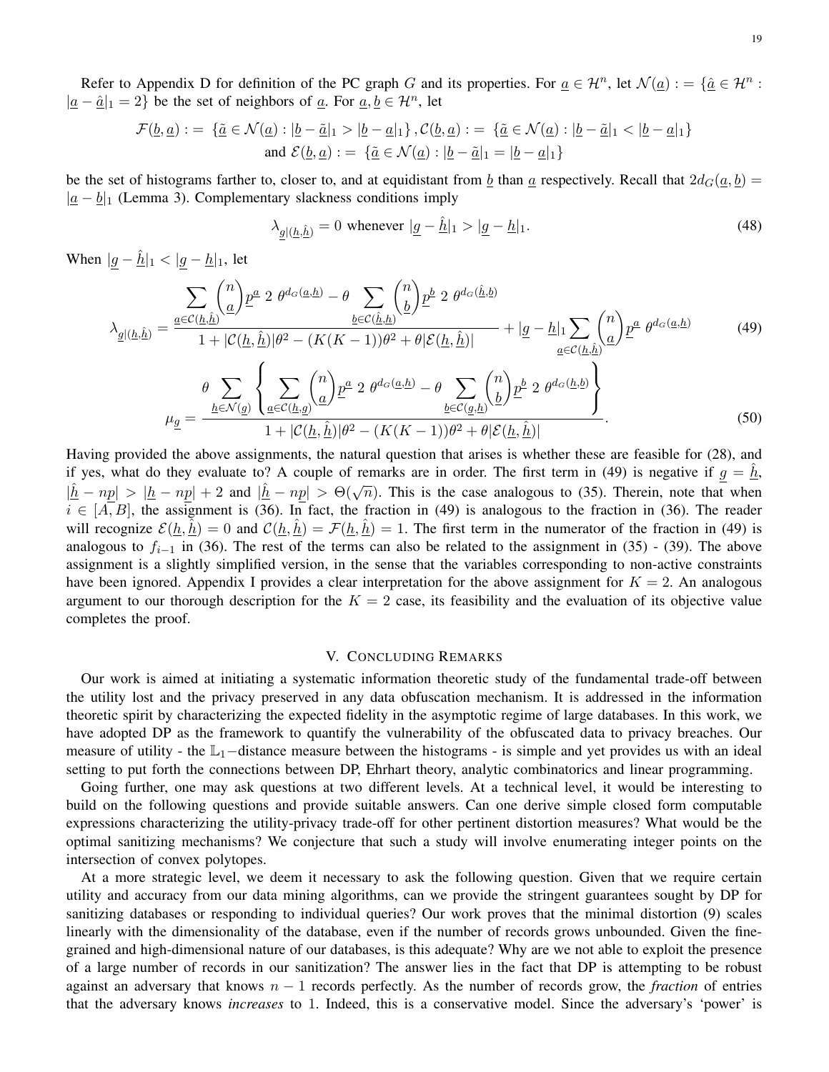Refer to Appendix D for definition of the PC graph $G$ and its properties. For $\underline{a} \in \mathcal{H}^n$, let $\mathcal{N}(\underline{a}) := \{\underline{\hat{a}} \in \mathcal{H}^n : |\underline{a} - \underline{\hat{a}}|_1 = 2\}$ be the set of neighbors of $\underline{a}$. For $\underline{a}, \underline{b} \in \mathcal{H}^n$, let

$$\mathcal{F}(\underline{b}, \underline{a}) := \{\underline{\tilde{a}} \in \mathcal{N}(\underline{a}) : |\underline{b} - \underline{\tilde{a}}|_1 > |\underline{b} - \underline{a}|_1\}, \mathcal{C}(\underline{b}, \underline{a}) := \{\underline{\tilde{a}} \in \mathcal{N}(\underline{a}) : |\underline{b} - \underline{\tilde{a}}|_1 < |\underline{b} - \underline{a}|_1\}$$
$$\text{and } \mathcal{E}(\underline{b}, \underline{a}) := \{\underline{\tilde{a}} \in \mathcal{N}(\underline{a}) : |\underline{b} - \underline{\tilde{a}}|_1 = |\underline{b} - \underline{a}|_1\}$$

be the set of histograms farther to, closer to, and at equidistant from $\underline{b}$ than $\underline{a}$ respectively. Recall that $2d_G(\underline{a}, \underline{b}) = |\underline{a} - \underline{b}|_1$ (Lemma 3). Complementary slackness conditions imply

$$\lambda_{\underline{g}|(\underline{h}, \underline{\hat{h}})} = 0 \text{ whenever } |\underline{g} - \underline{\hat{h}}|_1 > |\underline{g} - \underline{h}|_1. \tag{48}$$

When $|\underline{g} - \underline{\hat{h}}|_1 < |\underline{g} - \underline{h}|_1$, let

$$\lambda_{\underline{g}|(\underline{h}, \underline{\hat{h}})} = \frac{\sum_{\underline{a} \in \mathcal{C}(\underline{h}, \underline{\hat{h}})} \binom{n}{\underline{a}} \underline{p}^{\underline{a}} \, 2 \, \theta^{d_G(\underline{a}, \underline{h})} - \theta \sum_{\underline{b} \in \mathcal{C}(\underline{\hat{h}}, \underline{h})} \binom{n}{\underline{b}} \underline{p}^{\underline{b}} \, 2 \, \theta^{d_G(\underline{\hat{h}}, \underline{b})}}{1 + |\mathcal{C}(\underline{h}, \underline{\hat{h}})| \theta^2 - (K(K-1))\theta^2 + \theta |\mathcal{E}(\underline{h}, \underline{\hat{h}})|} + |\underline{g} - \underline{h}|_1 \sum_{\underline{a} \in \mathcal{C}(\underline{h}, \underline{\hat{h}})} \binom{n}{\underline{a}} \underline{p}^{\underline{a}} \, \theta^{d_G(\underline{a}, \underline{h})} \tag{49}$$

$$\mu_{\underline{g}} = \frac{\theta \sum_{\underline{h} \in \mathcal{N}(\underline{g})} \left\{ \sum_{\underline{a} \in \mathcal{C}(\underline{h}, \underline{g})} \binom{n}{\underline{a}} \underline{p}^{\underline{a}} \, 2 \, \theta^{d_G(\underline{a}, \underline{h})} - \theta \sum_{\underline{b} \in \mathcal{C}(\underline{g}, \underline{h})} \binom{n}{\underline{b}} \underline{p}^{\underline{b}} \, 2 \, \theta^{d_G(\underline{h}, \underline{b})} \right\}}{1 + |\mathcal{C}(\underline{h}, \underline{\hat{h}})| \theta^2 - (K(K-1))\theta^2 + \theta |\mathcal{E}(\underline{h}, \underline{\hat{h}})|}. \tag{50}$$

Having provided the above assignments, the natural question that arises is whether these are feasible for (28), and if yes, what do they evaluate to? A couple of remarks are in order. The first term in (49) is negative if $\underline{g} = \underline{\hat{h}}$, $|\underline{\hat{h}} - n\underline{p}| > |\underline{h} - n\underline{p}| + 2$ and $|\underline{\hat{h}} - n\underline{p}| > \Theta(\sqrt{n})$. This is the case analogous to (35). Therein, note that when $i \in [A, B]$, the assignment is (36). In fact, the fraction in (49) is analogous to the fraction in (36). The reader will recognize $\mathcal{E}(\underline{h}, \underline{\hat{h}}) = 0$ and $\mathcal{C}(\underline{h}, \underline{\hat{h}}) = \mathcal{F}(\underline{h}, \underline{\hat{h}}) = 1$. The first term in the numerator of the fraction in (49) is analogous to $f_{i-1}$ in (36). The rest of the terms can also be related to the assignment in (35) - (39). The above assignment is a slightly simplified version, in the sense that the variables corresponding to non-active constraints have been ignored. Appendix I provides a clear interpretation for the above assignment for $K = 2$. An analogous argument to our thorough description for the $K = 2$ case, its feasibility and the evaluation of its objective value completes the proof.

## V. Concluding Remarks

Our work is aimed at initiating a systematic information theoretic study of the fundamental trade-off between the utility lost and the privacy preserved in any data obfuscation mechanism. It is addressed in the information theoretic spirit by characterizing the expected fidelity in the asymptotic regime of large databases. In this work, we have adopted DP as the framework to quantify the vulnerability of the obfuscated data to privacy breaches. Our measure of utility - the $\mathbb{L}_1-$distance measure between the histograms - is simple and yet provides us with an ideal setting to put forth the connections between DP, Ehrhart theory, analytic combinatorics and linear programming.

Going further, one may ask questions at two different levels. At a technical level, it would be interesting to build on the following questions and provide suitable answers. Can one derive simple closed form computable expressions characterizing the utility-privacy trade-off for other pertinent distortion measures? What would be the optimal sanitizing mechanisms? We conjecture that such a study will involve enumerating integer points on the intersection of convex polytopes.

At a more strategic level, we deem it necessary to ask the following question. Given that we require certain utility and accuracy from our data mining algorithms, can we provide the stringent guarantees sought by DP for sanitizing databases or responding to individual queries? Our work proves that the minimal distortion (9) scales linearly with the dimensionality of the database, even if the number of records grows unbounded. Given the fine-grained and high-dimensional nature of our databases, is this adequate? Why are we not able to exploit the presence of a large number of records in our sanitization? The answer lies in the fact that DP is attempting to be robust against an adversary that knows $n-1$ records perfectly. As the number of records grow, the *fraction* of entries that the adversary knows *increases* to 1. Indeed, this is a conservative model. Since the adversary's 'power' is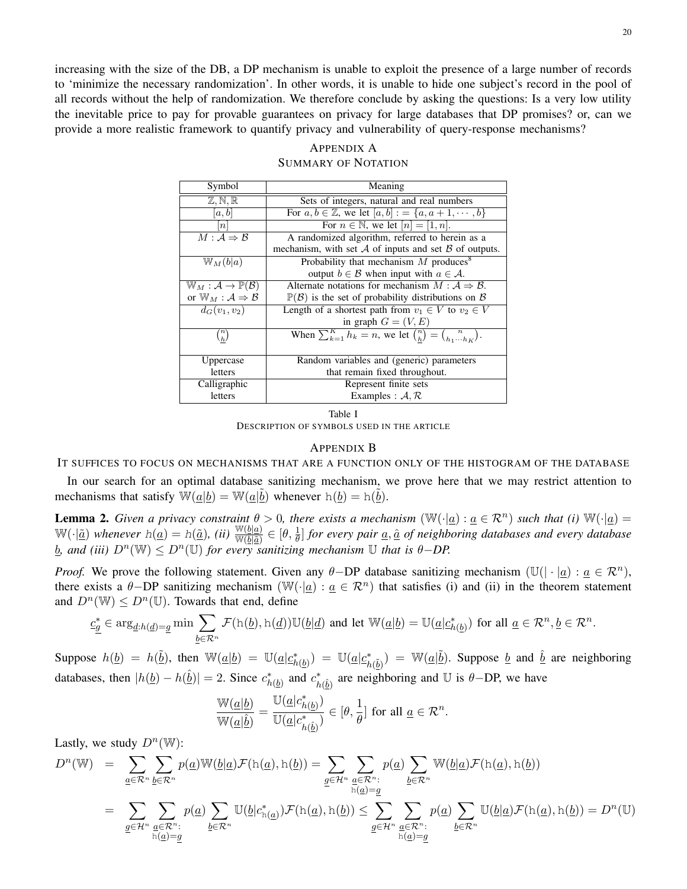increasing with the size of the DB, a DP mechanism is unable to exploit the presence of a large number of records to 'minimize the necessary randomization'. In other words, it is unable to hide one subject's record in the pool of all records without the help of randomization. We therefore conclude by asking the questions: Is a very low utility the inevitable price to pay for provable guarantees on privacy for large databases that DP promises? or, can we provide a more realistic framework to quantify privacy and vulnerability of query-response mechanisms?

# Appendix A
## Summary of Notation

| Symbol | Meaning |
| --- | --- |
| $\mathbb{Z}, \mathbb{N}, \mathbb{R}$ | Sets of integers, natural and real numbers |
| $[a, b]$ | For $a, b \in \mathbb{Z}$, we let $[a, b] := \{a, a+1, \cdots, b\}$ |
| $[n]$ | For $n \in \mathbb{N}$, we let $[n] = [1, n]$. |
| $M : \mathcal{A} \Rightarrow \mathcal{B}$ | A randomized algorithm, referred to herein as a mechanism, with set $\mathcal{A}$ of inputs and set $\mathcal{B}$ of outputs. |
| $\mathbb{W}_M(b\|a)$ | Probability that mechanism $M$ produces[8] output $b \in \mathcal{B}$ when input with $a \in \mathcal{A}$. |
| $\mathbb{W}_M : \mathcal{A} \to \mathbb{P}(\mathcal{B})$ or $\mathbb{W}_M : \mathcal{A} \Rightarrow \mathcal{B}$ | Alternate notations for mechanism $M : \mathcal{A} \Rightarrow \mathcal{B}$. $\mathbb{P}(\mathcal{B})$ is the set of probability distributions on $\mathcal{B}$ |
| $d_G(v_1, v_2)$ | Length of a shortest path from $v_1 \in V$ to $v_2 \in V$ in graph $G = (V, E)$ |
| $\binom{n}{\underline{h}}$ | When $\sum_{k=1}^{K} h_k = n$, we let $\binom{n}{\underline{h}} = \binom{n}{h_1 \cdots h_K}$. |
| Uppercase letters | Random variables and (generic) parameters that remain fixed throughout. |
| Calligraphic letters | Represent finite sets Examples : $\mathcal{A}, \mathcal{R}$ |

Table I
Description of symbols used in the article

# Appendix B
## It suffices to focus on mechanisms that are a function only of the histogram of the database

In our search for an optimal database sanitizing mechanism, we prove here that we may restrict attention to mechanisms that satisfy $\mathbb{W}(\underline{a}|\underline{b}) = \mathbb{W}(\underline{a}|\tilde{\underline{b}})$ whenever $\mathtt{h}(\underline{b}) = \mathtt{h}(\tilde{\underline{b}})$.

**Lemma 2.** *Given a privacy constraint $\theta > 0$, there exists a mechanism $(\mathbb{W}(\cdot|\underline{a}) : \underline{a} \in \mathcal{R}^n)$ such that (i) $\mathbb{W}(\cdot|\underline{a}) = \mathbb{W}(\cdot|\tilde{\underline{a}})$ whenever $\mathtt{h}(\underline{a}) = \mathtt{h}(\tilde{\underline{a}})$, (ii) $\frac{\mathbb{W}(\underline{b}|\underline{a})}{\mathbb{W}(\underline{b}|\hat{\underline{a}})} \in [\theta, \frac{1}{\theta}]$ for every pair $\underline{a}, \hat{\underline{a}}$ of neighboring databases and every database $\underline{b}$, and (iii) $D^n(\mathbb{W}) \leq D^n(\mathbb{U})$ for every sanitizing mechanism $\mathbb{U}$ that is $\theta-$DP.*

*Proof.* We prove the following statement. Given any $\theta-$DP database sanitizing mechanism $(\mathbb{U}(|\cdot|\underline{a}) : \underline{a} \in \mathcal{R}^n)$, there exists a $\theta-$DP sanitizing mechanism $(\mathbb{W}(\cdot|\underline{a}) : \underline{a} \in \mathcal{R}^n)$ that satisfies (i) and (ii) in the theorem statement and $D^n(\mathbb{W}) \leq D^n(\mathbb{U})$. Towards that end, define

$$\underline{c}^*_{\underline{g}} \in \arg_{\underline{d}:h(\underline{d})=\underline{g}} \min \sum_{\underline{b} \in \mathcal{R}^n} \mathcal{F}(\mathtt{h}(\underline{b}), \mathtt{h}(\underline{d})) \mathbb{U}(\underline{b}|\underline{d}) \text{ and let } \mathbb{W}(\underline{a}|\underline{b}) = \mathbb{U}(\underline{a}|\underline{c}^*_{h(\underline{b})}) \text{ for all } \underline{a} \in \mathcal{R}^n, \underline{b} \in \mathcal{R}^n.$$

Suppose $h(\underline{b}) = h(\tilde{\underline{b}})$, then $\mathbb{W}(\underline{a}|\underline{b}) = \mathbb{U}(\underline{a}|\underline{c}^*_{h(\underline{b})}) = \mathbb{U}(\underline{a}|\underline{c}^*_{h(\tilde{\underline{b}})}) = \mathbb{W}(\underline{a}|\tilde{\underline{b}})$. Suppose $\underline{b}$ and $\hat{\underline{b}}$ are neighboring databases, then $|h(\underline{b}) - h(\hat{\underline{b}})| = 2$. Since $c^*_{h(\underline{b})}$ and $c^*_{h(\hat{\underline{b}})}$ are neighboring and $\mathbb{U}$ is $\theta-$DP, we have

$$\frac{\mathbb{W}(\underline{a}|\underline{b})}{\mathbb{W}(\underline{a}|\hat{\underline{b}})} = \frac{\mathbb{U}(\underline{a}|c^*_{h(\underline{b})})}{\mathbb{U}(\underline{a}|c^*_{h(\hat{\underline{b}})})} \in [\theta, \frac{1}{\theta}] \text{ for all } \underline{a} \in \mathcal{R}^n.$$

Lastly, we study $D^n(\mathbb{W})$:

$$\begin{aligned}
D^n(\mathbb{W}) &= \sum_{\underline{a} \in \mathcal{R}^n} \sum_{\underline{b} \in \mathcal{R}^n} p(\underline{a}) \mathbb{W}(\underline{b}|\underline{a}) \mathcal{F}(\mathtt{h}(\underline{a}), \mathtt{h}(\underline{b})) = \sum_{\underline{g} \in \mathcal{H}^n} \sum_{\substack{\underline{a} \in \mathcal{R}^n: \\ \mathtt{h}(\underline{a}) = \underline{g}}} p(\underline{a}) \sum_{\underline{b} \in \mathcal{R}^n} \mathbb{W}(\underline{b}|\underline{a}) \mathcal{F}(\mathtt{h}(\underline{a}), \mathtt{h}(\underline{b})) \\
&= \sum_{\underline{g} \in \mathcal{H}^n} \sum_{\substack{\underline{a} \in \mathcal{R}^n: \\ \mathtt{h}(\underline{a}) = \underline{g}}} p(\underline{a}) \sum_{\underline{b} \in \mathcal{R}^n} \mathbb{U}(\underline{b}|c^*_{\mathtt{h}(\underline{a})}) \mathcal{F}(\mathtt{h}(\underline{a}), \mathtt{h}(\underline{b})) \leq \sum_{\underline{g} \in \mathcal{H}^n} \sum_{\substack{\underline{a} \in \mathcal{R}^n: \\ \mathtt{h}(\underline{a}) = \underline{g}}} p(\underline{a}) \sum_{\underline{b} \in \mathcal{R}^n} \mathbb{U}(\underline{b}|\underline{a}) \mathcal{F}(\mathtt{h}(\underline{a}), \mathtt{h}(\underline{b})) = D^n(\mathbb{U})
\end{aligned}$$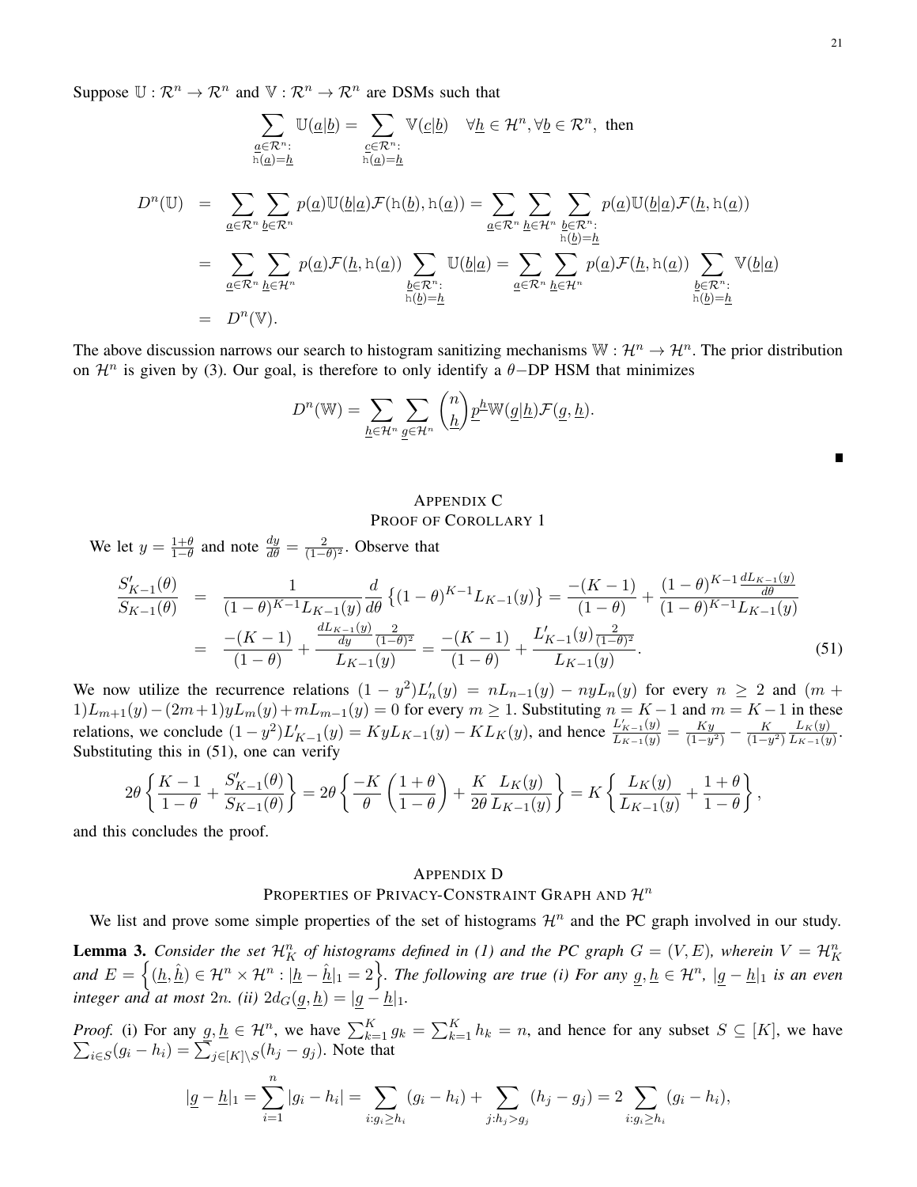Suppose $\mathbb{U} : \mathcal{R}^n \to \mathcal{R}^n$ and $\mathbb{V} : \mathcal{R}^n \to \mathcal{R}^n$ are DSMs such that

$$\sum_{\substack{\underline{a}\in\mathcal{R}^n:\\ \mathtt{h}(\underline{a})=\underline{h}}} \mathbb{U}(\underline{a}|\underline{b}) = \sum_{\substack{\underline{c}\in\mathcal{R}^n:\\ \mathtt{h}(\underline{a})=\underline{h}}} \mathbb{V}(\underline{c}|\underline{b}) \quad \forall \underline{h}\in\mathcal{H}^n, \forall \underline{b}\in\mathcal{R}^n, \text{ then}$$

$$\begin{aligned}
D^n(\mathbb{U}) &= \sum_{\underline{a}\in\mathcal{R}^n}\sum_{\underline{b}\in\mathcal{R}^n} p(\underline{a})\mathbb{U}(\underline{b}|\underline{a})\mathcal{F}(\mathtt{h}(\underline{b}),\mathtt{h}(\underline{a})) = \sum_{\underline{a}\in\mathcal{R}^n}\sum_{\underline{h}\in\mathcal{H}^n}\sum_{\substack{\underline{b}\in\mathcal{R}^n:\\ \mathtt{h}(\underline{b})=\underline{h}}} p(\underline{a})\mathbb{U}(\underline{b}|\underline{a})\mathcal{F}(\underline{h},\mathtt{h}(\underline{a}))\\
&= \sum_{\underline{a}\in\mathcal{R}^n}\sum_{\underline{h}\in\mathcal{H}^n} p(\underline{a})\mathcal{F}(\underline{h},\mathtt{h}(\underline{a}))\sum_{\substack{\underline{b}\in\mathcal{R}^n:\\ \mathtt{h}(\underline{b})=\underline{h}}}\mathbb{U}(\underline{b}|\underline{a}) = \sum_{\underline{a}\in\mathcal{R}^n}\sum_{\underline{h}\in\mathcal{H}^n} p(\underline{a})\mathcal{F}(\underline{h},\mathtt{h}(\underline{a}))\sum_{\substack{\underline{b}\in\mathcal{R}^n:\\ \mathtt{h}(\underline{b})=\underline{h}}}\mathbb{V}(\underline{b}|\underline{a})\\
&= D^n(\mathbb{V}).
\end{aligned}$$

The above discussion narrows our search to histogram sanitizing mechanisms $\mathbb{W} : \mathcal{H}^n \to \mathcal{H}^n$. The prior distribution on $\mathcal{H}^n$ is given by (3). Our goal, is therefore to only identify a $\theta-$DP HSM that minimizes

$$D^n(\mathbb{W}) = \sum_{\underline{h}\in\mathcal{H}^n}\sum_{\underline{g}\in\mathcal{H}^n}\binom{n}{\underline{h}}\underline{p}^{\underline{h}}\mathbb{W}(\underline{g}|\underline{h})\mathcal{F}(\underline{g},\underline{h}).$$

∎

## APPENDIX C
## PROOF OF COROLLARY 1

We let $y = \frac{1+\theta}{1-\theta}$ and note $\frac{dy}{d\theta} = \frac{2}{(1-\theta)^2}$. Observe that

$$\begin{aligned}
\frac{S'_{K-1}(\theta)}{S_{K-1}(\theta)} &= \frac{1}{(1-\theta)^{K-1}L_{K-1}(y)}\frac{d}{d\theta}\left\{(1-\theta)^{K-1}L_{K-1}(y)\right\} = \frac{-(K-1)}{(1-\theta)} + \frac{(1-\theta)^{K-1}\frac{dL_{K-1}(y)}{d\theta}}{(1-\theta)^{K-1}L_{K-1}(y)}\\
&= \frac{-(K-1)}{(1-\theta)} + \frac{\frac{dL_{K-1}(y)}{dy}\frac{2}{(1-\theta)^2}}{L_{K-1}(y)} = \frac{-(K-1)}{(1-\theta)} + \frac{L'_{K-1}(y)\frac{2}{(1-\theta)^2}}{L_{K-1}(y)}.
\end{aligned} \tag{51}$$

We now utilize the recurrence relations $(1-y^2)L'_n(y) = nL_{n-1}(y) - nyL_n(y)$ for every $n \geq 2$ and $(m+1)L_{m+1}(y) - (2m+1)yL_m(y) + mL_{m-1}(y) = 0$ for every $m \geq 1$. Substituting $n = K-1$ and $m = K-1$ in these relations, we conclude $(1-y^2)L'_{K-1}(y) = KyL_{K-1}(y) - KL_K(y)$, and hence $\frac{L'_{K-1}(y)}{L_{K-1}(y)} = \frac{Ky}{(1-y^2)} - \frac{K}{(1-y^2)}\frac{L_K(y)}{L_{K-1}(y)}$. Substituting this in (51), one can verify

$$2\theta\left\{\frac{K-1}{1-\theta} + \frac{S'_{K-1}(\theta)}{S_{K-1}(\theta)}\right\} = 2\theta\left\{\frac{-K}{\theta}\left(\frac{1+\theta}{1-\theta}\right) + \frac{K}{2\theta}\frac{L_K(y)}{L_{K-1}(y)}\right\} = K\left\{\frac{L_K(y)}{L_{K-1}(y)} + \frac{1+\theta}{1-\theta}\right\},$$

and this concludes the proof.

## APPENDIX D
## PROPERTIES OF PRIVACY-CONSTRAINT GRAPH AND $\mathcal{H}^n$

We list and prove some simple properties of the set of histograms $\mathcal{H}^n$ and the PC graph involved in our study.

**Lemma 3.** *Consider the set $\mathcal{H}^n_K$ of histograms defined in (1) and the PC graph $G = (V, E)$, wherein $V = \mathcal{H}^n_K$ and $E = \left\{(\underline{h}, \hat{\underline{h}}) \in \mathcal{H}^n \times \mathcal{H}^n : |\underline{h} - \hat{\underline{h}}|_1 = 2\right\}$. The following are true (i) For any $\underline{g}, \underline{h} \in \mathcal{H}^n$, $|\underline{g} - \underline{h}|_1$ is an even integer and at most $2n$. (ii) $2d_G(\underline{g}, \underline{h}) = |\underline{g} - \underline{h}|_1$.*

*Proof.* (i) For any $\underline{g}, \underline{h} \in \mathcal{H}^n$, we have $\sum_{k=1}^K g_k = \sum_{k=1}^K h_k = n$, and hence for any subset $S \subseteq [K]$, we have $\sum_{i\in S}(g_i - h_i) = \sum_{j\in[K]\setminus S}(h_j - g_j)$. Note that

$$|\underline{g} - \underline{h}|_1 = \sum_{i=1}^n |g_i - h_i| = \sum_{i:g_i\geq h_i}(g_i - h_i) + \sum_{j:h_j>g_j}(h_j - g_j) = 2\sum_{i:g_i\geq h_i}(g_i - h_i),$$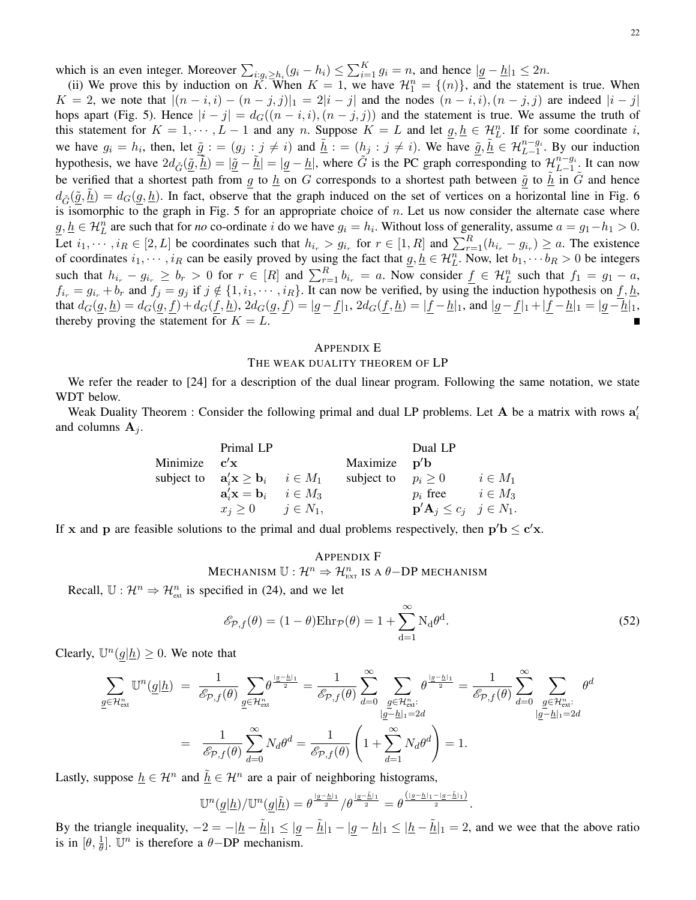which is an even integer. Moreover $\sum_{i:g_i \geq h_i}(g_i - h_i) \leq \sum_{i=1}^{K} g_i = n$, and hence $|\underline{g} - \underline{h}|_1 \leq 2n$.

(ii) We prove this by induction on $K$. When $K = 1$, we have $\mathcal{H}_1^n = \{(n)\}$, and the statement is true. When $K = 2$, we note that $|(n-i,i) - (n-j,j)|_1 = 2|i-j|$ and the nodes $(n-i,i), (n-j,j)$ are indeed $|i-j|$ hops apart (Fig. 5). Hence $|i-j| = d_G((n-i,i),(n-j,j))$ and the statement is true. We assume the truth of this statement for $K = 1, \cdots, L-1$ and any $n$. Suppose $K = L$ and let $\underline{g}, \underline{h} \in \mathcal{H}_L^n$. If for some coordinate $i$, we have $g_i = h_i$, then, let $\underline{\tilde{g}} := (g_j : j \neq i)$ and $\underline{\tilde{h}} := (h_j : j \neq i)$. We have $\underline{\tilde{g}}, \underline{\tilde{h}} \in \mathcal{H}_{L-1}^{n-g_i}$. By our induction hypothesis, we have $2d_{\tilde{G}}(\underline{\tilde{g}}, \underline{\tilde{h}}) = |\underline{\tilde{g}} - \underline{\tilde{h}}| = |\underline{g} - \underline{h}|$, where $\tilde{G}$ is the PC graph corresponding to $\mathcal{H}_{L-1}^{n-g_i}$. It can now be verified that a shortest path from $\underline{g}$ to $\underline{h}$ on $G$ corresponds to a shortest path between $\underline{\tilde{g}}$ to $\underline{\tilde{h}}$ in $\tilde{G}$ and hence $d_{\tilde{G}}(\underline{\tilde{g}}, \underline{\tilde{h}}) = d_G(\underline{g}, \underline{h})$. In fact, observe that the graph induced on the set of vertices on a horizontal line in Fig. 6 is isomorphic to the graph in Fig. 5 for an appropriate choice of $n$. Let us now consider the alternate case where $\underline{g}, \underline{h} \in \mathcal{H}_L^n$ are such that for *no* co-ordinate $i$ do we have $g_i = h_i$. Without loss of generality, assume $a = g_1 - h_1 > 0$. Let $i_1, \cdots, i_R \in [2, L]$ be coordinates such that $h_{i_r} > g_{i_r}$ for $r \in [1, R]$ and $\sum_{r=1}^{R}(h_{i_r} - g_{i_r}) \geq a$. The existence of coordinates $i_1, \cdots, i_R$ can be easily proved by using the fact that $\underline{g}, \underline{h} \in \mathcal{H}_L^n$. Now, let $b_1, \cdots b_R > 0$ be integers such that $h_{i_r} - g_{i_r} \geq b_r > 0$ for $r \in [R]$ and $\sum_{r=1}^{R} b_{i_r} = a$. Now consider $\underline{f} \in \mathcal{H}_L^n$ such that $f_1 = g_1 - a$, $f_{i_r} = g_{i_r} + b_r$ and $f_j = g_j$ if $j \notin \{1, i_1, \cdots, i_R\}$. It can now be verified, by using the induction hypothesis on $\underline{f}, \underline{h}$, that $d_G(\underline{g}, \underline{h}) = d_G(\underline{g}, \underline{f}) + d_G(\underline{f}, \underline{h})$, $2d_G(\underline{g}, \underline{f}) = |\underline{g} - \underline{f}|_1$, $2d_G(\underline{f}, \underline{h}) = |\underline{f} - \underline{h}|_1$, and $|\underline{g} - \underline{f}|_1 + |\underline{f} - \underline{h}|_1 = |\underline{g} - \underline{h}|_1$, thereby proving the statement for $K = L$. ∎

## Appendix E
## The Weak Duality Theorem of LP

We refer the reader to [24] for a description of the dual linear program. Following the same notation, we state WDT below.

Weak Duality Theorem : Consider the following primal and dual LP problems. Let $\mathbf{A}$ be a matrix with rows $\mathbf{a}_i'$ and columns $\mathbf{A}_j$.

| | Primal LP | | | Dual LP | |
|---|---|---|---|---|---|
| Minimize | $\mathbf{c}'\mathbf{x}$ | | Maximize | $\mathbf{p}'\mathbf{b}$ | |
| subject to | $\mathbf{a}_i'\mathbf{x} \geq \mathbf{b}_i$ | $i \in M_1$ | subject to | $p_i \geq 0$ | $i \in M_1$ |
| | $\mathbf{a}_i'\mathbf{x} = \mathbf{b}_i$ | $i \in M_3$ | | $p_i$ free | $i \in M_3$ |
| | $x_j \geq 0$ | $j \in N_1$, | | $\mathbf{p}'\mathbf{A}_j \leq c_j$ | $j \in N_1$. |

If $\mathbf{x}$ and $\mathbf{p}$ are feasible solutions to the primal and dual problems respectively, then $\mathbf{p}'\mathbf{b} \leq \mathbf{c}'\mathbf{x}$.

## Appendix F
## Mechanism $\mathbb{U} : \mathcal{H}^n \Rightarrow \mathcal{H}_{\text{ext}}^n$ is a $\theta-$DP mechanism

Recall, $\mathbb{U} : \mathcal{H}^n \Rightarrow \mathcal{H}_{\text{ext}}^n$ is specified in (24), and we let

$$\mathscr{E}_{\mathcal{P},f}(\theta) = (1-\theta)\text{Ehr}_{\mathcal{P}}(\theta) = 1 + \sum_{\text{d}=1}^{\infty} \text{N}_{\text{d}}\theta^{\text{d}}. \tag{52}$$

Clearly, $\mathbb{U}^n(\underline{g}|\underline{h}) \geq 0$. We note that

$$\begin{aligned}
\sum_{\underline{g} \in \mathcal{H}_{\text{ext}}^n} \mathbb{U}^n(\underline{g}|\underline{h}) &= \frac{1}{\mathscr{E}_{\mathcal{P},f}(\theta)} \sum_{\underline{g} \in \mathcal{H}_{\text{ext}}^n} \theta^{\frac{|\underline{g}-\underline{h}|_1}{2}} = \frac{1}{\mathscr{E}_{\mathcal{P},f}(\theta)} \sum_{d=0}^{\infty} \sum_{\substack{\underline{g} \in \mathcal{H}_{\text{ext}}^n: \\ |\underline{g}-\underline{h}|_1 = 2d}} \theta^{\frac{|\underline{g}-\underline{h}|_1}{2}} = \frac{1}{\mathscr{E}_{\mathcal{P},f}(\theta)} \sum_{d=0}^{\infty} \sum_{\substack{\underline{g} \in \mathcal{H}_{\text{ext}}^n: \\ |\underline{g}-\underline{h}|_1 = 2d}} \theta^d \\
&= \frac{1}{\mathscr{E}_{\mathcal{P},f}(\theta)} \sum_{d=0}^{\infty} N_d \theta^d = \frac{1}{\mathscr{E}_{\mathcal{P},f}(\theta)} \left(1 + \sum_{d=1}^{\infty} N_d \theta^d\right) = 1.
\end{aligned}$$

Lastly, suppose $\underline{h} \in \mathcal{H}^n$ and $\underline{\tilde{h}} \in \mathcal{H}^n$ are a pair of neighboring histograms,

$$\mathbb{U}^n(\underline{g}|\underline{h}) / \mathbb{U}^n(\underline{g}|\underline{\tilde{h}}) = \theta^{\frac{|\underline{g}-\underline{h}|_1}{2}} / \theta^{\frac{|\underline{g}-\underline{\tilde{h}}|_1}{2}} = \theta^{\frac{\left(|\underline{g}-\underline{h}|_1 - |\underline{g}-\underline{\tilde{h}}|_1\right)}{2}}.$$

By the triangle inequality, $-2 = -|\underline{h} - \underline{\tilde{h}}|_1 \leq |\underline{g} - \underline{\tilde{h}}|_1 - |\underline{g} - \underline{h}|_1 \leq |\underline{h} - \underline{\tilde{h}}|_1 = 2$, and we wee that the above ratio is in $[\theta, \frac{1}{\theta}]$. $\mathbb{U}^n$ is therefore a $\theta-$DP mechanism.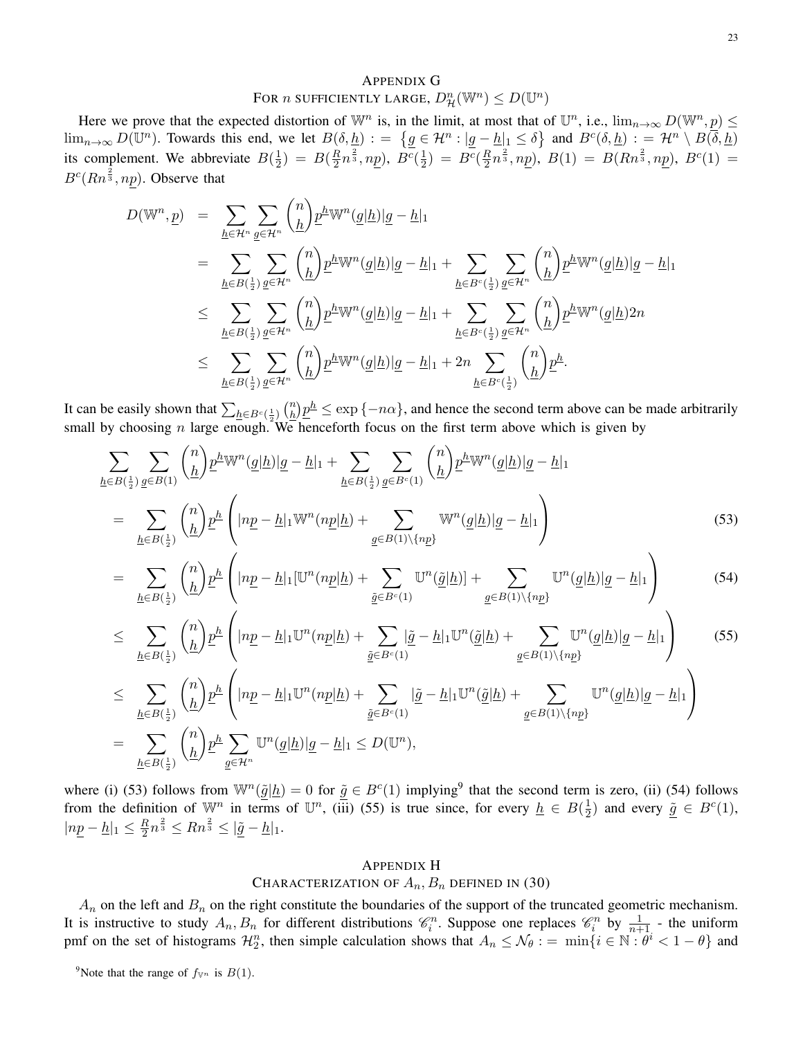## Appendix G
## For $n$ sufficiently large, $D^n_{\mathcal{H}}(\mathbb{W}^n) \leq D(\mathbb{U}^n)$

Here we prove that the expected distortion of $\mathbb{W}^n$ is, in the limit, at most that of $\mathbb{U}^n$, i.e., $\lim_{n\to\infty} D(\mathbb{W}^n, \underline{p}) \leq \lim_{n\to\infty} D(\mathbb{U}^n)$. Towards this end, we let $B(\delta, \underline{h}) := \left\{\underline{g} \in \mathcal{H}^n : |\underline{g} - \underline{h}|_1 \leq \delta\right\}$ and $B^c(\delta, \underline{h}) := \mathcal{H}^n \setminus B(\delta, \underline{h})$ its complement. We abbreviate $B(\frac{1}{2}) = B(\frac{R}{2}n^{\frac{2}{3}}, n\underline{p})$, $B^c(\frac{1}{2}) = B^c(\frac{R}{2}n^{\frac{2}{3}}, n\underline{p})$, $B(1) = B(Rn^{\frac{2}{3}}, n\underline{p})$, $B^c(1) = B^c(Rn^{\frac{2}{3}}, n\underline{p})$. Observe that

$$
\begin{aligned}
D(\mathbb{W}^n, \underline{p}) &= \sum_{\underline{h}\in\mathcal{H}^n}\sum_{\underline{g}\in\mathcal{H}^n}\binom{n}{\underline{h}}\underline{p}^{\underline{h}}\mathbb{W}^n(\underline{g}|\underline{h})|\underline{g}-\underline{h}|_1 \\
&= \sum_{\underline{h}\in B(\frac{1}{2})}\sum_{\underline{g}\in\mathcal{H}^n}\binom{n}{\underline{h}}\underline{p}^{\underline{h}}\mathbb{W}^n(\underline{g}|\underline{h})|\underline{g}-\underline{h}|_1 + \sum_{\underline{h}\in B^c(\frac{1}{2})}\sum_{\underline{g}\in\mathcal{H}^n}\binom{n}{\underline{h}}\underline{p}^{\underline{h}}\mathbb{W}^n(\underline{g}|\underline{h})|\underline{g}-\underline{h}|_1 \\
&\leq \sum_{\underline{h}\in B(\frac{1}{2})}\sum_{\underline{g}\in\mathcal{H}^n}\binom{n}{\underline{h}}\underline{p}^{\underline{h}}\mathbb{W}^n(\underline{g}|\underline{h})|\underline{g}-\underline{h}|_1 + \sum_{\underline{h}\in B^c(\frac{1}{2})}\sum_{\underline{g}\in\mathcal{H}^n}\binom{n}{\underline{h}}\underline{p}^{\underline{h}}\mathbb{W}^n(\underline{g}|\underline{h})2n \\
&\leq \sum_{\underline{h}\in B(\frac{1}{2})}\sum_{\underline{g}\in\mathcal{H}^n}\binom{n}{\underline{h}}\underline{p}^{\underline{h}}\mathbb{W}^n(\underline{g}|\underline{h})|\underline{g}-\underline{h}|_1 + 2n\sum_{\underline{h}\in B^c(\frac{1}{2})}\binom{n}{\underline{h}}\underline{p}^{\underline{h}}.
\end{aligned}
$$

It can be easily shown that $\sum_{\underline{h}\in B^c(\frac{1}{2})}\binom{n}{\underline{h}}\underline{p}^{\underline{h}} \leq \exp\{-n\alpha\}$, and hence the second term above can be made arbitrarily small by choosing $n$ large enough. We henceforth focus on the first term above which is given by

$$
\begin{aligned}
&\sum_{\underline{h}\in B(\frac{1}{2})}\sum_{\underline{g}\in B(1)}\binom{n}{\underline{h}}\underline{p}^{\underline{h}}\mathbb{W}^n(\underline{g}|\underline{h})|\underline{g}-\underline{h}|_1 + \sum_{\underline{h}\in B(\frac{1}{2})}\sum_{\underline{g}\in B^c(1)}\binom{n}{\underline{h}}\underline{p}^{\underline{h}}\mathbb{W}^n(\underline{g}|\underline{h})|\underline{g}-\underline{h}|_1 \\
&= \sum_{\underline{h}\in B(\frac{1}{2})}\binom{n}{\underline{h}}\underline{p}^{\underline{h}}\left(|n\underline{p}-\underline{h}|_1\mathbb{W}^n(n\underline{p}|\underline{h}) + \sum_{\underline{g}\in B(1)\setminus\{n\underline{p}\}}\mathbb{W}^n(\underline{g}|\underline{h})|\underline{g}-\underline{h}|_1\right) \qquad (53)\\
&= \sum_{\underline{h}\in B(\frac{1}{2})}\binom{n}{\underline{h}}\underline{p}^{\underline{h}}\left(|n\underline{p}-\underline{h}|_1[\mathbb{U}^n(n\underline{p}|\underline{h}) + \sum_{\underline{\tilde{g}}\in B^c(1)}\mathbb{U}^n(\underline{\tilde{g}}|\underline{h})] + \sum_{\underline{g}\in B(1)\setminus\{n\underline{p}\}}\mathbb{U}^n(\underline{g}|\underline{h})|\underline{g}-\underline{h}|_1\right) \qquad (54)\\
&\leq \sum_{\underline{h}\in B(\frac{1}{2})}\binom{n}{\underline{h}}\underline{p}^{\underline{h}}\left(|n\underline{p}-\underline{h}|_1\mathbb{U}^n(n\underline{p}|\underline{h}) + \sum_{\underline{\tilde{g}}\in B^c(1)}|\underline{\tilde{g}}-\underline{h}|_1\mathbb{U}^n(\underline{\tilde{g}}|\underline{h}) + \sum_{\underline{g}\in B(1)\setminus\{n\underline{p}\}}\mathbb{U}^n(\underline{g}|\underline{h})|\underline{g}-\underline{h}|_1\right) \qquad (55)\\
&\leq \sum_{\underline{h}\in B(\frac{1}{2})}\binom{n}{\underline{h}}\underline{p}^{\underline{h}}\left(|n\underline{p}-\underline{h}|_1\mathbb{U}^n(n\underline{p}|\underline{h}) + \sum_{\underline{\tilde{g}}\in B^c(1)}|\underline{\tilde{g}}-\underline{h}|_1\mathbb{U}^n(\underline{\tilde{g}}|\underline{h}) + \sum_{\underline{g}\in B(1)\setminus\{n\underline{p}\}}\mathbb{U}^n(\underline{g}|\underline{h})|\underline{g}-\underline{h}|_1\right) \\
&= \sum_{\underline{h}\in B(\frac{1}{2})}\binom{n}{\underline{h}}\underline{p}^{\underline{h}}\sum_{\underline{g}\in\mathcal{H}^n}\mathbb{U}^n(\underline{g}|\underline{h})|\underline{g}-\underline{h}|_1 \leq D(\mathbb{U}^n),
\end{aligned}
$$

where (i) (53) follows from $\mathbb{W}^n(\underline{\tilde{g}}|\underline{h}) = 0$ for $\underline{\tilde{g}} \in B^c(1)$ implying[9] that the second term is zero, (ii) (54) follows from the definition of $\mathbb{W}^n$ in terms of $\mathbb{U}^n$, (iii) (55) is true since, for every $\underline{h} \in B(\frac{1}{2})$ and every $\underline{\tilde{g}} \in B^c(1)$, $|n\underline{p} - \underline{h}|_1 \leq \frac{R}{2}n^{\frac{2}{3}} \leq Rn^{\frac{2}{3}} \leq |\underline{\tilde{g}} - \underline{h}|_1$.

## Appendix H
## Characterization of $A_n, B_n$ defined in (30)

$A_n$ on the left and $B_n$ on the right constitute the boundaries of the support of the truncated geometric mechanism. It is instructive to study $A_n, B_n$ for different distributions $\mathscr{C}_i^n$. Suppose one replaces $\mathscr{C}_i^n$ by $\frac{1}{n+1}$ - the uniform pmf on the set of histograms $\mathcal{H}_2^n$, then simple calculation shows that $A_n \leq \mathcal{N}_\theta := \min\{i \in \mathbb{N} : \theta^i < 1 - \theta\}$ and

[9] Note that the range of $f_{\mathbb{V}^n}$ is $B(1)$.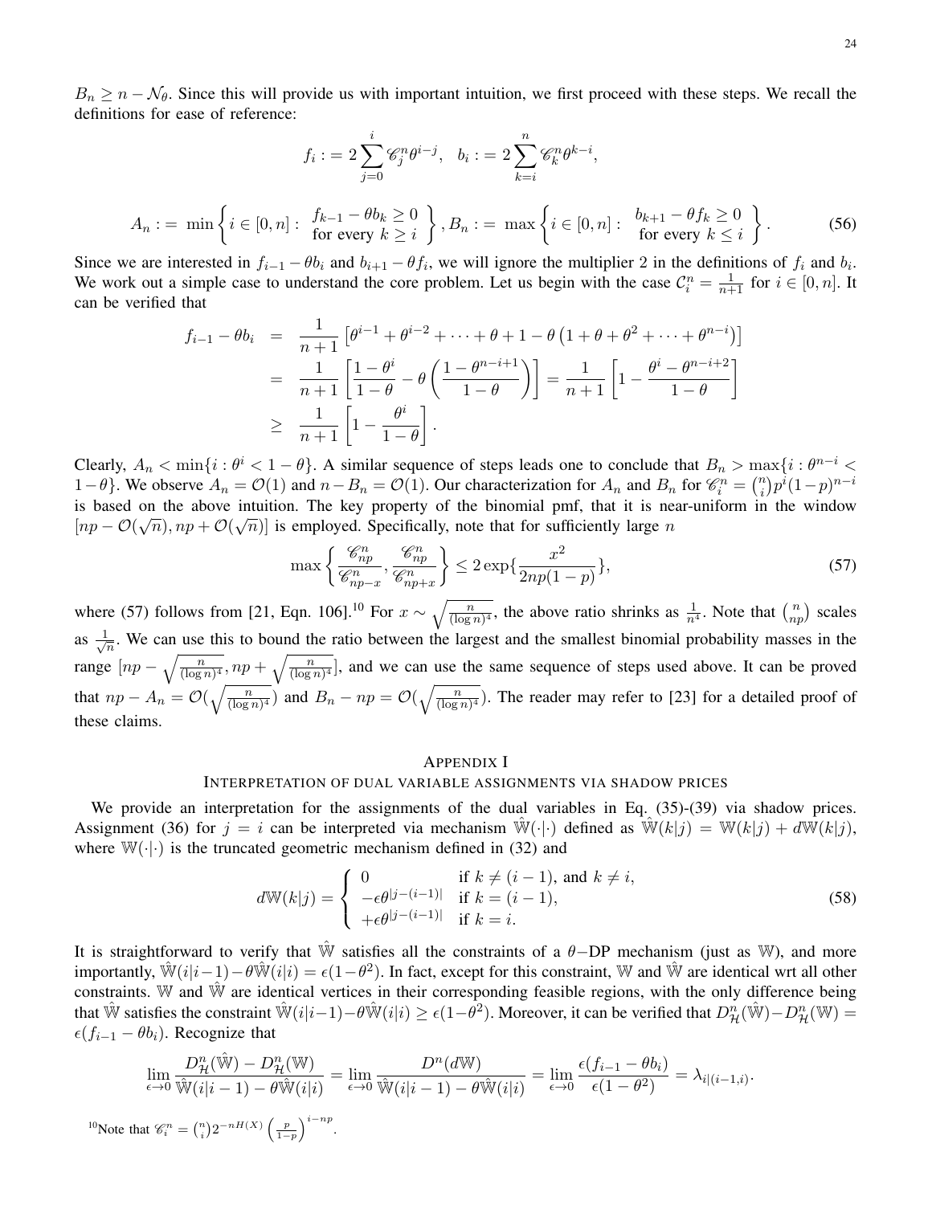$B_n \geq n - \mathcal{N}_\theta$. Since this will provide us with important intuition, we first proceed with these steps. We recall the definitions for ease of reference:

$$f_i := 2\sum_{j=0}^{i} \mathscr{C}_j^n \theta^{i-j}, \quad b_i := 2\sum_{k=i}^{n} \mathscr{C}_k^n \theta^{k-i},$$

$$A_n := \min\left\{ i \in [0,n] : \begin{array}{c} f_{k-1} - \theta b_k \geq 0 \\ \text{for every } k \geq i \end{array} \right\}, B_n := \max\left\{ i \in [0,n] : \begin{array}{c} b_{k+1} - \theta f_k \geq 0 \\ \text{for every } k \leq i \end{array} \right\}. \tag{56}$$

Since we are interested in $f_{i-1} - \theta b_i$ and $b_{i+1} - \theta f_i$, we will ignore the multiplier 2 in the definitions of $f_i$ and $b_i$. We work out a simple case to understand the core problem. Let us begin with the case $\mathcal{C}_i^n = \frac{1}{n+1}$ for $i \in [0,n]$. It can be verified that

$$\begin{aligned}
f_{i-1} - \theta b_i &= \frac{1}{n+1}\left[\theta^{i-1} + \theta^{i-2} + \cdots + \theta + 1 - \theta\left(1 + \theta + \theta^2 + \cdots + \theta^{n-i}\right)\right] \\
&= \frac{1}{n+1}\left[\frac{1-\theta^i}{1-\theta} - \theta\left(\frac{1-\theta^{n-i+1}}{1-\theta}\right)\right] = \frac{1}{n+1}\left[1 - \frac{\theta^i - \theta^{n-i+2}}{1-\theta}\right] \\
&\geq \frac{1}{n+1}\left[1 - \frac{\theta^i}{1-\theta}\right].
\end{aligned}$$

Clearly, $A_n < \min\{i : \theta^i < 1-\theta\}$. A similar sequence of steps leads one to conclude that $B_n > \max\{i : \theta^{n-i} < 1-\theta\}$. We observe $A_n = \mathcal{O}(1)$ and $n - B_n = \mathcal{O}(1)$. Our characterization for $A_n$ and $B_n$ for $\mathscr{C}_i^n = \binom{n}{i} p^i (1-p)^{n-i}$ is based on the above intuition. The key property of the binomial pmf, that it is near-uniform in the window $[np - \mathcal{O}(\sqrt{n}), np + \mathcal{O}(\sqrt{n})]$ is employed. Specifically, note that for sufficiently large $n$

$$\max\left\{ \frac{\mathscr{C}_{np}^n}{\mathscr{C}_{np-x}^n}, \frac{\mathscr{C}_{np}^n}{\mathscr{C}_{np+x}^n} \right\} \leq 2\exp\{\frac{x^2}{2np(1-p)}\}, \tag{57}$$

where (57) follows from [21, Eqn. 106].[10] For $x \sim \sqrt{\frac{n}{(\log n)^4}}$, the above ratio shrinks as $\frac{1}{n^4}$. Note that $\binom{n}{np}$ scales as $\frac{1}{\sqrt{n}}$. We can use this to bound the ratio between the largest and the smallest binomial probability masses in the range $[np - \sqrt{\frac{n}{(\log n)^4}}, np + \sqrt{\frac{n}{(\log n)^4}}]$, and we can use the same sequence of steps used above. It can be proved that $np - A_n = \mathcal{O}(\sqrt{\frac{n}{(\log n)^4}})$ and $B_n - np = \mathcal{O}(\sqrt{\frac{n}{(\log n)^4}})$. The reader may refer to [23] for a detailed proof of these claims.

## Appendix I
### Interpretation of dual variable assignments via shadow prices

We provide an interpretation for the assignments of the dual variables in Eq. (35)-(39) via shadow prices. Assignment (36) for $j = i$ can be interpreted via mechanism $\hat{\mathbb{W}}(\cdot|\cdot)$ defined as $\hat{\mathbb{W}}(k|j) = \mathbb{W}(k|j) + d\mathbb{W}(k|j)$, where $\mathbb{W}(\cdot|\cdot)$ is the truncated geometric mechanism defined in (32) and

$$d\mathbb{W}(k|j) = \begin{cases} 0 & \text{if } k \neq (i-1), \text{ and } k \neq i, \\ -\epsilon\theta^{|j-(i-1)|} & \text{if } k = (i-1), \\ +\epsilon\theta^{|j-(i-1)|} & \text{if } k = i. \end{cases} \tag{58}$$

It is straightforward to verify that $\hat{\mathbb{W}}$ satisfies all the constraints of a $\theta-$DP mechanism (just as $\mathbb{W}$), and more importantly, $\hat{\mathbb{W}}(i|i-1) - \theta\hat{\mathbb{W}}(i|i) = \epsilon(1-\theta^2)$. In fact, except for this constraint, $\mathbb{W}$ and $\hat{\mathbb{W}}$ are identical wrt all other constraints. $\mathbb{W}$ and $\hat{\mathbb{W}}$ are identical vertices in their corresponding feasible regions, with the only difference being that $\hat{\mathbb{W}}$ satisfies the constraint $\hat{\mathbb{W}}(i|i-1) - \theta\hat{\mathbb{W}}(i|i) \geq \epsilon(1-\theta^2)$. Moreover, it can be verified that $D_{\mathcal{H}}^n(\hat{\mathbb{W}}) - D_{\mathcal{H}}^n(\mathbb{W}) = \epsilon(f_{i-1} - \theta b_i)$. Recognize that

$$\lim_{\epsilon \to 0} \frac{D_{\mathcal{H}}^n(\hat{\mathbb{W}}) - D_{\mathcal{H}}^n(\mathbb{W})}{\hat{\mathbb{W}}(i|i-1) - \theta\hat{\mathbb{W}}(i|i)} = \lim_{\epsilon \to 0} \frac{D^n(d\mathbb{W})}{\hat{\mathbb{W}}(i|i-1) - \theta\hat{\mathbb{W}}(i|i)} = \lim_{\epsilon \to 0} \frac{\epsilon(f_{i-1} - \theta b_i)}{\epsilon(1-\theta^2)} = \lambda_{i|(i-1,i)}.$$

[10] Note that $\mathscr{C}_i^n = \binom{n}{i} 2^{-nH(X)} \left(\frac{p}{1-p}\right)^{i-np}$.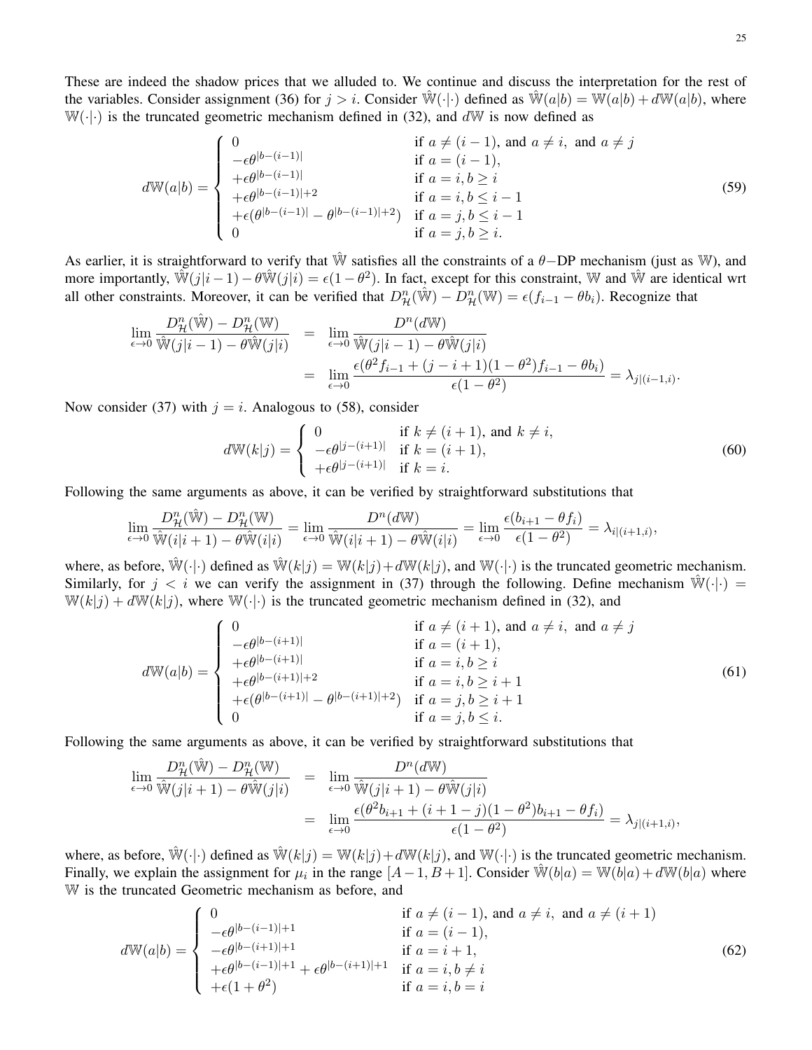These are indeed the shadow prices that we alluded to. We continue and discuss the interpretation for the rest of the variables. Consider assignment (36) for $j > i$. Consider $\hat{\mathbb{W}}(\cdot|\cdot)$ defined as $\hat{\mathbb{W}}(a|b) = \mathbb{W}(a|b) + d\mathbb{W}(a|b)$, where $\mathbb{W}(\cdot|\cdot)$ is the truncated geometric mechanism defined in (32), and $d\mathbb{W}$ is now defined as

$$
d\mathbb{W}(a|b) = \begin{cases} 0 & \text{if } a \neq (i-1), \text{ and } a \neq i, \text{ and } a \neq j \\ -\epsilon\theta^{|b-(i-1)|} & \text{if } a = (i-1), \\ +\epsilon\theta^{|b-(i-1)|} & \text{if } a = i, b \geq i \\ +\epsilon\theta^{|b-(i-1)|+2} & \text{if } a = i, b \leq i-1 \\ +\epsilon(\theta^{|b-(i-1)|} - \theta^{|b-(i-1)|+2}) & \text{if } a = j, b \leq i-1 \\ 0 & \text{if } a = j, b \geq i. \end{cases} \tag{59}
$$

As earlier, it is straightforward to verify that $\hat{\mathbb{W}}$ satisfies all the constraints of a $\theta-$DP mechanism (just as $\mathbb{W}$), and more importantly, $\hat{\mathbb{W}}(j|i-1) - \theta\hat{\mathbb{W}}(j|i) = \epsilon(1-\theta^2)$. In fact, except for this constraint, $\mathbb{W}$ and $\hat{\mathbb{W}}$ are identical wrt all other constraints. Moreover, it can be verified that $D^n_{\mathcal{H}}(\hat{\mathbb{W}}) - D^n_{\mathcal{H}}(\mathbb{W}) = \epsilon(f_{i-1} - \theta b_i)$. Recognize that

$$
\begin{aligned}
\lim_{\epsilon \to 0} \frac{D^n_{\mathcal{H}}(\hat{\mathbb{W}}) - D^n_{\mathcal{H}}(\mathbb{W})}{\hat{\mathbb{W}}(j|i-1) - \theta\hat{\mathbb{W}}(j|i)} &= \lim_{\epsilon \to 0} \frac{D^n(d\mathbb{W})}{\hat{\mathbb{W}}(j|i-1) - \theta\hat{\mathbb{W}}(j|i)} \\
&= \lim_{\epsilon \to 0} \frac{\epsilon(\theta^2 f_{i-1} + (j-i+1)(1-\theta^2)f_{i-1} - \theta b_i)}{\epsilon(1-\theta^2)} = \lambda_{j|(i-1,i)}.
\end{aligned}
$$

Now consider (37) with $j = i$. Analogous to (58), consider

$$
d\mathbb{W}(k|j) = \begin{cases} 0 & \text{if } k \neq (i+1), \text{ and } k \neq i, \\ -\epsilon\theta^{|j-(i+1)|} & \text{if } k = (i+1), \\ +\epsilon\theta^{|j-(i+1)|} & \text{if } k = i. \end{cases} \tag{60}
$$

Following the same arguments as above, it can be verified by straightforward substitutions that

$$
\lim_{\epsilon \to 0} \frac{D^n_{\mathcal{H}}(\hat{\mathbb{W}}) - D^n_{\mathcal{H}}(\mathbb{W})}{\hat{\mathbb{W}}(i|i+1) - \theta\hat{\mathbb{W}}(i|i)} = \lim_{\epsilon \to 0} \frac{D^n(d\mathbb{W})}{\hat{\mathbb{W}}(i|i+1) - \theta\hat{\mathbb{W}}(i|i)} = \lim_{\epsilon \to 0} \frac{\epsilon(b_{i+1} - \theta f_i)}{\epsilon(1-\theta^2)} = \lambda_{i|(i+1,i)},
$$

where, as before, $\hat{\mathbb{W}}(\cdot|\cdot)$ defined as $\hat{\mathbb{W}}(k|j) = \mathbb{W}(k|j) + d\mathbb{W}(k|j)$, and $\mathbb{W}(\cdot|\cdot)$ is the truncated geometric mechanism. Similarly, for $j < i$ we can verify the assignment in (37) through the following. Define mechanism $\hat{\mathbb{W}}(\cdot|\cdot) = \mathbb{W}(k|j) + d\mathbb{W}(k|j)$, where $\mathbb{W}(\cdot|\cdot)$ is the truncated geometric mechanism defined in (32), and

$$
d\mathbb{W}(a|b) = \begin{cases} 0 & \text{if } a \neq (i+1), \text{ and } a \neq i, \text{ and } a \neq j \\ -\epsilon\theta^{|b-(i+1)|} & \text{if } a = (i+1), \\ +\epsilon\theta^{|b-(i+1)|} & \text{if } a = i, b \geq i \\ +\epsilon\theta^{|b-(i+1)|+2} & \text{if } a = i, b \geq i+1 \\ +\epsilon(\theta^{|b-(i+1)|} - \theta^{|b-(i+1)|+2}) & \text{if } a = j, b \geq i+1 \\ 0 & \text{if } a = j, b \leq i. \end{cases} \tag{61}
$$

Following the same arguments as above, it can be verified by straightforward substitutions that

$$
\begin{aligned}
\lim_{\epsilon \to 0} \frac{D^n_{\mathcal{H}}(\hat{\mathbb{W}}) - D^n_{\mathcal{H}}(\mathbb{W})}{\hat{\mathbb{W}}(j|i+1) - \theta\hat{\mathbb{W}}(j|i)} &= \lim_{\epsilon \to 0} \frac{D^n(d\mathbb{W})}{\hat{\mathbb{W}}(j|i+1) - \theta\hat{\mathbb{W}}(j|i)} \\
&= \lim_{\epsilon \to 0} \frac{\epsilon(\theta^2 b_{i+1} + (i+1-j)(1-\theta^2)b_{i+1} - \theta f_i)}{\epsilon(1-\theta^2)} = \lambda_{j|(i+1,i)},
\end{aligned}
$$

where, as before, $\hat{\mathbb{W}}(\cdot|\cdot)$ defined as $\hat{\mathbb{W}}(k|j) = \mathbb{W}(k|j) + d\mathbb{W}(k|j)$, and $\mathbb{W}(\cdot|\cdot)$ is the truncated geometric mechanism. Finally, we explain the assignment for $\mu_i$ in the range $[A-1, B+1]$. Consider $\hat{\mathbb{W}}(b|a) = \mathbb{W}(b|a) + d\mathbb{W}(b|a)$ where $\mathbb{W}$ is the truncated Geometric mechanism as before, and

$$
d\mathbb{W}(a|b) = \begin{cases} 0 & \text{if } a \neq (i-1), \text{ and } a \neq i, \text{ and } a \neq (i+1) \\ -\epsilon\theta^{|b-(i-1)|+1} & \text{if } a = (i-1), \\ -\epsilon\theta^{|b-(i+1)|+1} & \text{if } a = i+1, \\ +\epsilon\theta^{|b-(i-1)|+1} + \epsilon\theta^{|b-(i+1)|+1} & \text{if } a = i, b \neq i \\ +\epsilon(1+\theta^2) & \text{if } a = i, b = i \end{cases} \tag{62}
$$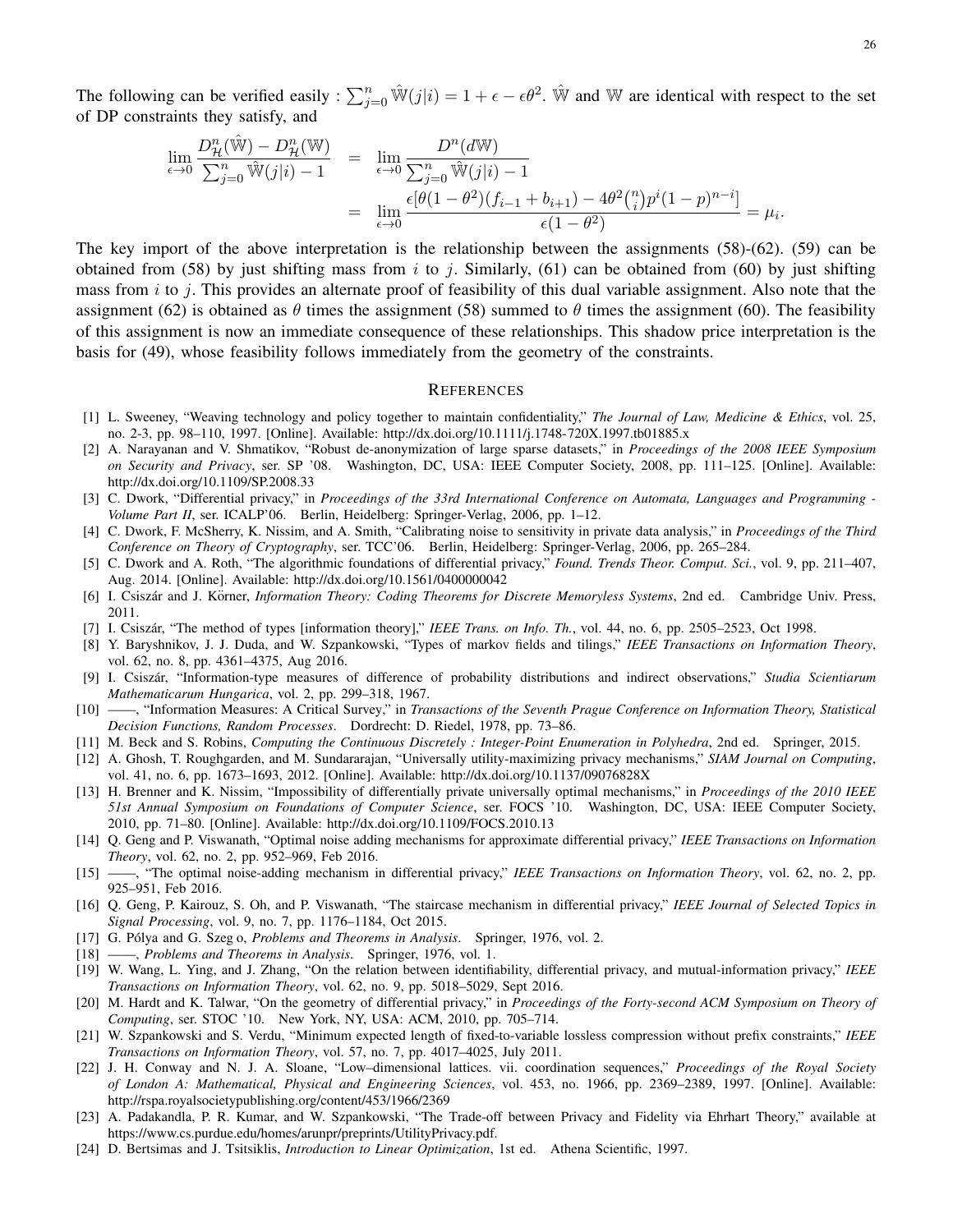The following can be verified easily : $\sum_{j=0}^{n} \hat{\mathbb{W}}(j|i) = 1 + \epsilon - \epsilon\theta^2$. $\hat{\mathbb{W}}$ and $\mathbb{W}$ are identical with respect to the set of DP constraints they satisfy, and

$$
\begin{aligned}
\lim_{\epsilon \to 0} \frac{D_{\mathcal{H}}^{n}(\hat{\mathbb{W}}) - D_{\mathcal{H}}^{n}(\mathbb{W})}{\sum_{j=0}^{n} \hat{\mathbb{W}}(j|i) - 1} &= \lim_{\epsilon \to 0} \frac{D^{n}(d\mathbb{W})}{\sum_{j=0}^{n} \hat{\mathbb{W}}(j|i) - 1} \\
&= \lim_{\epsilon \to 0} \frac{\epsilon[\theta(1-\theta^2)(f_{i-1} + b_{i+1}) - 4\theta^2 \binom{n}{i} p^i (1-p)^{n-i}]}{\epsilon(1-\theta^2)} = \mu_i.
\end{aligned}
$$

The key import of the above interpretation is the relationship between the assignments (58)-(62). (59) can be obtained from (58) by just shifting mass from $i$ to $j$. Similarly, (61) can be obtained from (60) by just shifting mass from $i$ to $j$. This provides an alternate proof of feasibility of this dual variable assignment. Also note that the assignment (62) is obtained as $\theta$ times the assignment (58) summed to $\theta$ times the assignment (60). The feasibility of this assignment is now an immediate consequence of these relationships. This shadow price interpretation is the basis for (49), whose feasibility follows immediately from the geometry of the constraints.

## References

[1] L. Sweeney, "Weaving technology and policy together to maintain confidentiality," *The Journal of Law, Medicine & Ethics*, vol. 25, no. 2-3, pp. 98–110, 1997. [Online]. Available: http://dx.doi.org/10.1111/j.1748-720X.1997.tb01885.x

[2] A. Narayanan and V. Shmatikov, "Robust de-anonymization of large sparse datasets," in *Proceedings of the 2008 IEEE Symposium on Security and Privacy*, ser. SP '08. Washington, DC, USA: IEEE Computer Society, 2008, pp. 111–125. [Online]. Available: http://dx.doi.org/10.1109/SP.2008.33

[3] C. Dwork, "Differential privacy," in *Proceedings of the 33rd International Conference on Automata, Languages and Programming - Volume Part II*, ser. ICALP'06. Berlin, Heidelberg: Springer-Verlag, 2006, pp. 1–12.

[4] C. Dwork, F. McSherry, K. Nissim, and A. Smith, "Calibrating noise to sensitivity in private data analysis," in *Proceedings of the Third Conference on Theory of Cryptography*, ser. TCC'06. Berlin, Heidelberg: Springer-Verlag, 2006, pp. 265–284.

[5] C. Dwork and A. Roth, "The algorithmic foundations of differential privacy," *Found. Trends Theor. Comput. Sci.*, vol. 9, pp. 211–407, Aug. 2014. [Online]. Available: http://dx.doi.org/10.1561/0400000042

[6] I. Csiszár and J. Körner, *Information Theory: Coding Theorems for Discrete Memoryless Systems*, 2nd ed. Cambridge Univ. Press, 2011.

[7] I. Csiszár, "The method of types [information theory]," *IEEE Trans. on Info. Th.*, vol. 44, no. 6, pp. 2505–2523, Oct 1998.

[8] Y. Baryshnikov, J. J. Duda, and W. Szpankowski, "Types of markov fields and tilings," *IEEE Transactions on Information Theory*, vol. 62, no. 8, pp. 4361–4375, Aug 2016.

[9] I. Csiszár, "Information-type measures of difference of probability distributions and indirect observations," *Studia Scientiarum Mathematicarum Hungarica*, vol. 2, pp. 299–318, 1967.

[10] ——, "Information Measures: A Critical Survey," in *Transactions of the Seventh Prague Conference on Information Theory, Statistical Decision Functions, Random Processes*. Dordrecht: D. Riedel, 1978, pp. 73–86.

[11] M. Beck and S. Robins, *Computing the Continuous Discretely : Integer-Point Enumeration in Polyhedra*, 2nd ed. Springer, 2015.

[12] A. Ghosh, T. Roughgarden, and M. Sundararajan, "Universally utility-maximizing privacy mechanisms," *SIAM Journal on Computing*, vol. 41, no. 6, pp. 1673–1693, 2012. [Online]. Available: http://dx.doi.org/10.1137/09076828X

[13] H. Brenner and K. Nissim, "Impossibility of differentially private universally optimal mechanisms," in *Proceedings of the 2010 IEEE 51st Annual Symposium on Foundations of Computer Science*, ser. FOCS '10. Washington, DC, USA: IEEE Computer Society, 2010, pp. 71–80. [Online]. Available: http://dx.doi.org/10.1109/FOCS.2010.13

[14] Q. Geng and P. Viswanath, "Optimal noise adding mechanisms for approximate differential privacy," *IEEE Transactions on Information Theory*, vol. 62, no. 2, pp. 952–969, Feb 2016.

[15] ——, "The optimal noise-adding mechanism in differential privacy," *IEEE Transactions on Information Theory*, vol. 62, no. 2, pp. 925–951, Feb 2016.

[16] Q. Geng, P. Kairouz, S. Oh, and P. Viswanath, "The staircase mechanism in differential privacy," *IEEE Journal of Selected Topics in Signal Processing*, vol. 9, no. 7, pp. 1176–1184, Oct 2015.

[17] G. Pólya and G. Szeg o, *Problems and Theorems in Analysis*. Springer, 1976, vol. 2.

[18] ——, *Problems and Theorems in Analysis*. Springer, 1976, vol. 1.

[19] W. Wang, L. Ying, and J. Zhang, "On the relation between identifiability, differential privacy, and mutual-information privacy," *IEEE Transactions on Information Theory*, vol. 62, no. 9, pp. 5018–5029, Sept 2016.

[20] M. Hardt and K. Talwar, "On the geometry of differential privacy," in *Proceedings of the Forty-second ACM Symposium on Theory of Computing*, ser. STOC '10. New York, NY, USA: ACM, 2010, pp. 705–714.

[21] W. Szpankowski and S. Verdu, "Minimum expected length of fixed-to-variable lossless compression without prefix constraints," *IEEE Transactions on Information Theory*, vol. 57, no. 7, pp. 4017–4025, July 2011.

[22] J. H. Conway and N. J. A. Sloane, "Low–dimensional lattices. vii. coordination sequences," *Proceedings of the Royal Society of London A: Mathematical, Physical and Engineering Sciences*, vol. 453, no. 1966, pp. 2369–2389, 1997. [Online]. Available: http://rspa.royalsocietypublishing.org/content/453/1966/2369

[23] A. Padakandla, P. R. Kumar, and W. Szpankowski, "The Trade-off between Privacy and Fidelity via Ehrhart Theory," available at https://www.cs.purdue.edu/homes/arunpr/preprints/UtilityPrivacy.pdf.

[24] D. Bertsimas and J. Tsitsiklis, *Introduction to Linear Optimization*, 1st ed. Athena Scientific, 1997.